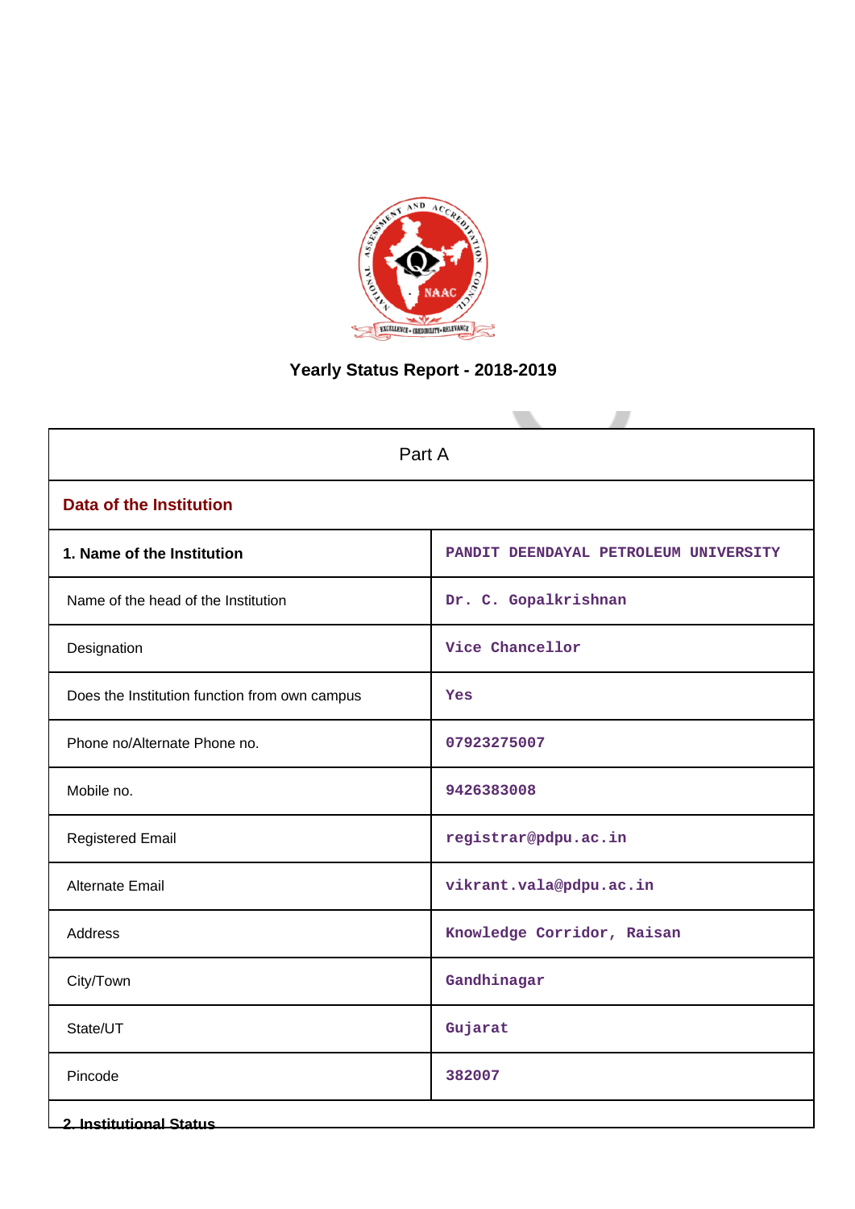# Yearly Status Report - 2018-2019

| Part A | |
|---|---|
| **Data of the Institution** | |
| **1. Name of the Institution** | PANDIT DEENDAYAL PETROLEUM UNIVERSITY |
| Name of the head of the Institution | Dr. C. Gopalkrishnan |
| Designation | Vice Chancellor |
| Does the Institution function from own campus | Yes |
| Phone no/Alternate Phone no. | 07923275007 |
| Mobile no. | 9426383008 |
| Registered Email | registrar@pdpu.ac.in |
| Alternate Email | vikrant.vala@pdpu.ac.in |
| Address | Knowledge Corridor, Raisan |
| City/Town | Gandhinagar |
| State/UT | Gujarat |
| Pincode | 382007 |

**2. Institutional Status**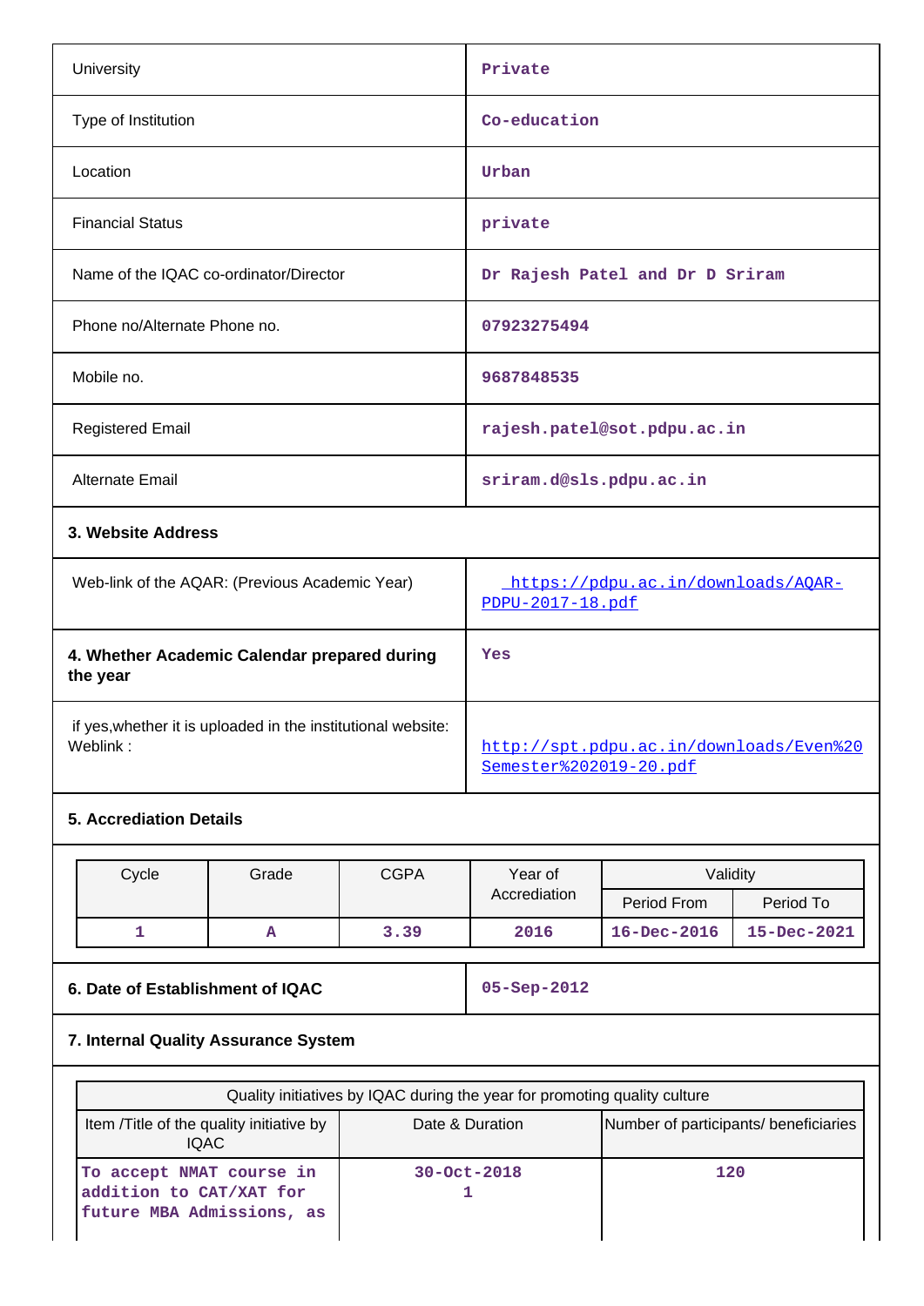| | |
|---|---|
| University | Private |
| Type of Institution | Co-education |
| Location | Urban |
| Financial Status | private |
| Name of the IQAC co-ordinator/Director | Dr Rajesh Patel and Dr D Sriram |
| Phone no/Alternate Phone no. | 07923275494 |
| Mobile no. | 9687848535 |
| Registered Email | rajesh.patel@sot.pdpu.ac.in |
| Alternate Email | sriram.d@sls.pdpu.ac.in |

**3. Website Address**

| | |
|---|---|
| Web-link of the AQAR: (Previous Academic Year) | https://pdpu.ac.in/downloads/AQAR-PDPU-2017-18.pdf |
| **4. Whether Academic Calendar prepared during the year** | Yes |
| if yes,whether it is uploaded in the institutional website: Weblink : | http://spt.pdpu.ac.in/downloads/Even%20Semester%202019-20.pdf |

**5. Accrediation Details**

| Cycle | Grade | CGPA | Year of Accrediation | Validity | |
|---|---|---|---|---|---|
| | | | | Period From | Period To |
| 1 | A | 3.39 | 2016 | 16-Dec-2016 | 15-Dec-2021 |

| | |
|---|---|
| **6. Date of Establishment of IQAC** | 05-Sep-2012 |

**7. Internal Quality Assurance System**

| Quality initiatives by IQAC during the year for promoting quality culture | | |
|---|---|---|
| Item /Title of the quality initiative by IQAC | Date & Duration | Number of participants/ beneficiaries |
| To accept NMAT course in addition to CAT/XAT for future MBA Admissions, as | 30-Oct-2018<br>1 | 120 |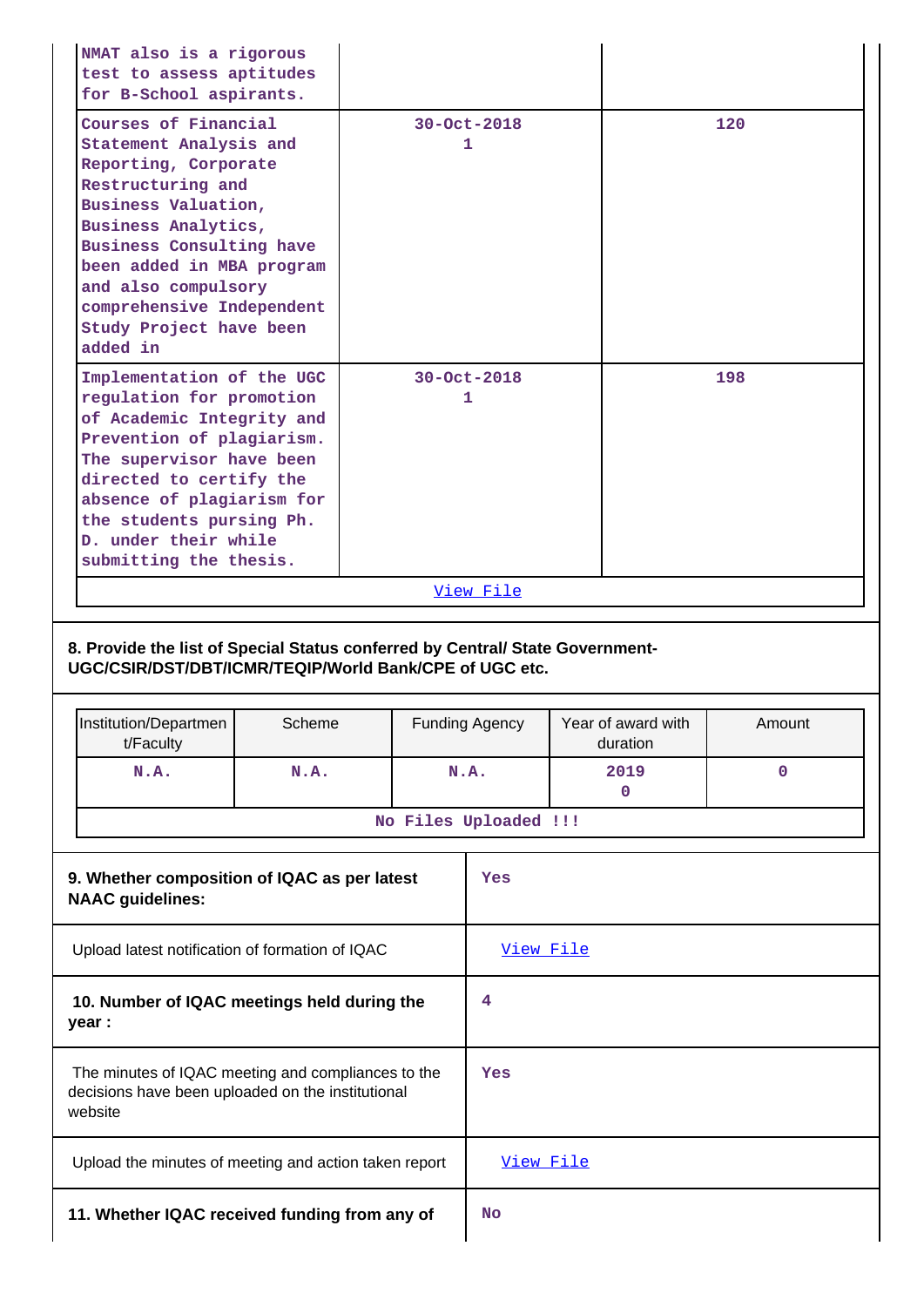| | | |
|---|---|---|
| NMAT also is a rigorous test to assess aptitudes for B-School aspirants. | | |
| Courses of Financial Statement Analysis and Reporting, Corporate Restructuring and Business Valuation, Business Analytics, Business Consulting have been added in MBA program and also compulsory comprehensive Independent Study Project have been added in | 30-Oct-2018<br>1 | 120 |
| Implementation of the UGC regulation for promotion of Academic Integrity and Prevention of plagiarism. The supervisor have been directed to certify the absence of plagiarism for the students pursing Ph. D. under their while submitting the thesis. | 30-Oct-2018<br>1 | 198 |
| View File | | |

**8. Provide the list of Special Status conferred by Central/ State Government-UGC/CSIR/DST/DBT/ICMR/TEQIP/World Bank/CPE of UGC etc.**

| Institution/Department/Faculty | Scheme | Funding Agency | Year of award with duration | Amount |
|---|---|---|---|---|
| N.A. | N.A. | N.A. | 2019<br>0 | 0 |
| No Files Uploaded !!! | | | | |

| | |
|---|---|
| **9. Whether composition of IQAC as per latest NAAC guidelines:** | Yes |
| Upload latest notification of formation of IQAC | View File |
| **10. Number of IQAC meetings held during the year :** | 4 |
| The minutes of IQAC meeting and compliances to the decisions have been uploaded on the institutional website | Yes |
| Upload the minutes of meeting and action taken report | View File |
| **11. Whether IQAC received funding from any of** | No |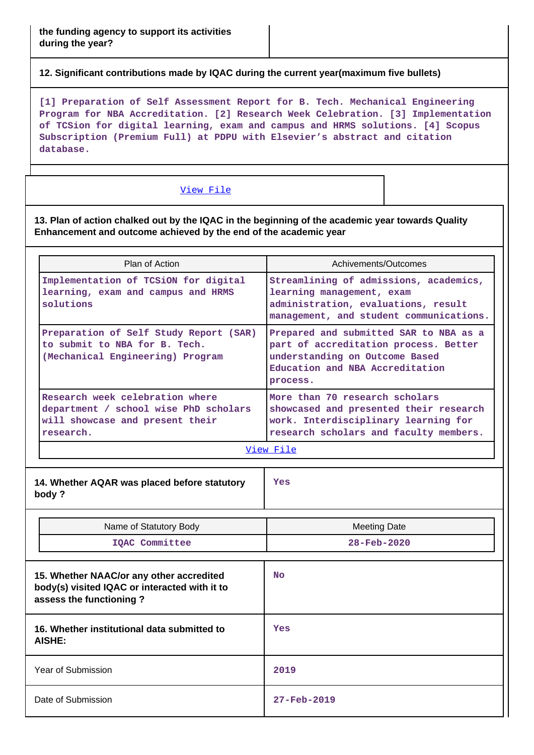| the funding agency to support its activities during the year? | |
|---|---|

**12. Significant contributions made by IQAC during the current year(maximum five bullets)**

[1] Preparation of Self Assessment Report for B. Tech. Mechanical Engineering Program for NBA Accreditation. [2] Research Week Celebration. [3] Implementation of TCSion for digital learning, exam and campus and HRMS solutions. [4] Scopus Subscription (Premium Full) at PDPU with Elsevier's abstract and citation database.

View File

**13. Plan of action chalked out by the IQAC in the beginning of the academic year towards Quality Enhancement and outcome achieved by the end of the academic year**

| Plan of Action | Achivements/Outcomes |
|---|---|
| Implementation of TCSiON for digital learning, exam and campus and HRMS solutions | Streamlining of admissions, academics, learning management, exam administration, evaluations, result management, and student communications. |
| Preparation of Self Study Report (SAR) to submit to NBA for B. Tech. (Mechanical Engineering) Program | Prepared and submitted SAR to NBA as a part of accreditation process. Better understanding on Outcome Based Education and NBA Accreditation process. |
| Research week celebration where department / school wise PhD scholars will showcase and present their research. | More than 70 research scholars showcased and presented their research work. Interdisciplinary learning for research scholars and faculty members. |

View File

| 14. Whether AQAR was placed before statutory body ? | Yes |
|---|---|

| Name of Statutory Body | Meeting Date |
|---|---|
| IQAC Committee | 28-Feb-2020 |

| 15. Whether NAAC/or any other accredited body(s) visited IQAC or interacted with it to assess the functioning ? | No |
|---|---|
| 16. Whether institutional data submitted to AISHE: | Yes |
| Year of Submission | 2019 |
| Date of Submission | 27-Feb-2019 |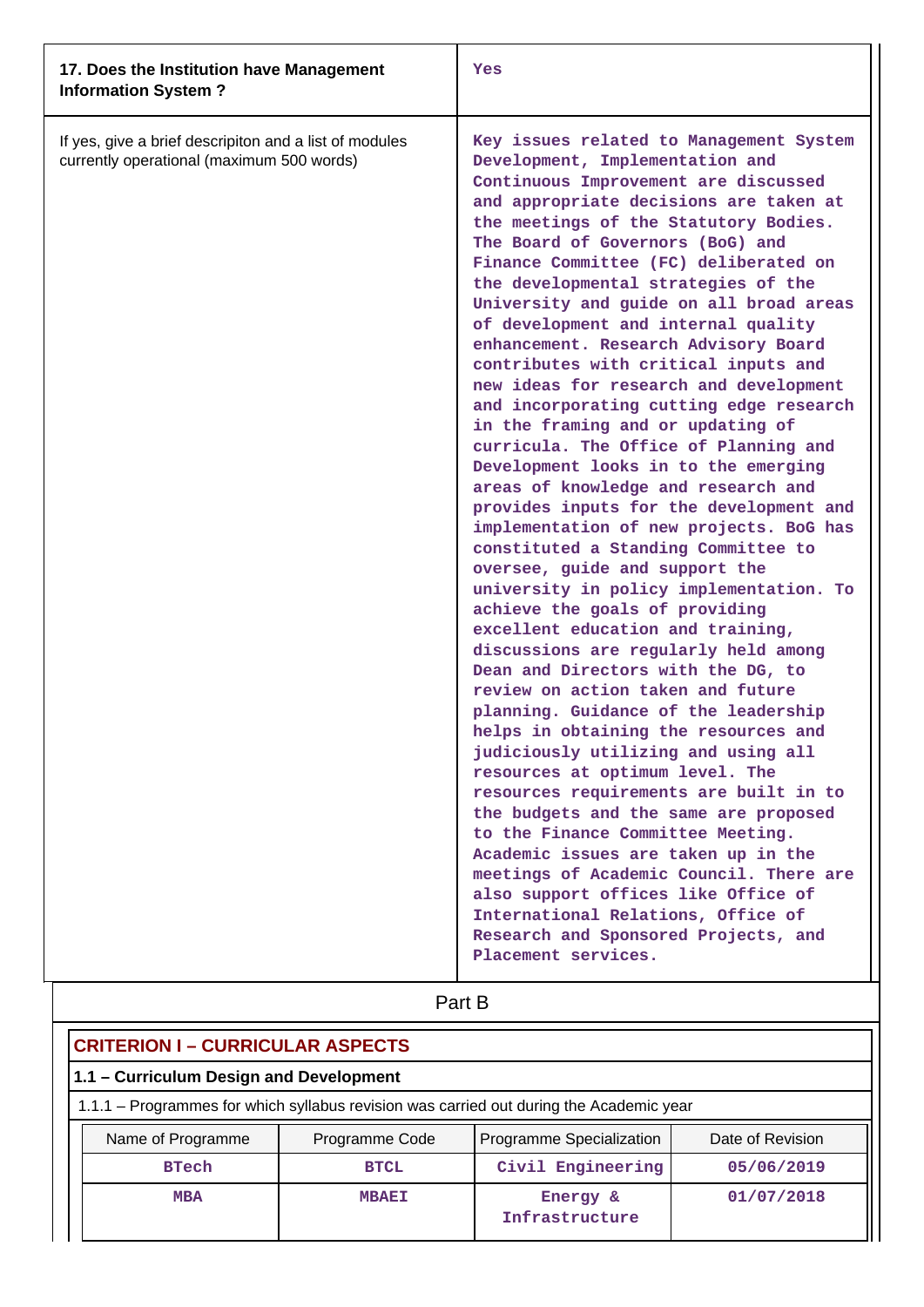| 17. Does the Institution have Management Information System ? | Yes |
|---|---|
| If yes, give a brief descripiton and a list of modules currently operational (maximum 500 words) | Key issues related to Management System Development, Implementation and Continuous Improvement are discussed and appropriate decisions are taken at the meetings of the Statutory Bodies. The Board of Governors (BoG) and Finance Committee (FC) deliberated on the developmental strategies of the University and guide on all broad areas of development and internal quality enhancement. Research Advisory Board contributes with critical inputs and new ideas for research and development and incorporating cutting edge research in the framing and or updating of curricula. The Office of Planning and Development looks in to the emerging areas of knowledge and research and provides inputs for the development and implementation of new projects. BoG has constituted a Standing Committee to oversee, guide and support the university in policy implementation. To achieve the goals of providing excellent education and training, discussions are regularly held among Dean and Directors with the DG, to review on action taken and future planning. Guidance of the leadership helps in obtaining the resources and judiciously utilizing and using all resources at optimum level. The resources requirements are built in to the budgets and the same are proposed to the Finance Committee Meeting. Academic issues are taken up in the meetings of Academic Council. There are also support offices like Office of International Relations, Office of Research and Sponsored Projects, and Placement services. |

# Part B

## CRITERION I – CURRICULAR ASPECTS

### 1.1 – Curriculum Design and Development

1.1.1 – Programmes for which syllabus revision was carried out during the Academic year

| Name of Programme | Programme Code | Programme Specialization | Date of Revision |
|---|---|---|---|
| BTech | BTCL | Civil Engineering | 05/06/2019 |
| MBA | MBAEI | Energy & Infrastructure | 01/07/2018 |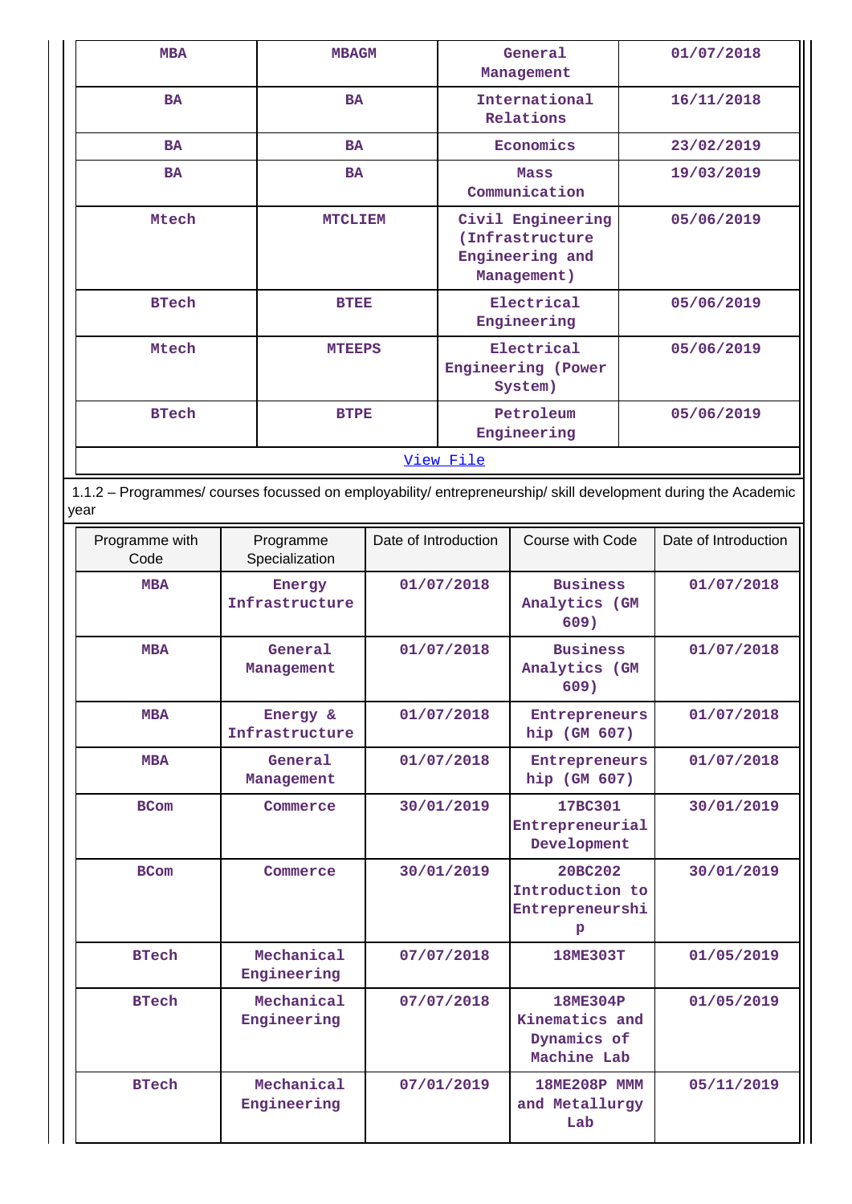| MBA | MBAGM | General Management | 01/07/2018 |
|---|---|---|---|
| BA | BA | International Relations | 16/11/2018 |
| BA | BA | Economics | 23/02/2019 |
| BA | BA | Mass Communication | 19/03/2019 |
| Mtech | MTCLIEM | Civil Engineering (Infrastructure Engineering and Management) | 05/06/2019 |
| BTech | BTEE | Electrical Engineering | 05/06/2019 |
| Mtech | MTEEPS | Electrical Engineering (Power System) | 05/06/2019 |
| BTech | BTPE | Petroleum Engineering | 05/06/2019 |
| View File | | | |

1.1.2 – Programmes/ courses focussed on employability/ entrepreneurship/ skill development during the Academic year

| Programme with Code | Programme Specialization | Date of Introduction | Course with Code | Date of Introduction |
|---|---|---|---|---|
| MBA | Energy Infrastructure | 01/07/2018 | Business Analytics (GM 609) | 01/07/2018 |
| MBA | General Management | 01/07/2018 | Business Analytics (GM 609) | 01/07/2018 |
| MBA | Energy & Infrastructure | 01/07/2018 | Entrepreneurship (GM 607) | 01/07/2018 |
| MBA | General Management | 01/07/2018 | Entrepreneurship (GM 607) | 01/07/2018 |
| BCom | Commerce | 30/01/2019 | 17BC301 Entrepreneurial Development | 30/01/2019 |
| BCom | Commerce | 30/01/2019 | 20BC202 Introduction to Entrepreneurship | 30/01/2019 |
| BTech | Mechanical Engineering | 07/07/2018 | 18ME303T | 01/05/2019 |
| BTech | Mechanical Engineering | 07/07/2018 | 18ME304P Kinematics and Dynamics of Machine Lab | 01/05/2019 |
| BTech | Mechanical Engineering | 07/01/2019 | 18ME208P MMM and Metallurgy Lab | 05/11/2019 |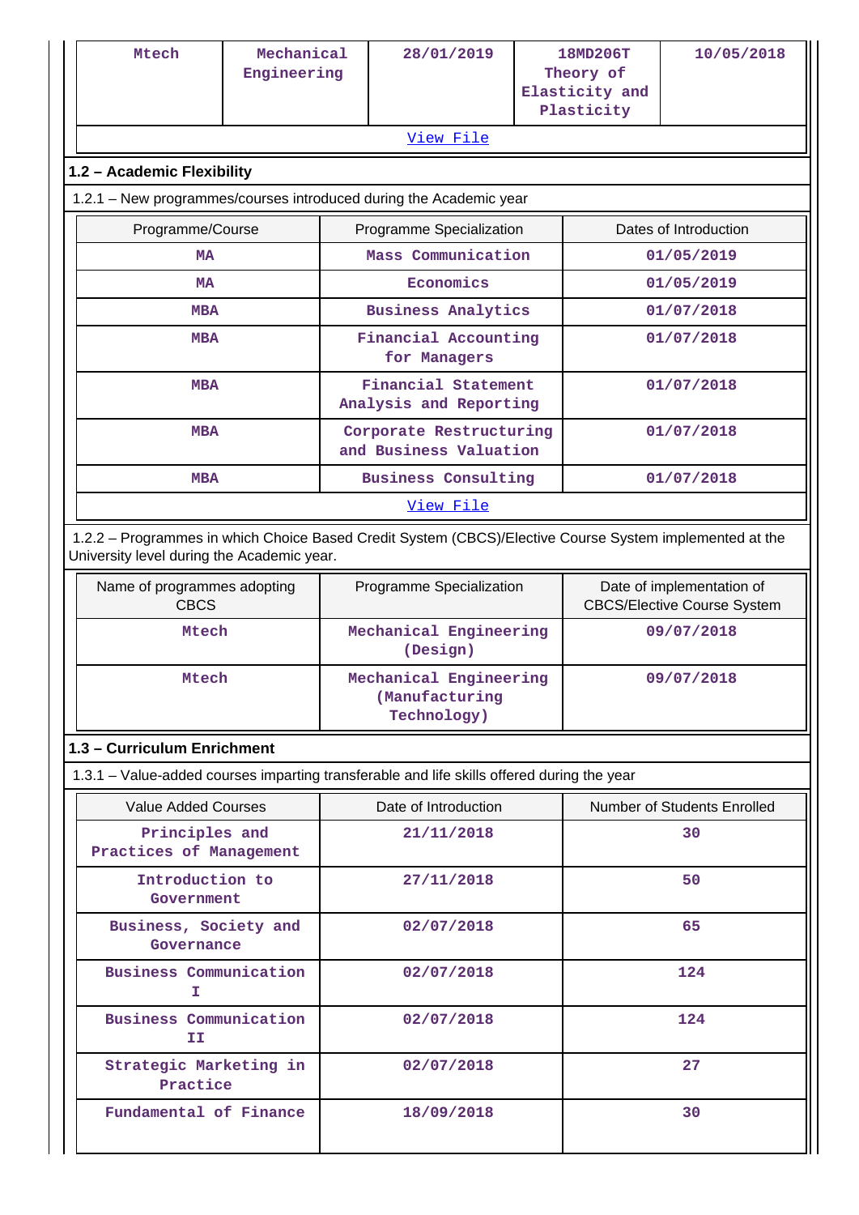| Mtech | Mechanical Engineering | 28/01/2019 | 18MD206T Theory of Elasticity and Plasticity | 10/05/2018 |
|---|---|---|---|---|
| View File | | | | |

## 1.2 – Academic Flexibility

1.2.1 – New programmes/courses introduced during the Academic year

| Programme/Course | Programme Specialization | Dates of Introduction |
|---|---|---|
| MA | Mass Communication | 01/05/2019 |
| MA | Economics | 01/05/2019 |
| MBA | Business Analytics | 01/07/2018 |
| MBA | Financial Accounting for Managers | 01/07/2018 |
| MBA | Financial Statement Analysis and Reporting | 01/07/2018 |
| MBA | Corporate Restructuring and Business Valuation | 01/07/2018 |
| MBA | Business Consulting | 01/07/2018 |
| View File | | |

1.2.2 – Programmes in which Choice Based Credit System (CBCS)/Elective Course System implemented at the University level during the Academic year.

| Name of programmes adopting CBCS | Programme Specialization | Date of implementation of CBCS/Elective Course System |
|---|---|---|
| Mtech | Mechanical Engineering (Design) | 09/07/2018 |
| Mtech | Mechanical Engineering (Manufacturing Technology) | 09/07/2018 |

## 1.3 – Curriculum Enrichment

1.3.1 – Value-added courses imparting transferable and life skills offered during the year

| Value Added Courses | Date of Introduction | Number of Students Enrolled |
|---|---|---|
| Principles and Practices of Management | 21/11/2018 | 30 |
| Introduction to Government | 27/11/2018 | 50 |
| Business, Society and Governance | 02/07/2018 | 65 |
| Business Communication I | 02/07/2018 | 124 |
| Business Communication II | 02/07/2018 | 124 |
| Strategic Marketing in Practice | 02/07/2018 | 27 |
| Fundamental of Finance | 18/09/2018 | 30 |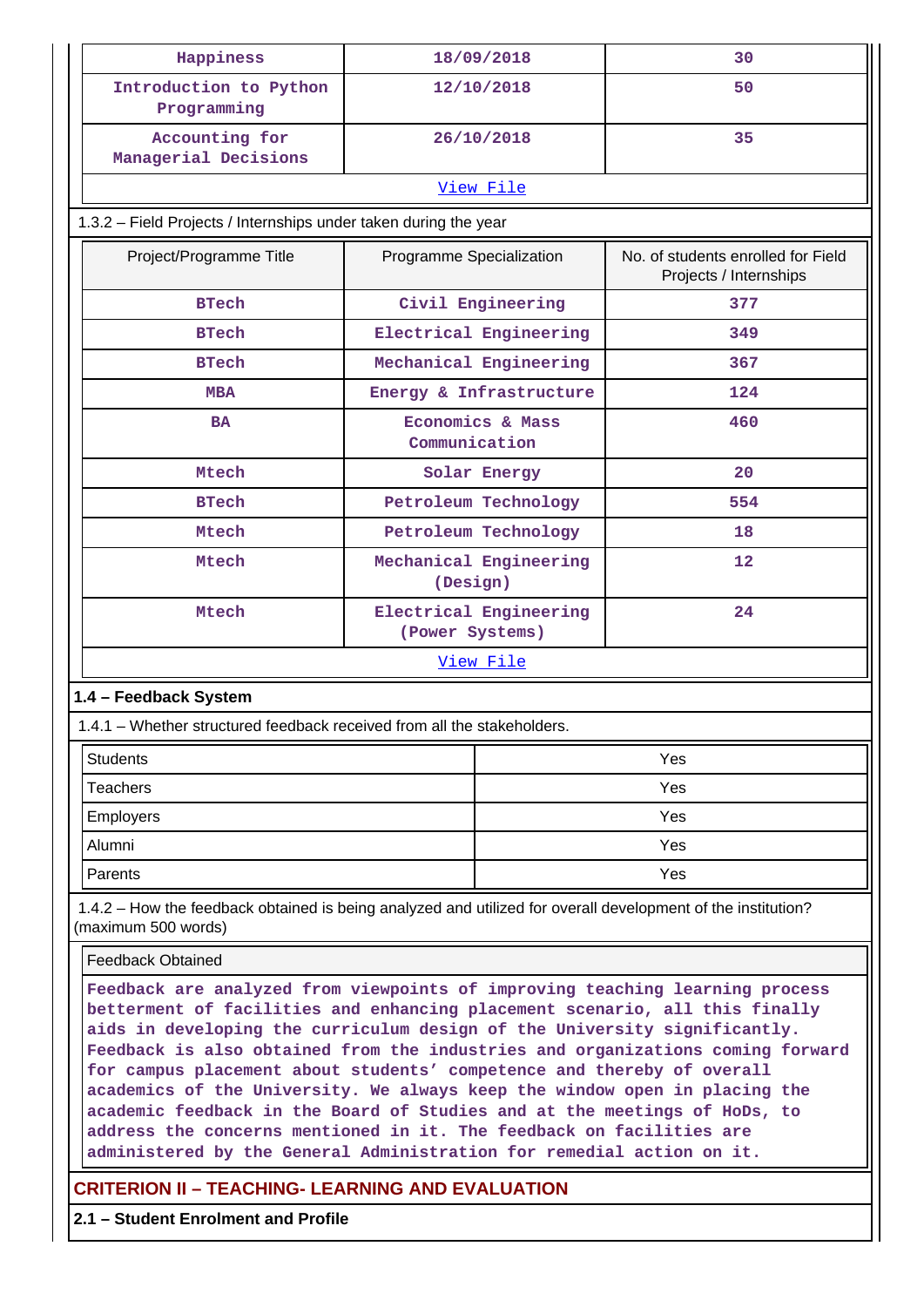| Happiness | 18/09/2018 | 30 |
|---|---|---|
| Introduction to Python Programming | 12/10/2018 | 50 |
| Accounting for Managerial Decisions | 26/10/2018 | 35 |
| View File | | |

1.3.2 – Field Projects / Internships under taken during the year

| Project/Programme Title | Programme Specialization | No. of students enrolled for Field Projects / Internships |
|---|---|---|
| BTech | Civil Engineering | 377 |
| BTech | Electrical Engineering | 349 |
| BTech | Mechanical Engineering | 367 |
| MBA | Energy & Infrastructure | 124 |
| BA | Economics & Mass Communication | 460 |
| Mtech | Solar Energy | 20 |
| BTech | Petroleum Technology | 554 |
| Mtech | Petroleum Technology | 18 |
| Mtech | Mechanical Engineering (Design) | 12 |
| Mtech | Electrical Engineering (Power Systems) | 24 |
| View File | | |

**1.4 – Feedback System**

1.4.1 – Whether structured feedback received from all the stakeholders.

| Students | Yes |
|---|---|
| Teachers | Yes |
| Employers | Yes |
| Alumni | Yes |
| Parents | Yes |

1.4.2 – How the feedback obtained is being analyzed and utilized for overall development of the institution? (maximum 500 words)

| Feedback Obtained |
|---|
| Feedback are analyzed from viewpoints of improving teaching learning process betterment of facilities and enhancing placement scenario, all this finally aids in developing the curriculum design of the University significantly. Feedback is also obtained from the industries and organizations coming forward for campus placement about students' competence and thereby of overall academics of the University. We always keep the window open in placing the academic feedback in the Board of Studies and at the meetings of HoDs, to address the concerns mentioned in it. The feedback on facilities are administered by the General Administration for remedial action on it. |

## CRITERION II – TEACHING- LEARNING AND EVALUATION

**2.1 – Student Enrolment and Profile**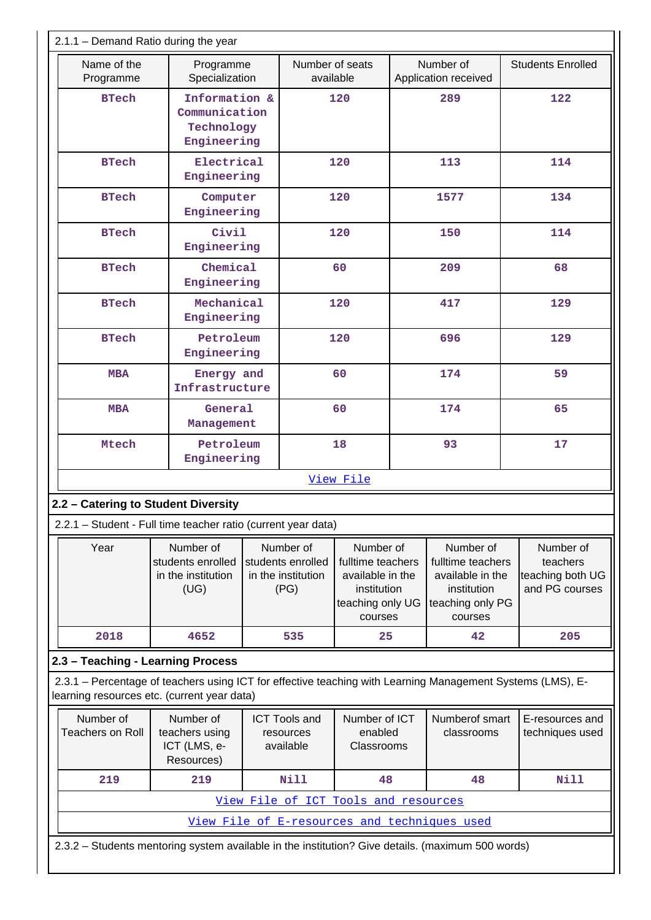2.1.1 – Demand Ratio during the year

| Name of the Programme | Programme Specialization | Number of seats available | Number of Application received | Students Enrolled |
|---|---|---|---|---|
| BTech | Information & Communication Technology Engineering | 120 | 289 | 122 |
| BTech | Electrical Engineering | 120 | 113 | 114 |
| BTech | Computer Engineering | 120 | 1577 | 134 |
| BTech | Civil Engineering | 120 | 150 | 114 |
| BTech | Chemical Engineering | 60 | 209 | 68 |
| BTech | Mechanical Engineering | 120 | 417 | 129 |
| BTech | Petroleum Engineering | 120 | 696 | 129 |
| MBA | Energy and Infrastructure | 60 | 174 | 59 |
| MBA | General Management | 60 | 174 | 65 |
| Mtech | Petroleum Engineering | 18 | 93 | 17 |

View File

## 2.2 – Catering to Student Diversity

2.2.1 – Student - Full time teacher ratio (current year data)

| Year | Number of students enrolled in the institution (UG) | Number of students enrolled in the institution (PG) | Number of fulltime teachers available in the institution teaching only UG courses | Number of fulltime teachers available in the institution teaching only PG courses | Number of teachers teaching both UG and PG courses |
|---|---|---|---|---|---|
| 2018 | 4652 | 535 | 25 | 42 | 205 |

## 2.3 – Teaching - Learning Process

2.3.1 – Percentage of teachers using ICT for effective teaching with Learning Management Systems (LMS), E-learning resources etc. (current year data)

| Number of Teachers on Roll | Number of teachers using ICT (LMS, e-Resources) | ICT Tools and resources available | Number of ICT enabled Classrooms | Numberof smart classrooms | E-resources and techniques used |
|---|---|---|---|---|---|
| 219 | 219 | Nill | 48 | 48 | Nill |

View File of ICT Tools and resources

View File of E-resources and techniques used

2.3.2 – Students mentoring system available in the institution? Give details. (maximum 500 words)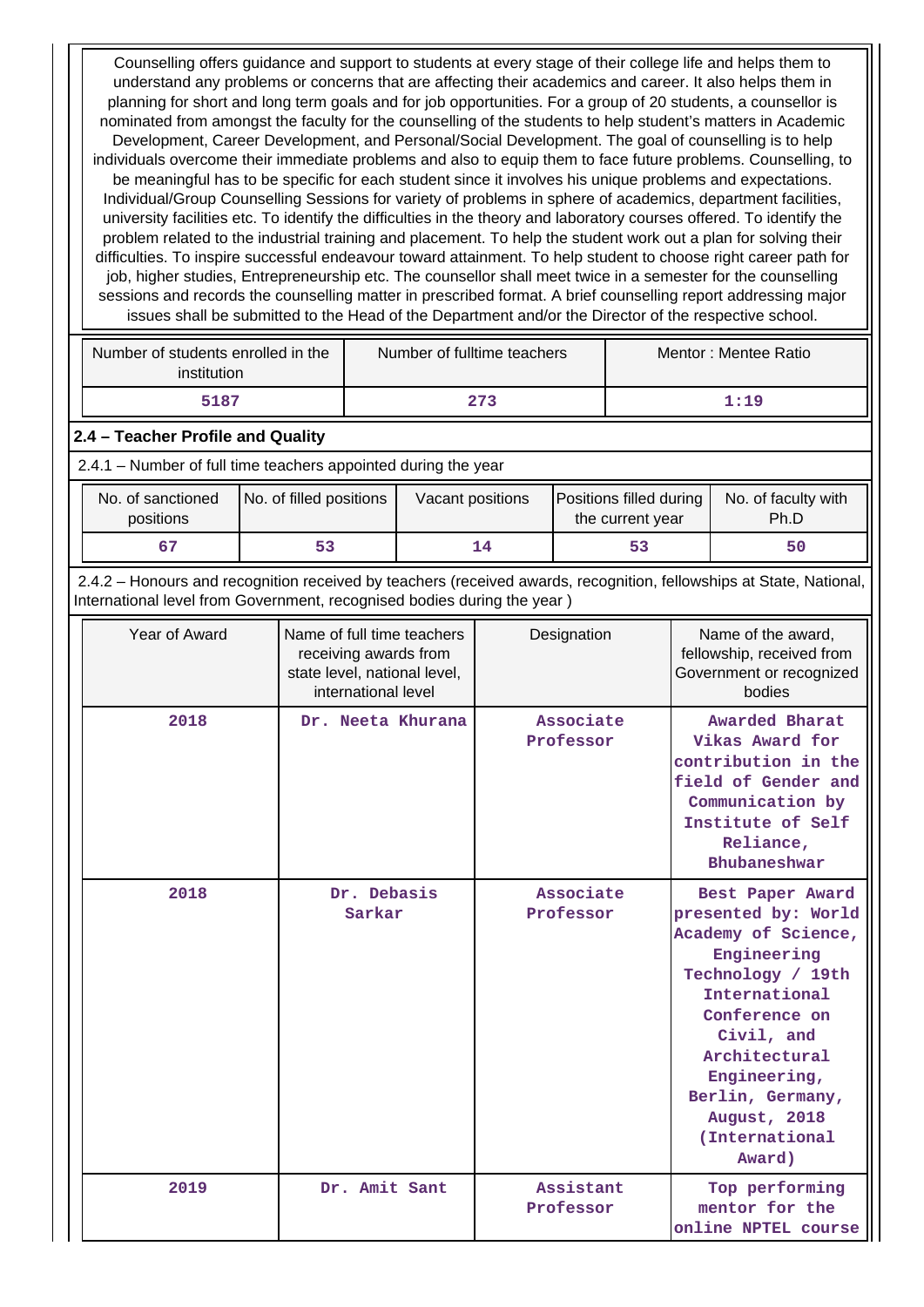Counselling offers guidance and support to students at every stage of their college life and helps them to understand any problems or concerns that are affecting their academics and career. It also helps them in planning for short and long term goals and for job opportunities. For a group of 20 students, a counsellor is nominated from amongst the faculty for the counselling of the students to help student's matters in Academic Development, Career Development, and Personal/Social Development. The goal of counselling is to help individuals overcome their immediate problems and also to equip them to face future problems. Counselling, to be meaningful has to be specific for each student since it involves his unique problems and expectations. Individual/Group Counselling Sessions for variety of problems in sphere of academics, department facilities, university facilities etc. To identify the difficulties in the theory and laboratory courses offered. To identify the problem related to the industrial training and placement. To help the student work out a plan for solving their difficulties. To inspire successful endeavour toward attainment. To help student to choose right career path for job, higher studies, Entrepreneurship etc. The counsellor shall meet twice in a semester for the counselling sessions and records the counselling matter in prescribed format. A brief counselling report addressing major issues shall be submitted to the Head of the Department and/or the Director of the respective school.

| Number of students enrolled in the institution | Number of fulltime teachers | Mentor : Mentee Ratio |
|---|---|---|
| 5187 | 273 | 1:19 |

## 2.4 – Teacher Profile and Quality

2.4.1 – Number of full time teachers appointed during the year

| No. of sanctioned positions | No. of filled positions | Vacant positions | Positions filled during the current year | No. of faculty with Ph.D |
|---|---|---|---|---|
| 67 | 53 | 14 | 53 | 50 |

2.4.2 – Honours and recognition received by teachers (received awards, recognition, fellowships at State, National, International level from Government, recognised bodies during the year )

| Year of Award | Name of full time teachers receiving awards from state level, national level, international level | Designation | Name of the award, fellowship, received from Government or recognized bodies |
|---|---|---|---|
| 2018 | Dr. Neeta Khurana | Associate Professor | Awarded Bharat Vikas Award for contribution in the field of Gender and Communication by Institute of Self Reliance, Bhubaneshwar |
| 2018 | Dr. Debasis Sarkar | Associate Professor | Best Paper Award presented by: World Academy of Science, Engineering Technology / 19th International Conference on Civil, and Architectural Engineering, Berlin, Germany, August, 2018 (International Award) |
| 2019 | Dr. Amit Sant | Assistant Professor | Top performing mentor for the online NPTEL course |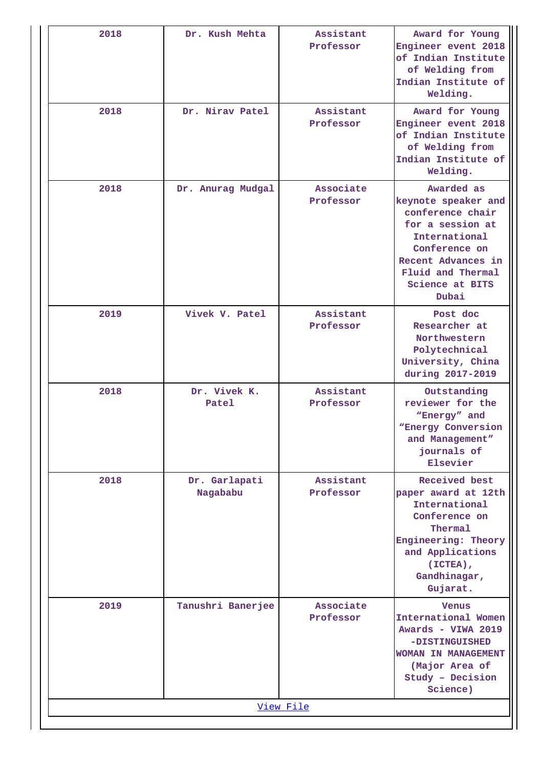| 2018 | Dr. Kush Mehta | Assistant Professor | Award for Young Engineer event 2018 of Indian Institute of Welding from Indian Institute of Welding. |
|---|---|---|---|
| 2018 | Dr. Nirav Patel | Assistant Professor | Award for Young Engineer event 2018 of Indian Institute of Welding from Indian Institute of Welding. |
| 2018 | Dr. Anurag Mudgal | Associate Professor | Awarded as keynote speaker and conference chair for a session at International Conference on Recent Advances in Fluid and Thermal Science at BITS Dubai |
| 2019 | Vivek V. Patel | Assistant Professor | Post doc Researcher at Northwestern Polytechnical University, China during 2017-2019 |
| 2018 | Dr. Vivek K. Patel | Assistant Professor | Outstanding reviewer for the “Energy” and “Energy Conversion and Management” journals of Elsevier |
| 2018 | Dr. Garlapati Nagababu | Assistant Professor | Received best paper award at 12th International Conference on Thermal Engineering: Theory and Applications (ICTEA), Gandhinagar, Gujarat. |
| 2019 | Tanushri Banerjee | Associate Professor | Venus International Women Awards - VIWA 2019 -DISTINGUISHED WOMAN IN MANAGEMENT (Major Area of Study – Decision Science) |
| View File | | | |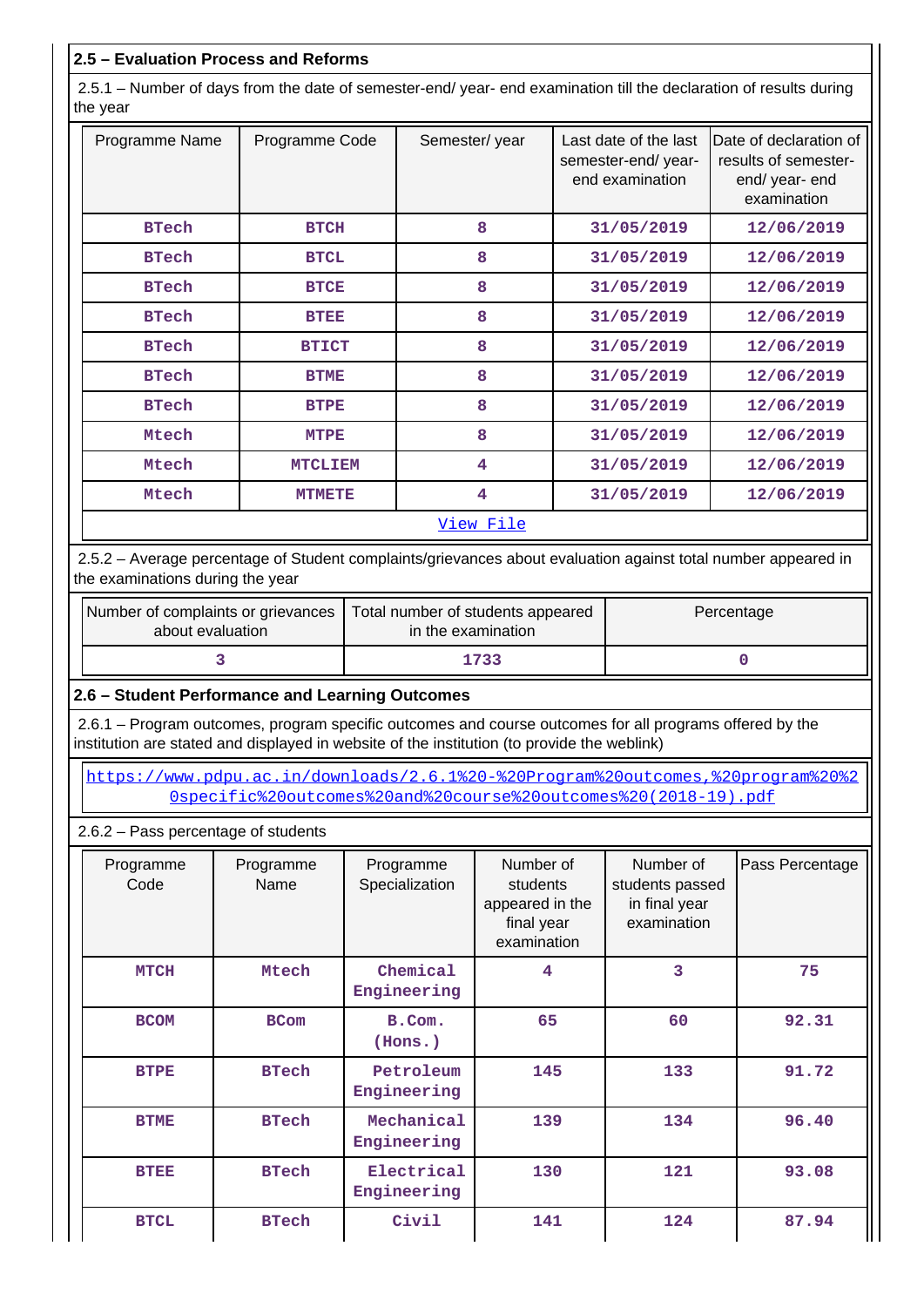## 2.5 – Evaluation Process and Reforms

2.5.1 – Number of days from the date of semester-end/ year- end examination till the declaration of results during the year

| Programme Name | Programme Code | Semester/ year | Last date of the last semester-end/ year- end examination | Date of declaration of results of semester- end/ year- end examination |
|---|---|---|---|---|
| BTech | BTCH | 8 | 31/05/2019 | 12/06/2019 |
| BTech | BTCL | 8 | 31/05/2019 | 12/06/2019 |
| BTech | BTCE | 8 | 31/05/2019 | 12/06/2019 |
| BTech | BTEE | 8 | 31/05/2019 | 12/06/2019 |
| BTech | BTICT | 8 | 31/05/2019 | 12/06/2019 |
| BTech | BTME | 8 | 31/05/2019 | 12/06/2019 |
| BTech | BTPE | 8 | 31/05/2019 | 12/06/2019 |
| Mtech | MTPE | 8 | 31/05/2019 | 12/06/2019 |
| Mtech | MTCLIEM | 4 | 31/05/2019 | 12/06/2019 |
| Mtech | MTMETE | 4 | 31/05/2019 | 12/06/2019 |

View File

2.5.2 – Average percentage of Student complaints/grievances about evaluation against total number appeared in the examinations during the year

| Number of complaints or grievances about evaluation | Total number of students appeared in the examination | Percentage |
|---|---|---|
| 3 | 1733 | 0 |

## 2.6 – Student Performance and Learning Outcomes

2.6.1 – Program outcomes, program specific outcomes and course outcomes for all programs offered by the institution are stated and displayed in website of the institution (to provide the weblink)

https://www.pdpu.ac.in/downloads/2.6.1%20-%20Program%20outcomes,%20program%20specific%20outcomes%20and%20course%20outcomes%20(2018-19).pdf

2.6.2 – Pass percentage of students

| Programme Code | Programme Name | Programme Specialization | Number of students appeared in the final year examination | Number of students passed in final year examination | Pass Percentage |
|---|---|---|---|---|---|
| MTCH | Mtech | Chemical Engineering | 4 | 3 | 75 |
| BCOM | BCom | B.Com. (Hons.) | 65 | 60 | 92.31 |
| BTPE | BTech | Petroleum Engineering | 145 | 133 | 91.72 |
| BTME | BTech | Mechanical Engineering | 139 | 134 | 96.40 |
| BTEE | BTech | Electrical Engineering | 130 | 121 | 93.08 |
| BTCL | BTech | Civil | 141 | 124 | 87.94 |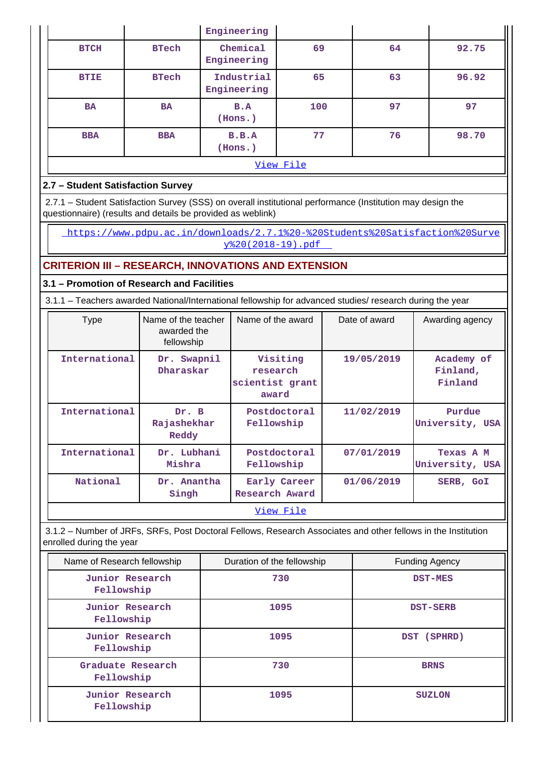| | | Engineering | | | |
|---|---|---|---|---|---|
| BTCH | BTech | Chemical Engineering | 69 | 64 | 92.75 |
| BTIE | BTech | Industrial Engineering | 65 | 63 | 96.92 |
| BA | BA | B.A (Hons.) | 100 | 97 | 97 |
| BBA | BBA | B.B.A (Hons.) | 77 | 76 | 98.70 |

View File

### 2.7 – Student Satisfaction Survey

2.7.1 – Student Satisfaction Survey (SSS) on overall institutional performance (Institution may design the questionnaire) (results and details be provided as weblink)

https://www.pdpu.ac.in/downloads/2.7.1%20-%20Students%20Satisfaction%20Survey%20(2018-19).pdf

## CRITERION III – RESEARCH, INNOVATIONS AND EXTENSION

### 3.1 – Promotion of Research and Facilities

3.1.1 – Teachers awarded National/International fellowship for advanced studies/ research during the year

| Type | Name of the teacher awarded the fellowship | Name of the award | Date of award | Awarding agency |
|---|---|---|---|---|
| International | Dr. Swapnil Dharaskar | Visiting research scientist grant award | 19/05/2019 | Academy of Finland, Finland |
| International | Dr. B Rajashekhar Reddy | Postdoctoral Fellowship | 11/02/2019 | Purdue University, USA |
| International | Dr. Lubhani Mishra | Postdoctoral Fellowship | 07/01/2019 | Texas A M University, USA |
| National | Dr. Anantha Singh | Early Career Research Award | 01/06/2019 | SERB, GoI |

View File

3.1.2 – Number of JRFs, SRFs, Post Doctoral Fellows, Research Associates and other fellows in the Institution enrolled during the year

| Name of Research fellowship | Duration of the fellowship | Funding Agency |
|---|---|---|
| Junior Research Fellowship | 730 | DST-MES |
| Junior Research Fellowship | 1095 | DST-SERB |
| Junior Research Fellowship | 1095 | DST (SPHRD) |
| Graduate Research Fellowship | 730 | BRNS |
| Junior Research Fellowship | 1095 | SUZLON |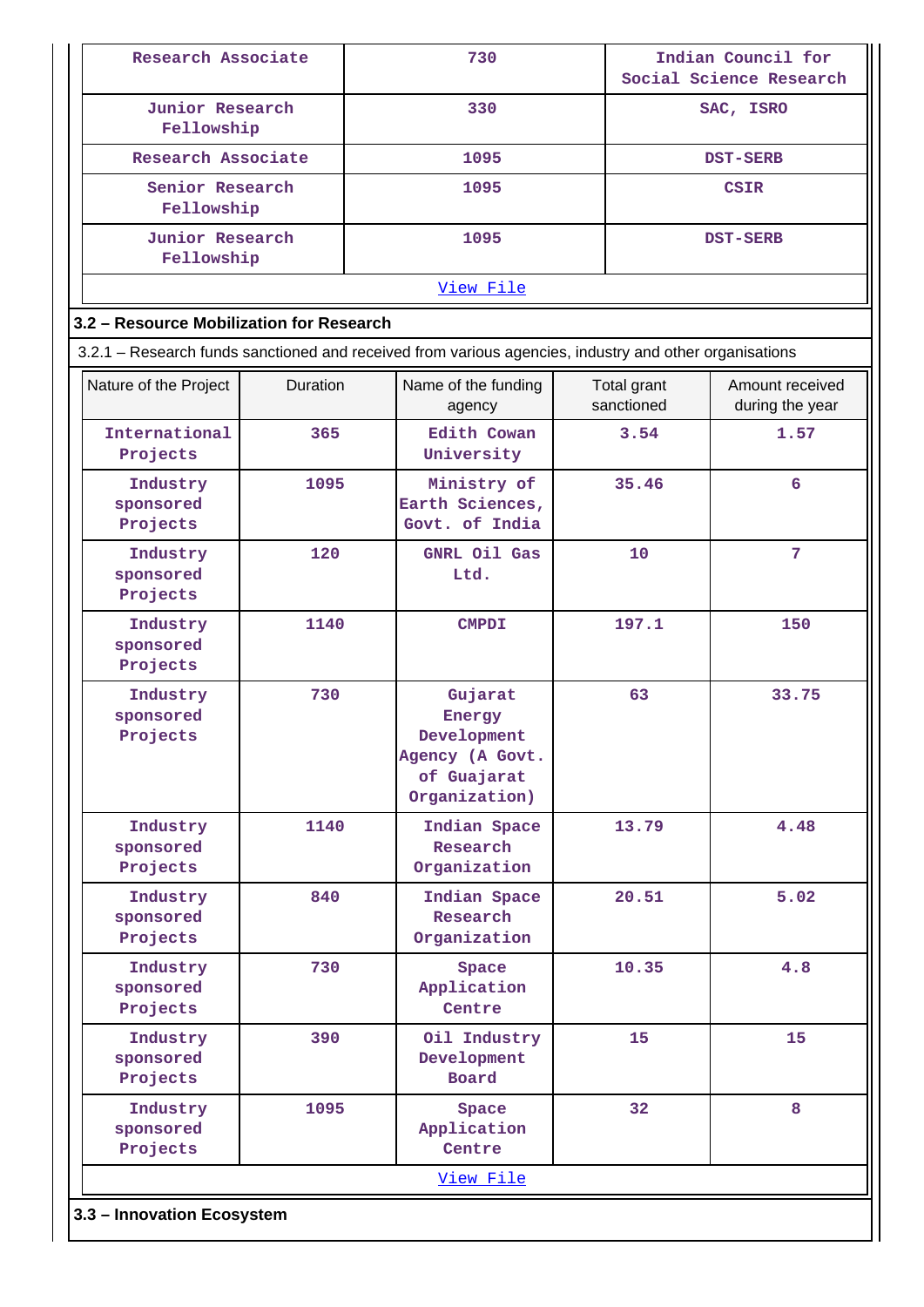| Research Associate | 730 | Indian Council for Social Science Research |
|---|---|---|
| Junior Research Fellowship | 330 | SAC, ISRO |
| Research Associate | 1095 | DST-SERB |
| Senior Research Fellowship | 1095 | CSIR |
| Junior Research Fellowship | 1095 | DST-SERB |

View File

### 3.2 – Resource Mobilization for Research

3.2.1 – Research funds sanctioned and received from various agencies, industry and other organisations

| Nature of the Project | Duration | Name of the funding agency | Total grant sanctioned | Amount received during the year |
|---|---|---|---|---|
| International Projects | 365 | Edith Cowan University | 3.54 | 1.57 |
| Industry sponsored Projects | 1095 | Ministry of Earth Sciences, Govt. of India | 35.46 | 6 |
| Industry sponsored Projects | 120 | GNRL Oil Gas Ltd. | 10 | 7 |
| Industry sponsored Projects | 1140 | CMPDI | 197.1 | 150 |
| Industry sponsored Projects | 730 | Gujarat Energy Development Agency (A Govt. of Guajarat Organization) | 63 | 33.75 |
| Industry sponsored Projects | 1140 | Indian Space Research Organization | 13.79 | 4.48 |
| Industry sponsored Projects | 840 | Indian Space Research Organization | 20.51 | 5.02 |
| Industry sponsored Projects | 730 | Space Application Centre | 10.35 | 4.8 |
| Industry sponsored Projects | 390 | Oil Industry Development Board | 15 | 15 |
| Industry sponsored Projects | 1095 | Space Application Centre | 32 | 8 |

View File

### 3.3 – Innovation Ecosystem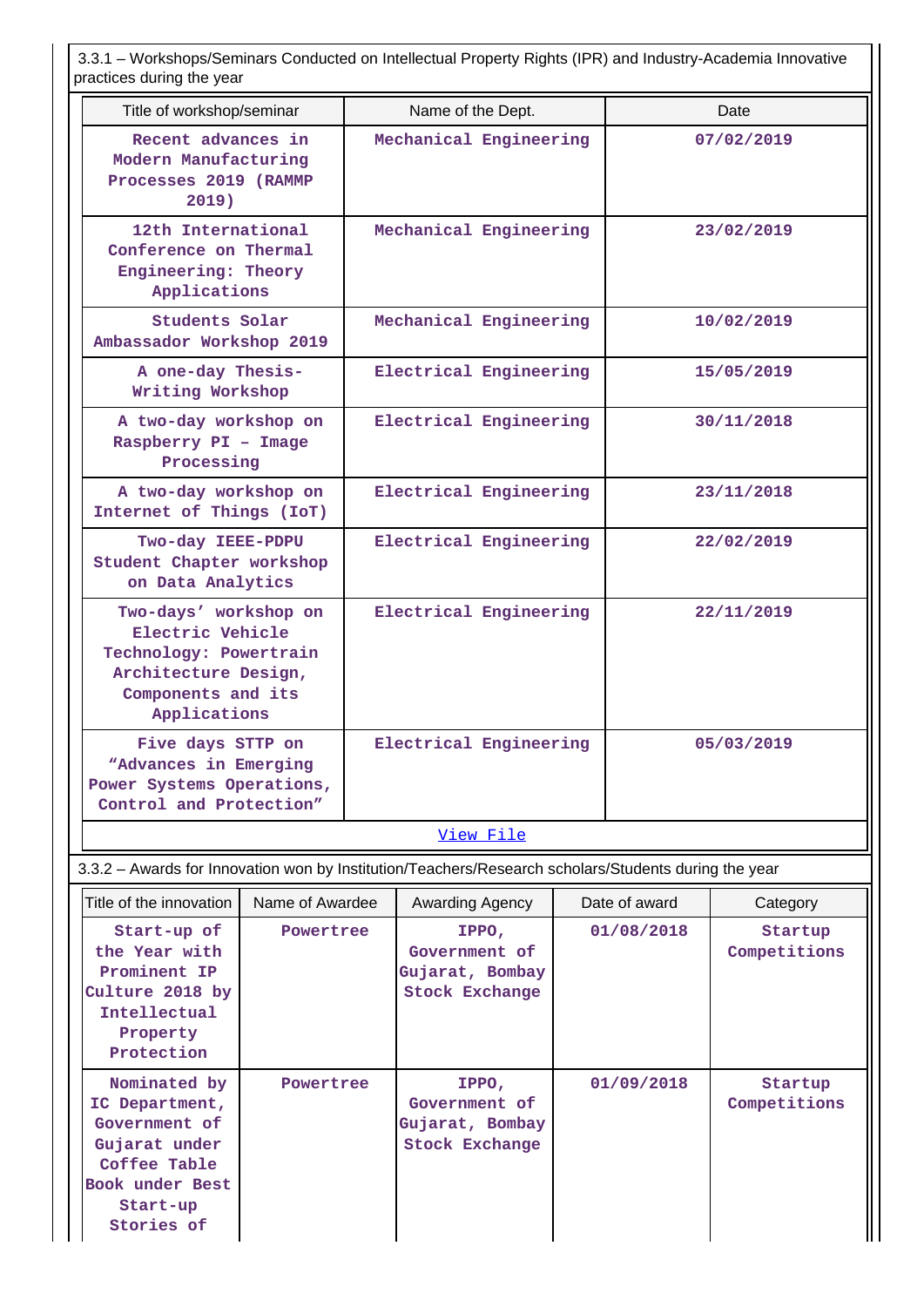3.3.1 – Workshops/Seminars Conducted on Intellectual Property Rights (IPR) and Industry-Academia Innovative practices during the year

| Title of workshop/seminar | Name of the Dept. | Date |
|---|---|---|
| Recent advances in Modern Manufacturing Processes 2019 (RAMMP 2019) | Mechanical Engineering | 07/02/2019 |
| 12th International Conference on Thermal Engineering: Theory Applications | Mechanical Engineering | 23/02/2019 |
| Students Solar Ambassador Workshop 2019 | Mechanical Engineering | 10/02/2019 |
| A one-day Thesis-Writing Workshop | Electrical Engineering | 15/05/2019 |
| A two-day workshop on Raspberry PI – Image Processing | Electrical Engineering | 30/11/2018 |
| A two-day workshop on Internet of Things (IoT) | Electrical Engineering | 23/11/2018 |
| Two-day IEEE-PDPU Student Chapter workshop on Data Analytics | Electrical Engineering | 22/02/2019 |
| Two-days' workshop on Electric Vehicle Technology: Powertrain Architecture Design, Components and its Applications | Electrical Engineering | 22/11/2019 |
| Five days STTP on "Advances in Emerging Power Systems Operations, Control and Protection" | Electrical Engineering | 05/03/2019 |

View File

3.3.2 – Awards for Innovation won by Institution/Teachers/Research scholars/Students during the year

| Title of the innovation | Name of Awardee | Awarding Agency | Date of award | Category |
|---|---|---|---|---|
| Start-up of the Year with Prominent IP Culture 2018 by Intellectual Property Protection | Powertree | IPPO, Government of Gujarat, Bombay Stock Exchange | 01/08/2018 | Startup Competitions |
| Nominated by IC Department, Government of Gujarat under Coffee Table Book under Best Start-up Stories of | Powertree | IPPO, Government of Gujarat, Bombay Stock Exchange | 01/09/2018 | Startup Competitions |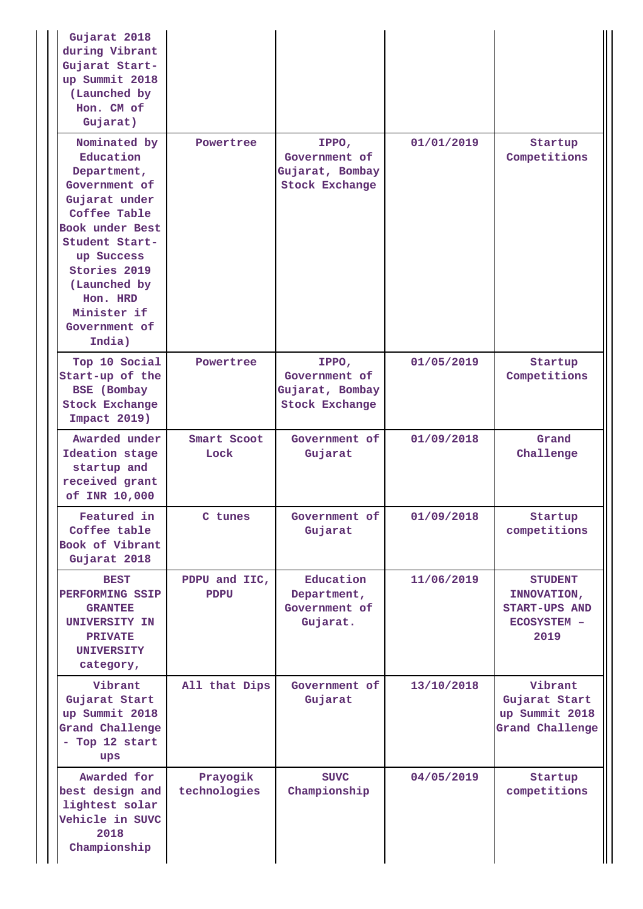| | | | | |
|---|---|---|---|---|
| Gujarat 2018 during Vibrant Gujarat Start-up Summit 2018 (Launched by Hon. CM of Gujarat) | | | | |
| Nominated by Education Department, Government of Gujarat under Coffee Table Book under Best Student Start-up Success Stories 2019 (Launched by Hon. HRD Minister if Government of India) | Powertree | IPPO, Government of Gujarat, Bombay Stock Exchange | 01/01/2019 | Startup Competitions |
| Top 10 Social Start-up of the BSE (Bombay Stock Exchange Impact 2019) | Powertree | IPPO, Government of Gujarat, Bombay Stock Exchange | 01/05/2019 | Startup Competitions |
| Awarded under Ideation stage startup and received grant of INR 10,000 | Smart Scoot Lock | Government of Gujarat | 01/09/2018 | Grand Challenge |
| Featured in Coffee table Book of Vibrant Gujarat 2018 | C tunes | Government of Gujarat | 01/09/2018 | Startup competitions |
| BEST PERFORMING SSIP GRANTEE UNIVERSITY IN PRIVATE UNIVERSITY category, | PDPU and IIC, PDPU | Education Department, Government of Gujarat. | 11/06/2019 | STUDENT INNOVATION, START-UPS AND ECOSYSTEM – 2019 |
| Vibrant Gujarat Start up Summit 2018 Grand Challenge - Top 12 start ups | All that Dips | Government of Gujarat | 13/10/2018 | Vibrant Gujarat Start up Summit 2018 Grand Challenge |
| Awarded for best design and lightest solar Vehicle in SUVC 2018 Championship | Prayogik technologies | SUVC Championship | 04/05/2019 | Startup competitions |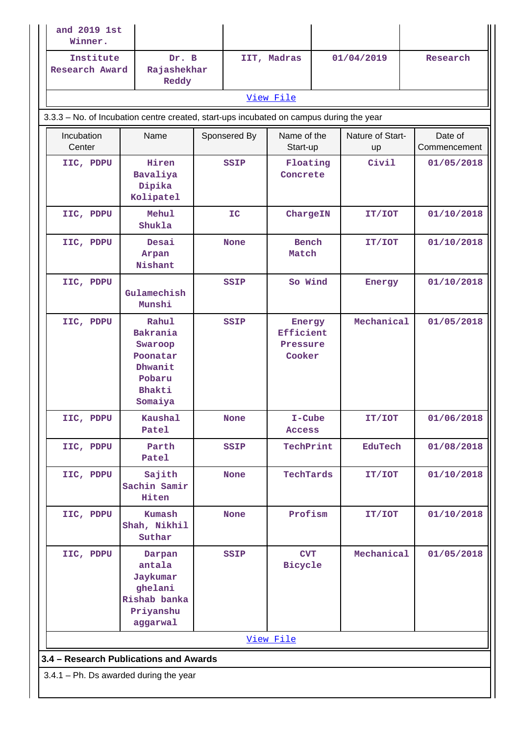| and 2019 1st Winner. | | | | |
|---|---|---|---|---|
| Institute Research Award | Dr. B Rajashekhar Reddy | IIT, Madras | 01/04/2019 | Research |

View File

3.3.3 – No. of Incubation centre created, start-ups incubated on campus during the year

| Incubation Center | Name | Sponsered By | Name of the Start-up | Nature of Start-up | Date of Commencement |
|---|---|---|---|---|---|
| IIC, PDPU | Hiren Bavaliya Dipika Kolipatel | SSIP | Floating Concrete | Civil | 01/05/2018 |
| IIC, PDPU | Mehul Shukla | IC | ChargeIN | IT/IOT | 01/10/2018 |
| IIC, PDPU | Desai Arpan Nishant | None | Bench Match | IT/IOT | 01/10/2018 |
| IIC, PDPU | Gulamechish Munshi | SSIP | So Wind | Energy | 01/10/2018 |
| IIC, PDPU | Rahul Bakrania Swaroop Poonatar Dhwanit Pobaru Bhakti Somaiya | SSIP | Energy Efficient Pressure Cooker | Mechanical | 01/05/2018 |
| IIC, PDPU | Kaushal Patel | None | I-Cube Access | IT/IOT | 01/06/2018 |
| IIC, PDPU | Parth Patel | SSIP | TechPrint | EduTech | 01/08/2018 |
| IIC, PDPU | Sajith Sachin Samir Hiten | None | TechTards | IT/IOT | 01/10/2018 |
| IIC, PDPU | Kumash Shah, Nikhil Suthar | None | Profism | IT/IOT | 01/10/2018 |
| IIC, PDPU | Darpan antala Jaykumar ghelani Rishab banka Priyanshu aggarwal | SSIP | CVT Bicycle | Mechanical | 01/05/2018 |

View File

**3.4 – Research Publications and Awards**

3.4.1 – Ph. Ds awarded during the year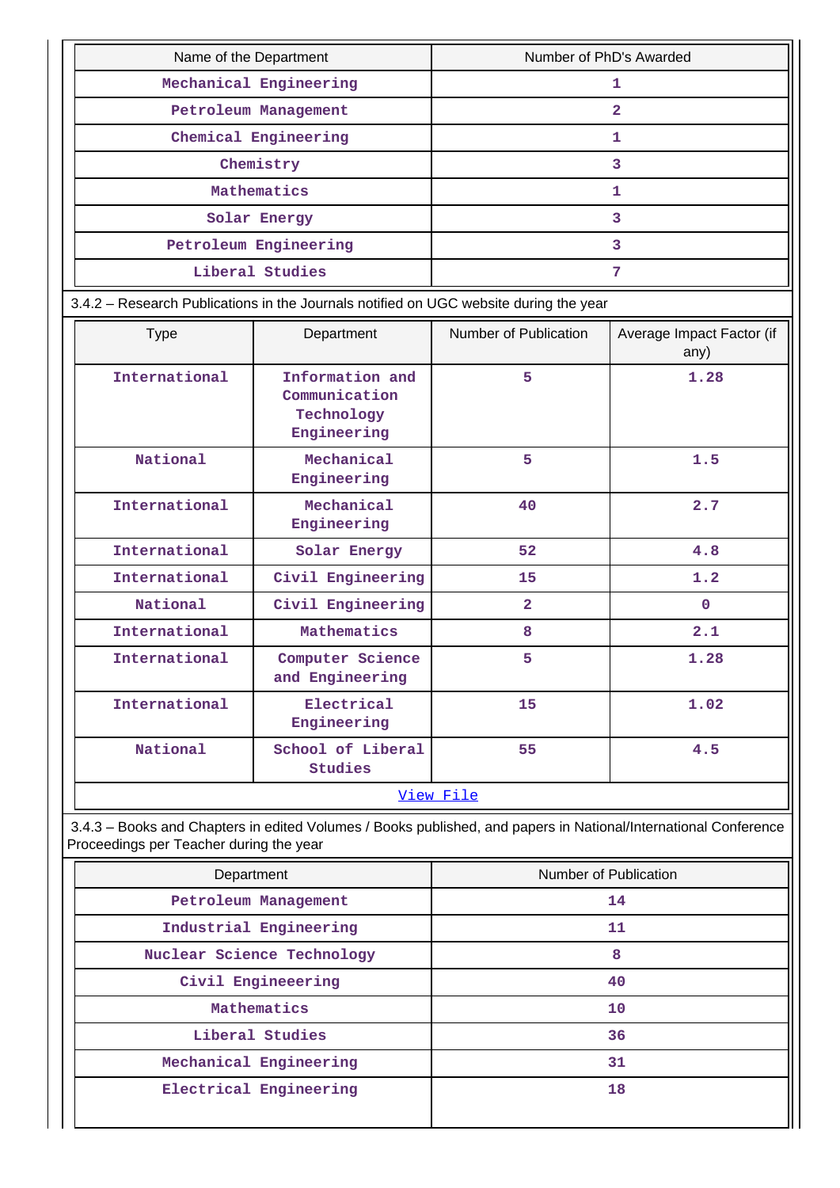| Name of the Department | Number of PhD's Awarded |
| --- | --- |
| Mechanical Engineering | 1 |
| Petroleum Management | 2 |
| Chemical Engineering | 1 |
| Chemistry | 3 |
| Mathematics | 1 |
| Solar Energy | 3 |
| Petroleum Engineering | 3 |
| Liberal Studies | 7 |

3.4.2 – Research Publications in the Journals notified on UGC website during the year

| Type | Department | Number of Publication | Average Impact Factor (if any) |
| --- | --- | --- | --- |
| International | Information and Communication Technology Engineering | 5 | 1.28 |
| National | Mechanical Engineering | 5 | 1.5 |
| International | Mechanical Engineering | 40 | 2.7 |
| International | Solar Energy | 52 | 4.8 |
| International | Civil Engineering | 15 | 1.2 |
| National | Civil Engineering | 2 | 0 |
| International | Mathematics | 8 | 2.1 |
| International | Computer Science and Engineering | 5 | 1.28 |
| International | Electrical Engineering | 15 | 1.02 |
| National | School of Liberal Studies | 55 | 4.5 |

View File

3.4.3 – Books and Chapters in edited Volumes / Books published, and papers in National/International Conference Proceedings per Teacher during the year

| Department | Number of Publication |
| --- | --- |
| Petroleum Management | 14 |
| Industrial Engineering | 11 |
| Nuclear Science Technology | 8 |
| Civil Engineeering | 40 |
| Mathematics | 10 |
| Liberal Studies | 36 |
| Mechanical Engineering | 31 |
| Electrical Engineering | 18 |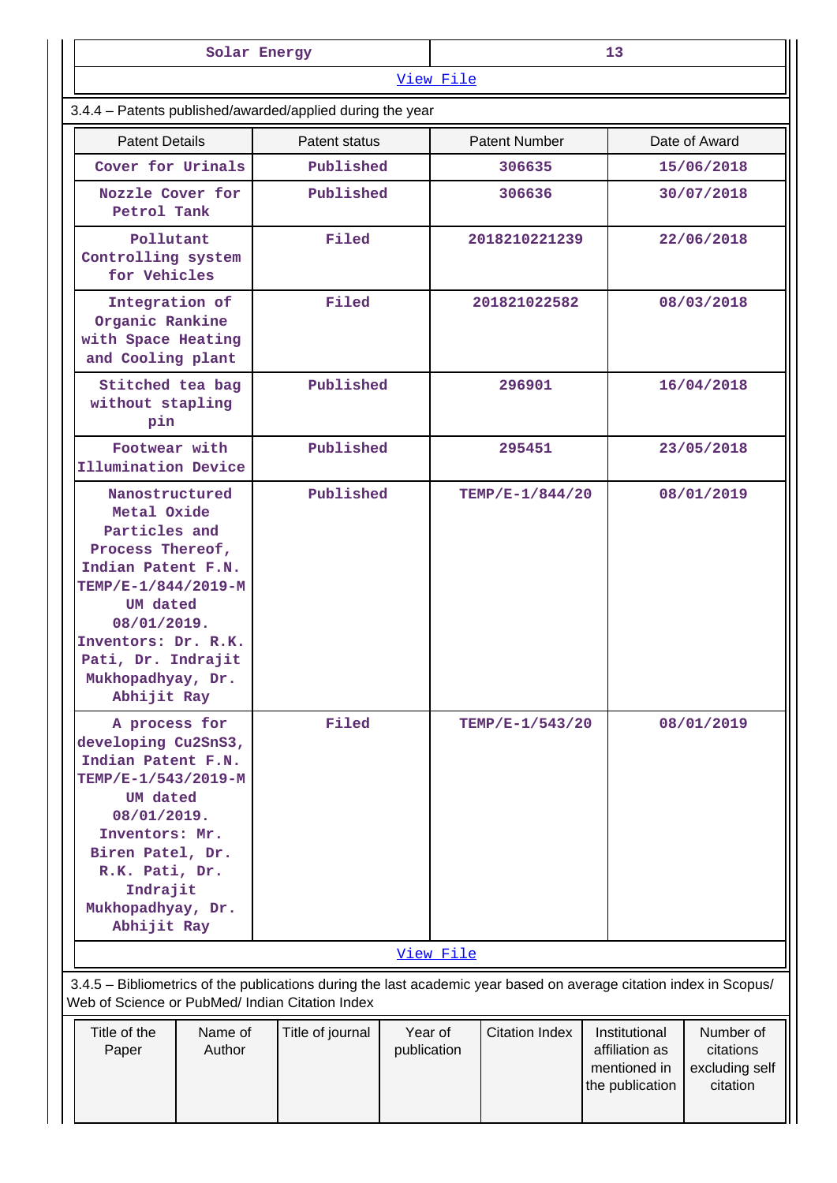| Solar Energy | 13 |
|---|---|

View File

3.4.4 – Patents published/awarded/applied during the year

| Patent Details | Patent status | Patent Number | Date of Award |
|---|---|---|---|
| Cover for Urinals | Published | 306635 | 15/06/2018 |
| Nozzle Cover for Petrol Tank | Published | 306636 | 30/07/2018 |
| Pollutant Controlling system for Vehicles | Filed | 2018210221239 | 22/06/2018 |
| Integration of Organic Rankine with Space Heating and Cooling plant | Filed | 201821022582 | 08/03/2018 |
| Stitched tea bag without stapling pin | Published | 296901 | 16/04/2018 |
| Footwear with Illumination Device | Published | 295451 | 23/05/2018 |
| Nanostructured Metal Oxide Particles and Process Thereof, Indian Patent F.N. TEMP/E-1/844/2019-MUM dated 08/01/2019. Inventors: Dr. R.K. Pati, Dr. Indrajit Mukhopadhyay, Dr. Abhijit Ray | Published | TEMP/E-1/844/20 | 08/01/2019 |
| A process for developing $Cu_2SnS_3$, Indian Patent F.N. TEMP/E-1/543/2019-MUM dated 08/01/2019. Inventors: Mr. Biren Patel, Dr. R.K. Pati, Dr. Indrajit Mukhopadhyay, Dr. Abhijit Ray | Filed | TEMP/E-1/543/20 | 08/01/2019 |

View File

3.4.5 – Bibliometrics of the publications during the last academic year based on average citation index in Scopus/ Web of Science or PubMed/ Indian Citation Index

| Title of the Paper | Name of Author | Title of journal | Year of publication | Citation Index | Institutional affiliation as mentioned in the publication | Number of citations excluding self citation |
|---|---|---|---|---|---|---|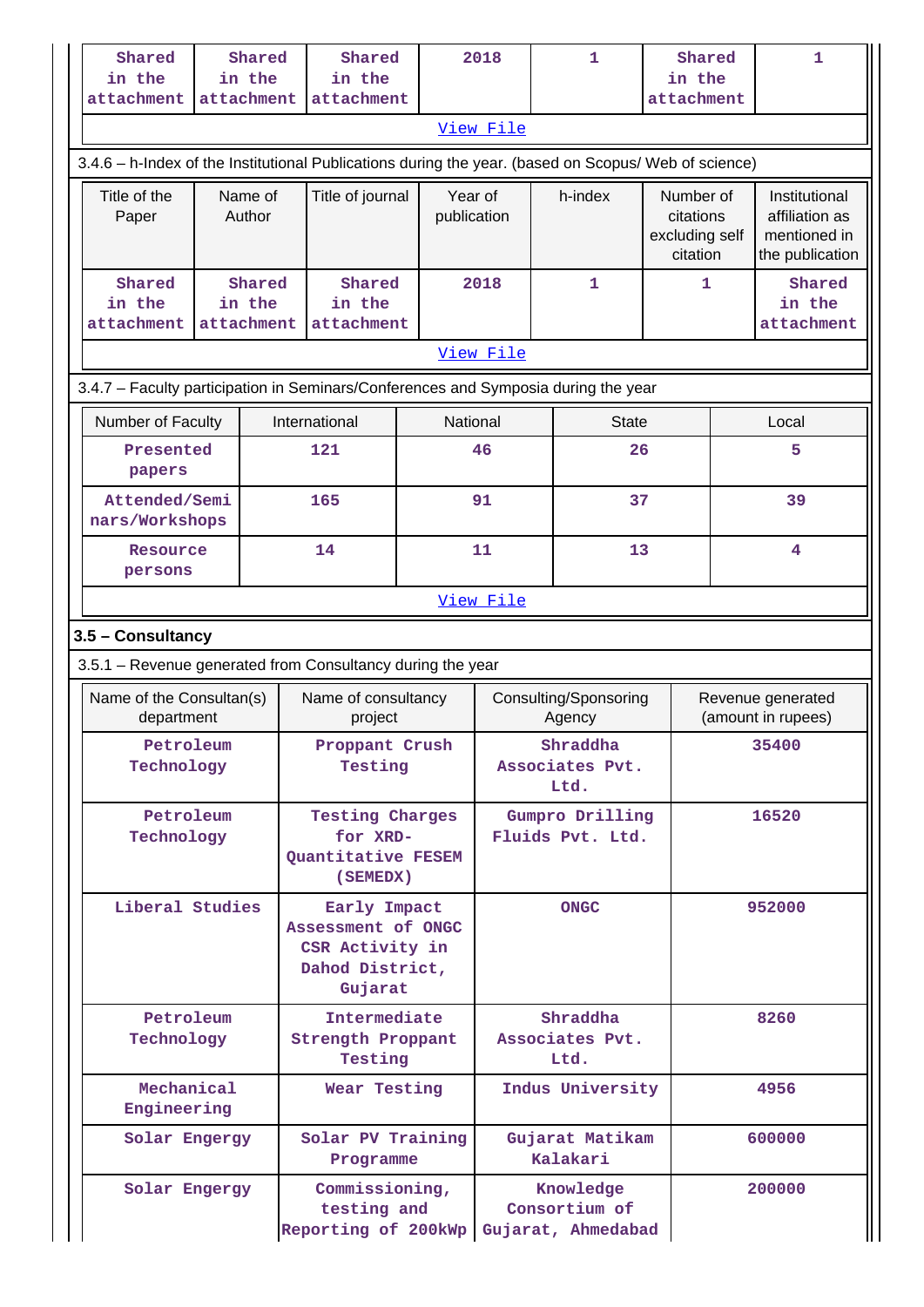| Shared in the attachment | Shared in the attachment | Shared in the attachment | 2018 | 1 | Shared in the attachment | 1 |
|---|---|---|---|---|---|---|

View File

3.4.6 – h-Index of the Institutional Publications during the year. (based on Scopus/ Web of science)

| Title of the Paper | Name of Author | Title of journal | Year of publication | h-index | Number of citations excluding self citation | Institutional affiliation as mentioned in the publication |
|---|---|---|---|---|---|---|
| Shared in the attachment | Shared in the attachment | Shared in the attachment | 2018 | 1 | 1 | Shared in the attachment |

View File

3.4.7 – Faculty participation in Seminars/Conferences and Symposia during the year

| Number of Faculty | International | National | State | Local |
|---|---|---|---|---|
| Presented papers | 121 | 46 | 26 | 5 |
| Attended/Seminars/Workshops | 165 | 91 | 37 | 39 |
| Resource persons | 14 | 11 | 13 | 4 |

View File

### 3.5 – Consultancy

3.5.1 – Revenue generated from Consultancy during the year

| Name of the Consultan(s) department | Name of consultancy project | Consulting/Sponsoring Agency | Revenue generated (amount in rupees) |
|---|---|---|---|
| Petroleum Technology | Proppant Crush Testing | Shraddha Associates Pvt. Ltd. | 35400 |
| Petroleum Technology | Testing Charges for XRD-Quantitative FESEM (SEMEDX) | Gumpro Drilling Fluids Pvt. Ltd. | 16520 |
| Liberal Studies | Early Impact Assessment of ONGC CSR Activity in Dahod District, Gujarat | ONGC | 952000 |
| Petroleum Technology | Intermediate Strength Proppant Testing | Shraddha Associates Pvt. Ltd. | 8260 |
| Mechanical Engineering | Wear Testing | Indus University | 4956 |
| Solar Engergy | Solar PV Training Programme | Gujarat Matikam Kalakari | 600000 |
| Solar Engergy | Commissioning, testing and Reporting of 200kWp | Knowledge Consortium of Gujarat, Ahmedabad | 200000 |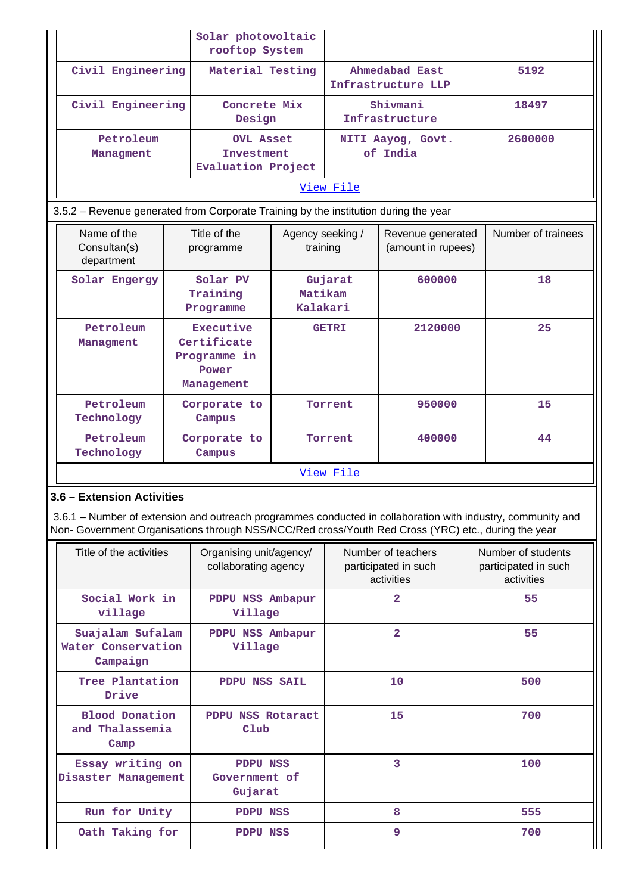|  | Solar photovoltaic rooftop System |  |  |
|---|---|---|---|
| Civil Engineering | Material Testing | Ahmedabad East Infrastructure LLP | 5192 |
| Civil Engineering | Concrete Mix Design | Shivmani Infrastructure | 18497 |
| Petroleum Managment | OVL Asset Investment Evaluation Project | NITI Aayog, Govt. of India | 2600000 |

View File

3.5.2 – Revenue generated from Corporate Training by the institution during the year

| Name of the Consultan(s) department | Title of the programme | Agency seeking / training | Revenue generated (amount in rupees) | Number of trainees |
|---|---|---|---|---|
| Solar Engergy | Solar PV Training Programme | Gujarat Matikam Kalakari | 600000 | 18 |
| Petroleum Managment | Executive Certificate Programme in Power Management | GETRI | 2120000 | 25 |
| Petroleum Technology | Corporate to Campus | Torrent | 950000 | 15 |
| Petroleum Technology | Corporate to Campus | Torrent | 400000 | 44 |

View File

## 3.6 – Extension Activities

3.6.1 – Number of extension and outreach programmes conducted in collaboration with industry, community and Non- Government Organisations through NSS/NCC/Red cross/Youth Red Cross (YRC) etc., during the year

| Title of the activities | Organising unit/agency/ collaborating agency | Number of teachers participated in such activities | Number of students participated in such activities |
|---|---|---|---|
| Social Work in village | PDPU NSS Ambapur Village | 2 | 55 |
| Suajalam Sufalam Water Conservation Campaign | PDPU NSS Ambapur Village | 2 | 55 |
| Tree Plantation Drive | PDPU NSS SAIL | 10 | 500 |
| Blood Donation and Thalassemia Camp | PDPU NSS Rotaract Club | 15 | 700 |
| Essay writing on Disaster Management | PDPU NSS Government of Gujarat | 3 | 100 |
| Run for Unity | PDPU NSS | 8 | 555 |
| Oath Taking for | PDPU NSS | 9 | 700 |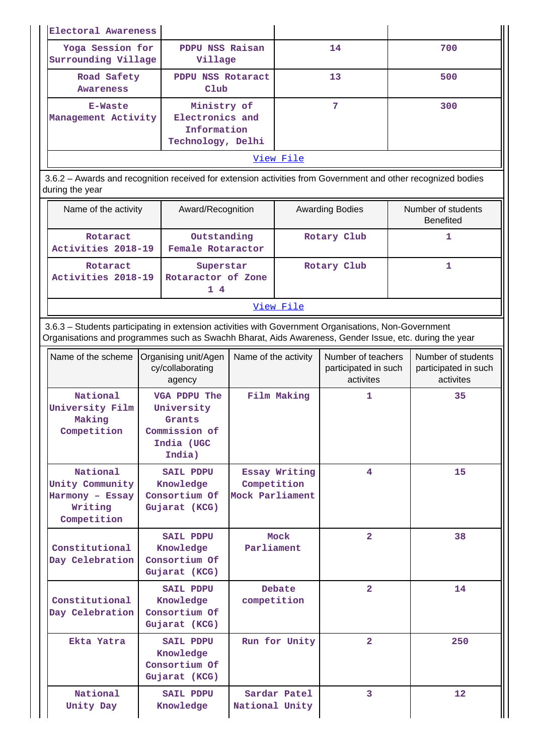| | | | |
|---|---|---|---|
| Electoral Awareness | | | |
| Yoga Session for Surrounding Village | PDPU NSS Raisan Village | 14 | 700 |
| Road Safety Awareness | PDPU NSS Rotaract Club | 13 | 500 |
| E-Waste Management Activity | Ministry of Electronics and Information Technology, Delhi | 7 | 300 |

View File

3.6.2 – Awards and recognition received for extension activities from Government and other recognized bodies during the year

| Name of the activity | Award/Recognition | Awarding Bodies | Number of students Benefited |
|---|---|---|---|
| Rotaract Activities 2018-19 | Outstanding Female Rotaractor | Rotary Club | 1 |
| Rotaract Activities 2018-19 | Superstar Rotaractor of Zone 1 4 | Rotary Club | 1 |

View File

3.6.3 – Students participating in extension activities with Government Organisations, Non-Government Organisations and programmes such as Swachh Bharat, Aids Awareness, Gender Issue, etc. during the year

| Name of the scheme | Organising unit/Agency/collaborating agency | Name of the activity | Number of teachers participated in such activites | Number of students participated in such activites |
|---|---|---|---|---|
| National University Film Making Competition | VGA PDPU The University Grants Commission of India (UGC India) | Film Making | 1 | 35 |
| National Unity Community Harmony – Essay Writing Competition | SAIL PDPU Knowledge Consortium Of Gujarat (KCG) | Essay Writing Competition Mock Parliament | 4 | 15 |
| Constitutional Day Celebration | SAIL PDPU Knowledge Consortium Of Gujarat (KCG) | Mock Parliament | 2 | 38 |
| Constitutional Day Celebration | SAIL PDPU Knowledge Consortium Of Gujarat (KCG) | Debate competition | 2 | 14 |
| Ekta Yatra | SAIL PDPU Knowledge Consortium Of Gujarat (KCG) | Run for Unity | 2 | 250 |
| National Unity Day | SAIL PDPU Knowledge | Sardar Patel National Unity | 3 | 12 |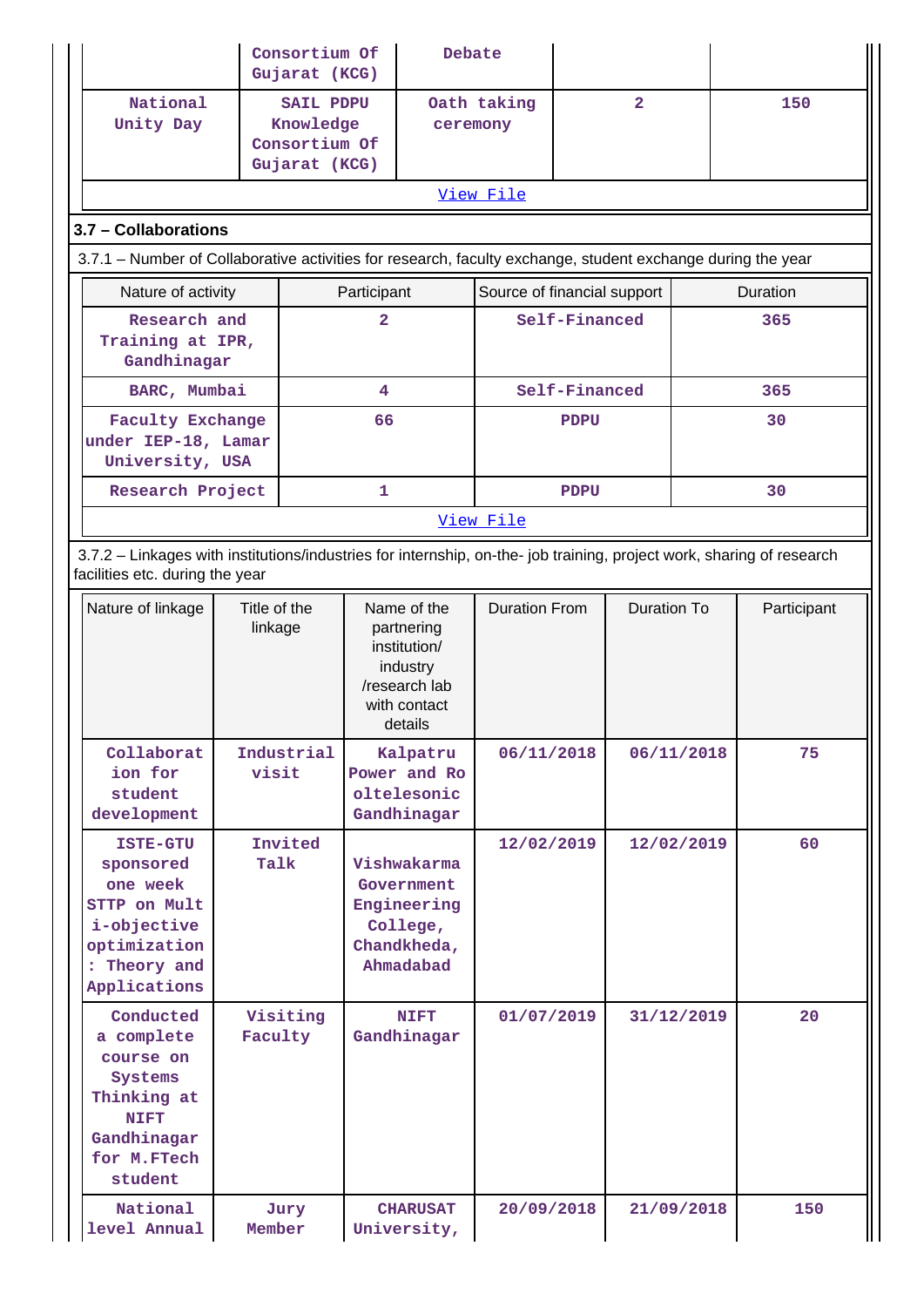| | Consortium Of Gujarat (KCG) | Debate | | |
|---|---|---|---|---|
| National Unity Day | SAIL PDPU Knowledge Consortium Of Gujarat (KCG) | Oath taking ceremony | 2 | 150 |
| View File | | | | |

### 3.7 – Collaborations

3.7.1 – Number of Collaborative activities for research, faculty exchange, student exchange during the year

| Nature of activity | Participant | Source of financial support | Duration |
|---|---|---|---|
| Research and Training at IPR, Gandhinagar | 2 | Self-Financed | 365 |
| BARC, Mumbai | 4 | Self-Financed | 365 |
| Faculty Exchange under IEP-18, Lamar University, USA | 66 | PDPU | 30 |
| Research Project | 1 | PDPU | 30 |
| View File | | | |

3.7.2 – Linkages with institutions/industries for internship, on-the- job training, project work, sharing of research facilities etc. during the year

| Nature of linkage | Title of the linkage | Name of the partnering institution/ industry /research lab with contact details | Duration From | Duration To | Participant |
|---|---|---|---|---|---|
| Collaboration for student development | Industrial visit | Kalpatru Power and Roltelesonic Gandhinagar | 06/11/2018 | 06/11/2018 | 75 |
| ISTE-GTU sponsored one week STTP on Multi-objective optimization : Theory and Applications | Invited Talk | Vishwakarma Government Engineering College, Chandkheda, Ahmadabad | 12/02/2019 | 12/02/2019 | 60 |
| Conducted a complete course on Systems Thinking at NIFT Gandhinagar for M.FTech student | Visiting Faculty | NIFT Gandhinagar | 01/07/2019 | 31/12/2019 | 20 |
| National level Annual | Jury Member | CHARUSAT University, | 20/09/2018 | 21/09/2018 | 150 |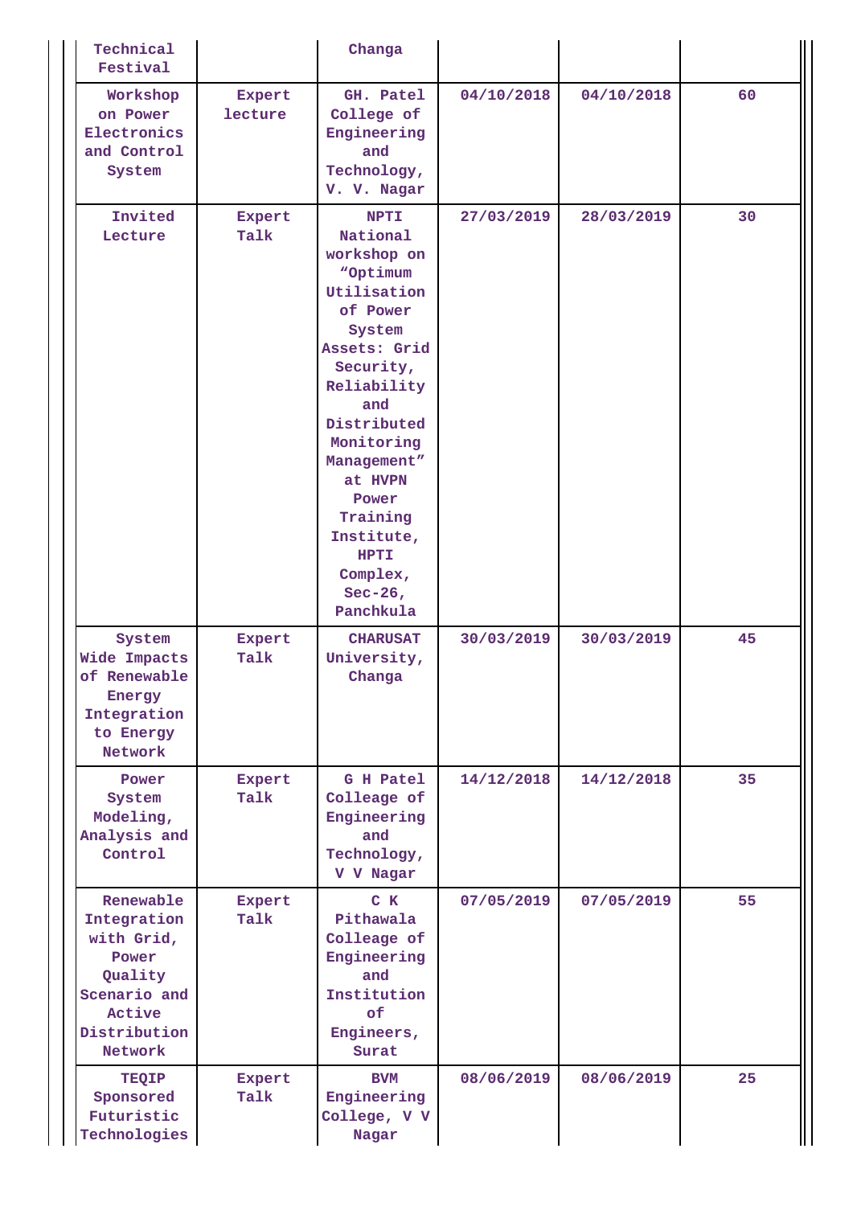| | | | | | |
|---|---|---|---|---|---|
| Technical Festival | | Changa | | | |
| Workshop on Power Electronics and Control System | Expert lecture | GH. Patel College of Engineering and Technology, V. V. Nagar | 04/10/2018 | 04/10/2018 | 60 |
| Invited Lecture | Expert Talk | NPTI National workshop on “Optimum Utilisation of Power System Assets: Grid Security, Reliability and Distributed Monitoring Management” at HVPN Power Training Institute, HPTI Complex, Sec-26, Panchkula | 27/03/2019 | 28/03/2019 | 30 |
| System Wide Impacts of Renewable Energy Integration to Energy Network | Expert Talk | CHARUSAT University, Changa | 30/03/2019 | 30/03/2019 | 45 |
| Power System Modeling, Analysis and Control | Expert Talk | G H Patel Colleage of Engineering and Technology, V V Nagar | 14/12/2018 | 14/12/2018 | 35 |
| Renewable Integration with Grid, Power Quality Scenario and Active Distribution Network | Expert Talk | C K Pithawala Colleage of Engineering and Institution of Engineers, Surat | 07/05/2019 | 07/05/2019 | 55 |
| TEQIP Sponsored Futuristic Technologies | Expert Talk | BVM Engineering College, V V Nagar | 08/06/2019 | 08/06/2019 | 25 |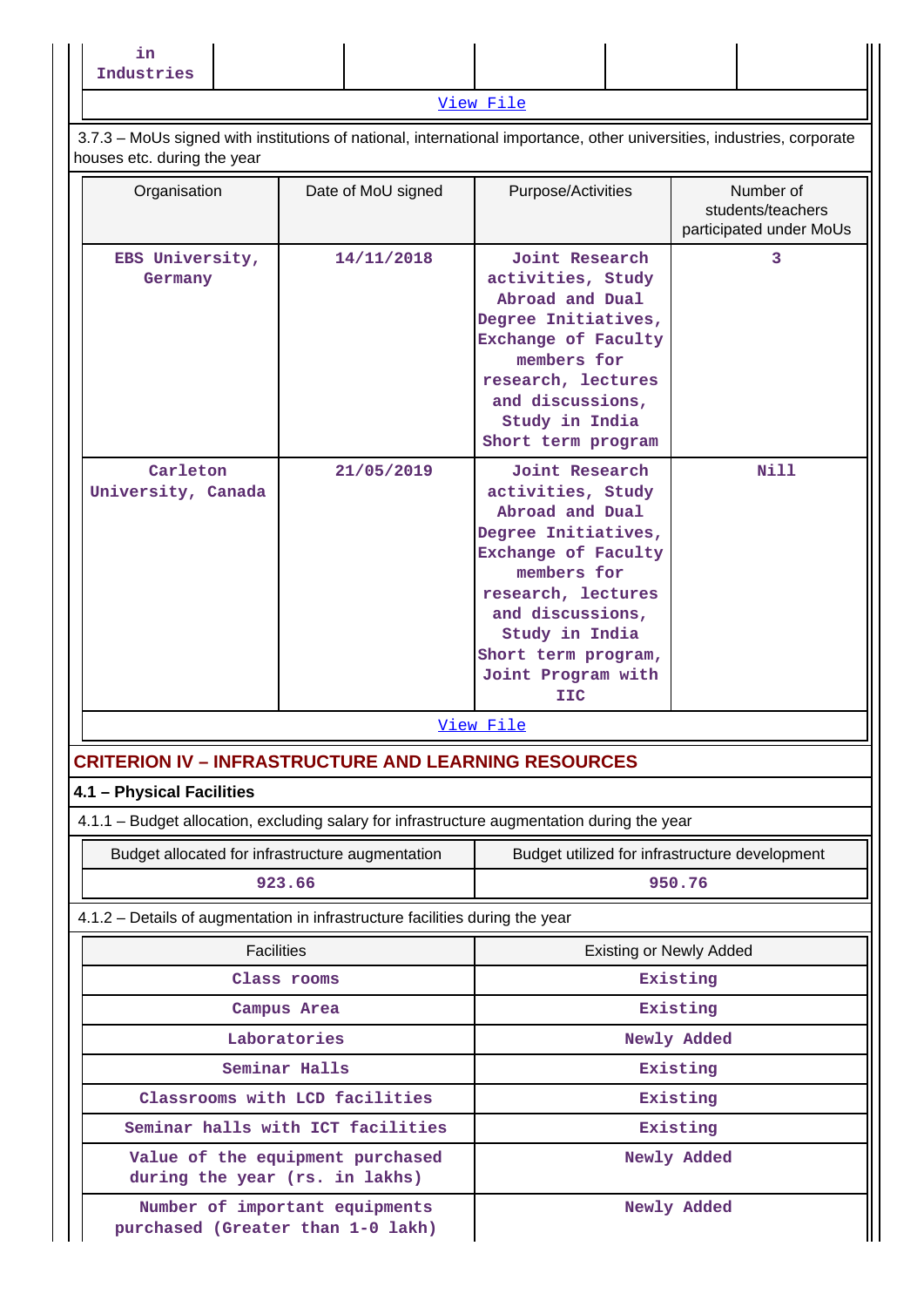| in Industries | | | | | |
|---|---|---|---|---|---|

View File

3.7.3 – MoUs signed with institutions of national, international importance, other universities, industries, corporate houses etc. during the year

| Organisation | Date of MoU signed | Purpose/Activities | Number of students/teachers participated under MoUs |
|---|---|---|---|
| EBS University, Germany | 14/11/2018 | Joint Research activities, Study Abroad and Dual Degree Initiatives, Exchange of Faculty members for research, lectures and discussions, Study in India Short term program | 3 |
| Carleton University, Canada | 21/05/2019 | Joint Research activities, Study Abroad and Dual Degree Initiatives, Exchange of Faculty members for research, lectures and discussions, Study in India Short term program, Joint Program with IIC | Nill |

View File

## CRITERION IV – INFRASTRUCTURE AND LEARNING RESOURCES

### 4.1 – Physical Facilities

4.1.1 – Budget allocation, excluding salary for infrastructure augmentation during the year

| Budget allocated for infrastructure augmentation | Budget utilized for infrastructure development |
|---|---|
| 923.66 | 950.76 |

4.1.2 – Details of augmentation in infrastructure facilities during the year

| Facilities | Existing or Newly Added |
|---|---|
| Class rooms | Existing |
| Campus Area | Existing |
| Laboratories | Newly Added |
| Seminar Halls | Existing |
| Classrooms with LCD facilities | Existing |
| Seminar halls with ICT facilities | Existing |
| Value of the equipment purchased during the year (rs. in lakhs) | Newly Added |
| Number of important equipments purchased (Greater than 1-0 lakh) | Newly Added |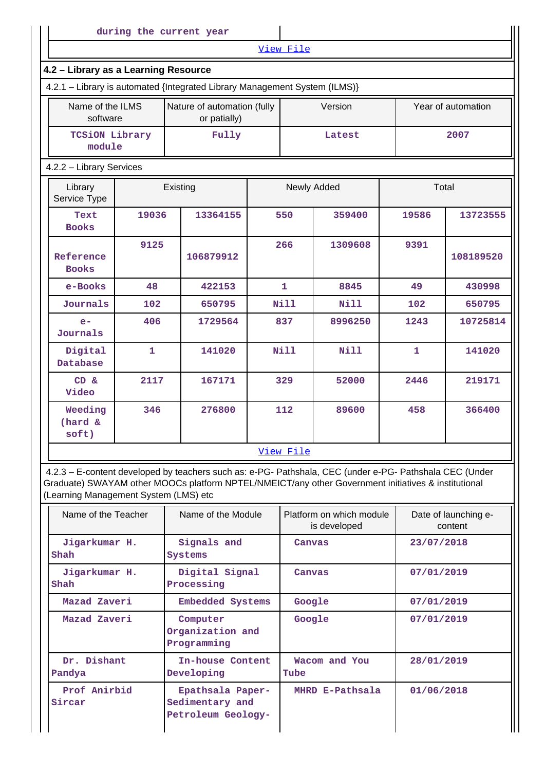| during the current year | |
|---|---|

View File

## 4.2 – Library as a Learning Resource

4.2.1 – Library is automated {Integrated Library Management System (ILMS)}

| Name of the ILMS software | Nature of automation (fully or patially) | Version | Year of automation |
|---|---|---|---|
| TCSiON Library module | Fully | Latest | 2007 |

4.2.2 – Library Services

| Library Service Type | Existing | | Newly Added | | Total | |
|---|---|---|---|---|---|---|
| Text Books | 19036 | 13364155 | 550 | 359400 | 19586 | 13723555 |
| Reference Books | 9125 | 106879912 | 266 | 1309608 | 9391 | 108189520 |
| e-Books | 48 | 422153 | 1 | 8845 | 49 | 430998 |
| Journals | 102 | 650795 | Nill | Nill | 102 | 650795 |
| e-Journals | 406 | 1729564 | 837 | 8996250 | 1243 | 10725814 |
| Digital Database | 1 | 141020 | Nill | Nill | 1 | 141020 |
| CD & Video | 2117 | 167171 | 329 | 52000 | 2446 | 219171 |
| Weeding (hard & soft) | 346 | 276800 | 112 | 89600 | 458 | 366400 |

View File

4.2.3 – E-content developed by teachers such as: e-PG- Pathshala, CEC (under e-PG- Pathshala CEC (Under Graduate) SWAYAM other MOOCs platform NPTEL/NMEICT/any other Government initiatives & institutional (Learning Management System (LMS) etc

| Name of the Teacher | Name of the Module | Platform on which module is developed | Date of launching e-content |
|---|---|---|---|
| Jigarkumar H. Shah | Signals and Systems | Canvas | 23/07/2018 |
| Jigarkumar H. Shah | Digital Signal Processing | Canvas | 07/01/2019 |
| Mazad Zaveri | Embedded Systems | Google | 07/01/2019 |
| Mazad Zaveri | Computer Organization and Programming | Google | 07/01/2019 |
| Dr. Dishant Pandya | In-house Content Developing | Wacom and You Tube | 28/01/2019 |
| Prof Anirbid Sircar | Epathsala Paper- Sedimentary and Petroleum Geology- | MHRD E-Pathsala | 01/06/2018 |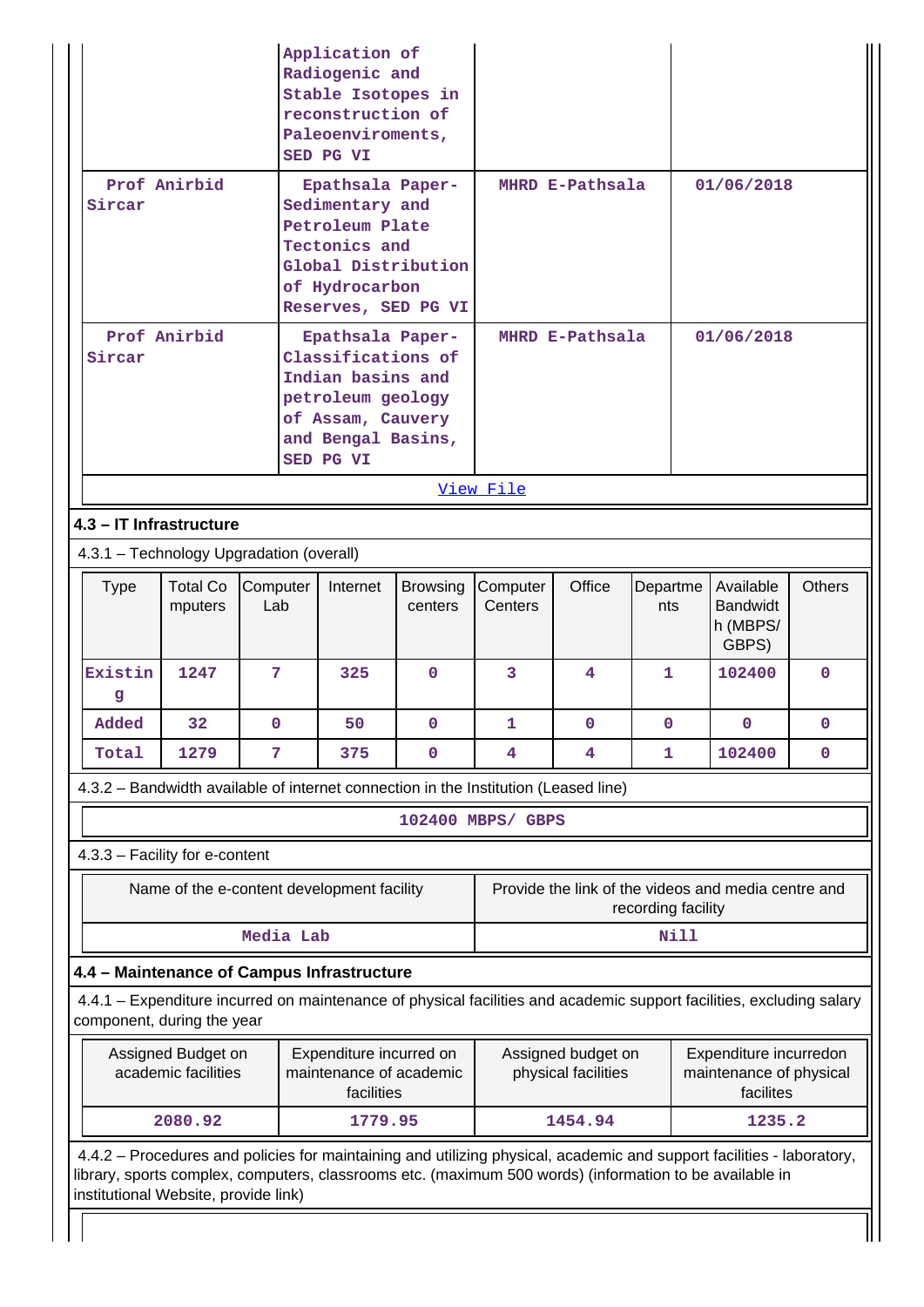| | Application of Radiogenic and Stable Isotopes in reconstruction of Paleoenviroments, SED PG VI | | |
|---|---|---|---|
| Prof Anirbid Sircar | Epathsala Paper- Sedimentary and Petroleum Plate Tectonics and Global Distribution of Hydrocarbon Reserves, SED PG VI | MHRD E-Pathsala | 01/06/2018 |
| Prof Anirbid Sircar | Epathsala Paper- Classifications of Indian basins and petroleum geology of Assam, Cauvery and Bengal Basins, SED PG VI | MHRD E-Pathsala | 01/06/2018 |

View File

**4.3 – IT Infrastructure**

4.3.1 – Technology Upgradation (overall)

| Type | Total Computers | Computer Lab | Internet | Browsing centers | Computer Centers | Office | Departments | Available Bandwidth (MBPS/ GBPS) | Others |
|---|---|---|---|---|---|---|---|---|---|
| Existing | 1247 | 7 | 325 | 0 | 3 | 4 | 1 | 102400 | 0 |
| Added | 32 | 0 | 50 | 0 | 1 | 0 | 0 | 0 | 0 |
| Total | 1279 | 7 | 375 | 0 | 4 | 4 | 1 | 102400 | 0 |

4.3.2 – Bandwidth available of internet connection in the Institution (Leased line)

102400 MBPS/ GBPS

4.3.3 – Facility for e-content

| Name of the e-content development facility | Provide the link of the videos and media centre and recording facility |
|---|---|
| Media Lab | Nill |

**4.4 – Maintenance of Campus Infrastructure**

4.4.1 – Expenditure incurred on maintenance of physical facilities and academic support facilities, excluding salary component, during the year

| Assigned Budget on academic facilities | Expenditure incurred on maintenance of academic facilities | Assigned budget on physical facilities | Expenditure incurredon maintenance of physical facilites |
|---|---|---|---|
| 2080.92 | 1779.95 | 1454.94 | 1235.2 |

4.4.2 – Procedures and policies for maintaining and utilizing physical, academic and support facilities - laboratory, library, sports complex, computers, classrooms etc. (maximum 500 words) (information to be available in institutional Website, provide link)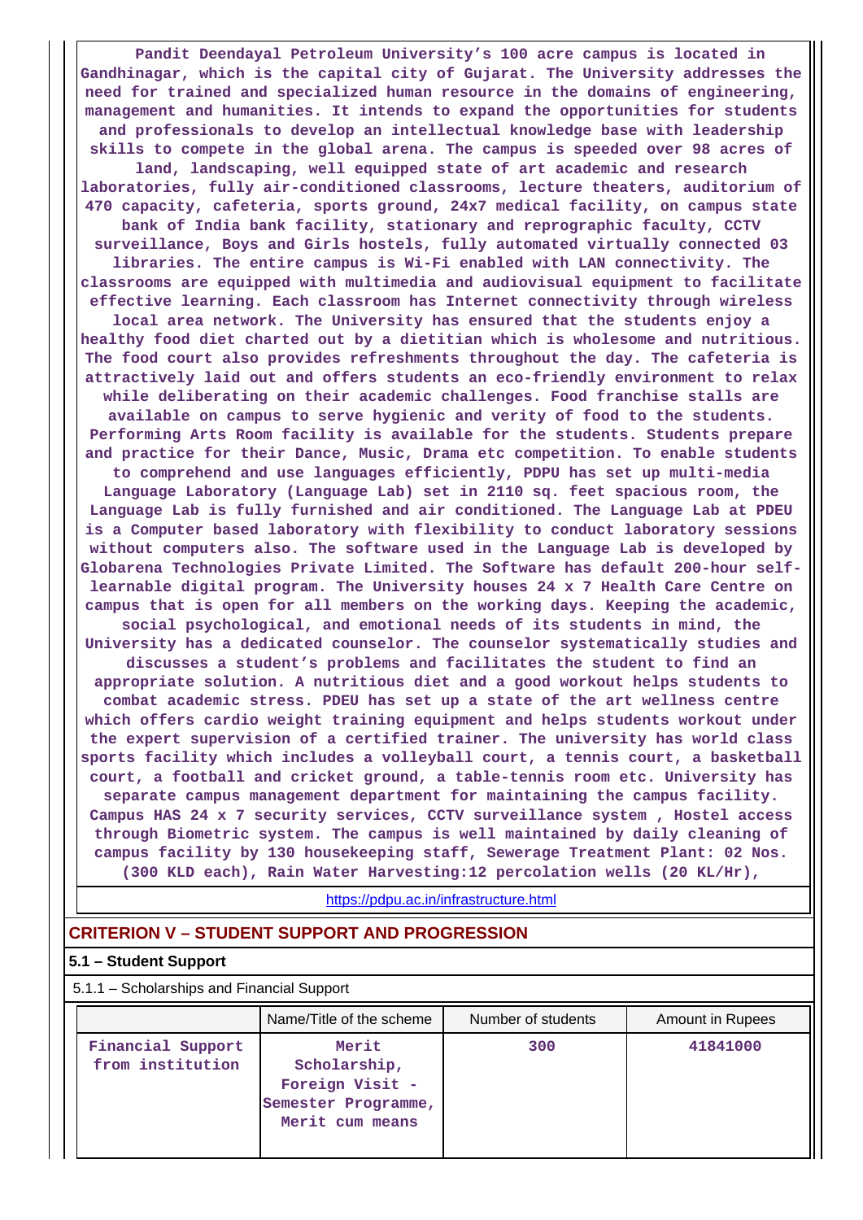Pandit Deendayal Petroleum University's 100 acre campus is located in Gandhinagar, which is the capital city of Gujarat. The University addresses the need for trained and specialized human resource in the domains of engineering, management and humanities. It intends to expand the opportunities for students and professionals to develop an intellectual knowledge base with leadership skills to compete in the global arena. The campus is speeded over 98 acres of land, landscaping, well equipped state of art academic and research laboratories, fully air-conditioned classrooms, lecture theaters, auditorium of 470 capacity, cafeteria, sports ground, 24x7 medical facility, on campus state bank of India bank facility, stationary and reprographic faculty, CCTV surveillance, Boys and Girls hostels, fully automated virtually connected 03 libraries. The entire campus is Wi-Fi enabled with LAN connectivity. The classrooms are equipped with multimedia and audiovisual equipment to facilitate effective learning. Each classroom has Internet connectivity through wireless local area network. The University has ensured that the students enjoy a healthy food diet charted out by a dietitian which is wholesome and nutritious. The food court also provides refreshments throughout the day. The cafeteria is attractively laid out and offers students an eco-friendly environment to relax while deliberating on their academic challenges. Food franchise stalls are available on campus to serve hygienic and verity of food to the students. Performing Arts Room facility is available for the students. Students prepare and practice for their Dance, Music, Drama etc competition. To enable students to comprehend and use languages efficiently, PDPU has set up multi-media Language Laboratory (Language Lab) set in 2110 sq. feet spacious room, the Language Lab is fully furnished and air conditioned. The Language Lab at PDEU is a Computer based laboratory with flexibility to conduct laboratory sessions without computers also. The software used in the Language Lab is developed by Globarena Technologies Private Limited. The Software has default 200-hour self-learnable digital program. The University houses 24 x 7 Health Care Centre on campus that is open for all members on the working days. Keeping the academic, social psychological, and emotional needs of its students in mind, the University has a dedicated counselor. The counselor systematically studies and discusses a student's problems and facilitates the student to find an appropriate solution. A nutritious diet and a good workout helps students to combat academic stress. PDEU has set up a state of the art wellness centre which offers cardio weight training equipment and helps students workout under the expert supervision of a certified trainer. The university has world class sports facility which includes a volleyball court, a tennis court, a basketball court, a football and cricket ground, a table-tennis room etc. University has separate campus management department for maintaining the campus facility. Campus HAS 24 x 7 security services, CCTV surveillance system , Hostel access through Biometric system. The campus is well maintained by daily cleaning of campus facility by 130 housekeeping staff, Sewerage Treatment Plant: 02 Nos. (300 KLD each), Rain Water Harvesting:12 percolation wells (20 KL/Hr),

https://pdpu.ac.in/infrastructure.html

## CRITERION V – STUDENT SUPPORT AND PROGRESSION

### 5.1 – Student Support

5.1.1 – Scholarships and Financial Support

| | Name/Title of the scheme | Number of students | Amount in Rupees |
|---|---|---|---|
| Financial Support from institution | Merit Scholarship, Foreign Visit - Semester Programme, Merit cum means | 300 | 41841000 |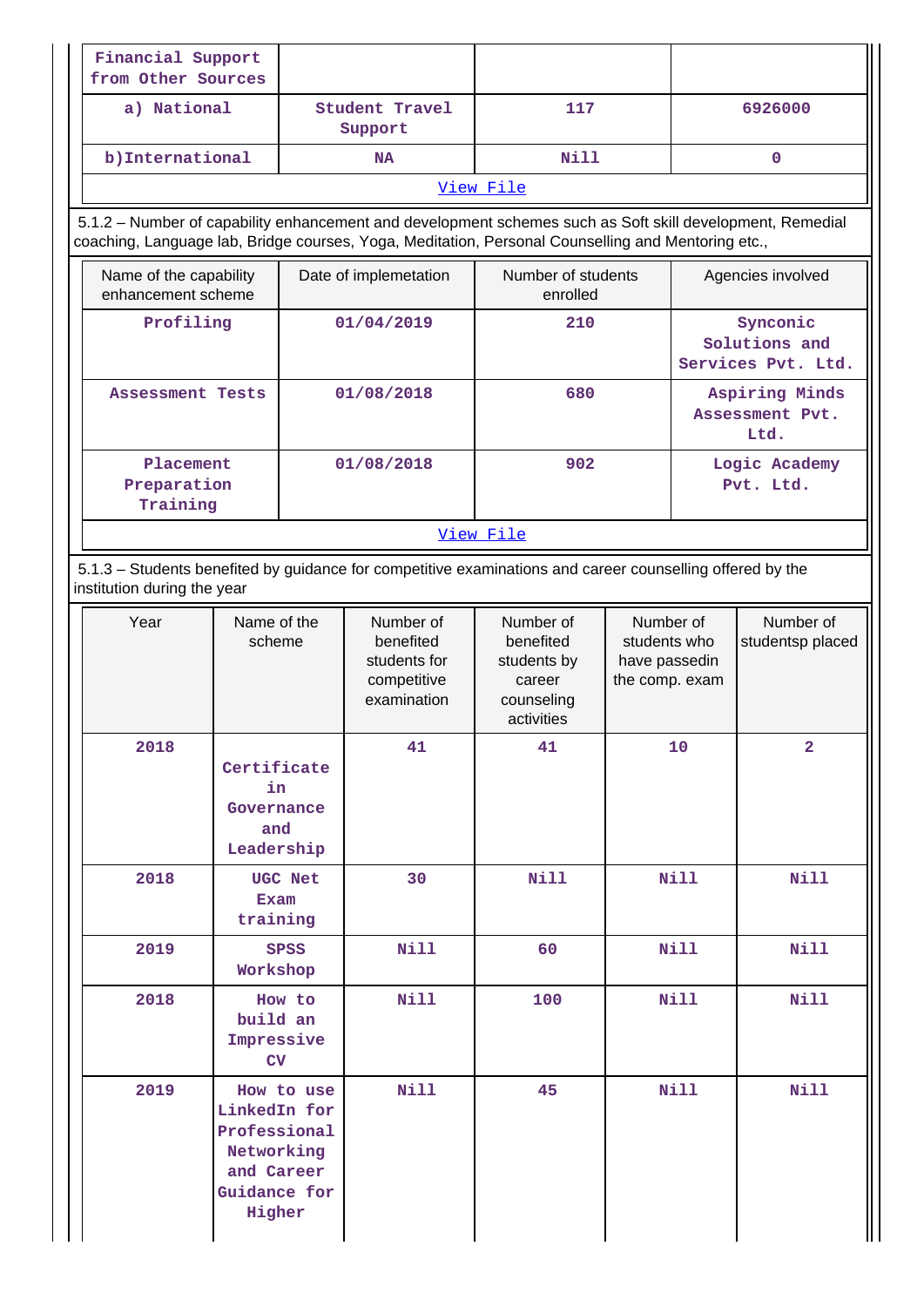| Financial Support from Other Sources | | | |
|---|---|---|---|
| a) National | Student Travel Support | 117 | 6926000 |
| b)International | NA | Nill | 0 |
| View File | | | |

5.1.2 – Number of capability enhancement and development schemes such as Soft skill development, Remedial coaching, Language lab, Bridge courses, Yoga, Meditation, Personal Counselling and Mentoring etc.,

| Name of the capability enhancement scheme | Date of implemetation | Number of students enrolled | Agencies involved |
|---|---|---|---|
| Profiling | 01/04/2019 | 210 | Synconic Solutions and Services Pvt. Ltd. |
| Assessment Tests | 01/08/2018 | 680 | Aspiring Minds Assessment Pvt. Ltd. |
| Placement Preparation Training | 01/08/2018 | 902 | Logic Academy Pvt. Ltd. |
| View File | | | |

5.1.3 – Students benefited by guidance for competitive examinations and career counselling offered by the institution during the year

| Year | Name of the scheme | Number of benefited students for competitive examination | Number of benefited students by career counseling activities | Number of students who have passedin the comp. exam | Number of studentsp placed |
|---|---|---|---|---|---|
| 2018 | Certificate in Governance and Leadership | 41 | 41 | 10 | 2 |
| 2018 | UGC Net Exam training | 30 | Nill | Nill | Nill |
| 2019 | SPSS Workshop | Nill | 60 | Nill | Nill |
| 2018 | How to build an Impressive CV | Nill | 100 | Nill | Nill |
| 2019 | How to use LinkedIn for Professional Networking and Career Guidance for Higher | Nill | 45 | Nill | Nill |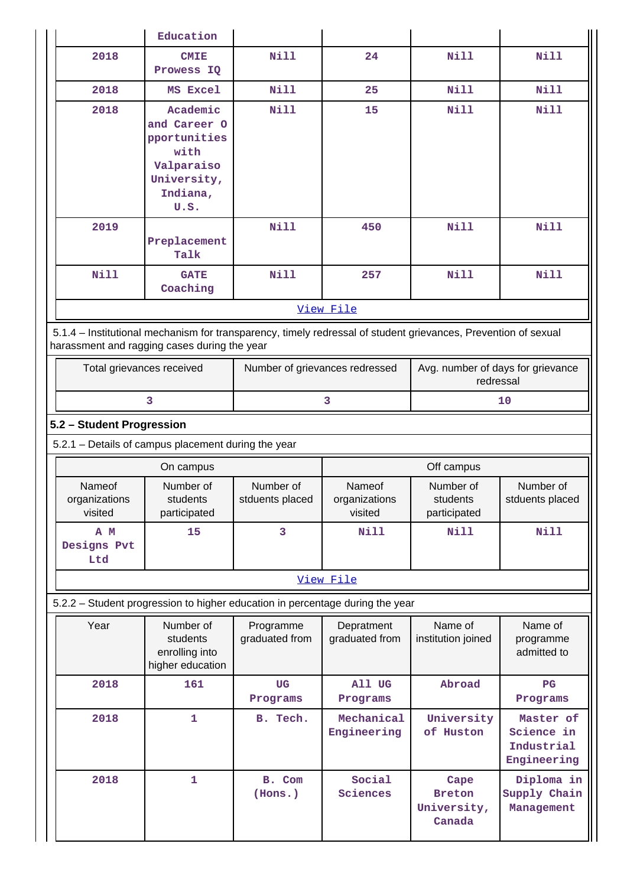| | Education | | | | |
|---|---|---|---|---|---|
| 2018 | CMIE Prowess IQ | Nill | 24 | Nill | Nill |
| 2018 | MS Excel | Nill | 25 | Nill | Nill |
| 2018 | Academic and Career Opportunities with Valparaiso University, Indiana, U.S. | Nill | 15 | Nill | Nill |
| 2019 | Preplacement Talk | Nill | 450 | Nill | Nill |
| Nill | GATE Coaching | Nill | 257 | Nill | Nill |
| View File | | | | | |

5.1.4 – Institutional mechanism for transparency, timely redressal of student grievances, Prevention of sexual harassment and ragging cases during the year

| Total grievances received | Number of grievances redressed | Avg. number of days for grievance redressal |
|---|---|---|
| 3 | 3 | 10 |

## 5.2 – Student Progression

5.2.1 – Details of campus placement during the year

| On campus | | | Off campus | | |
|---|---|---|---|---|---|
| Nameof organizations visited | Number of students participated | Number of stduents placed | Nameof organizations visited | Number of students participated | Number of stduents placed |
| A M Designs Pvt Ltd | 15 | 3 | Nill | Nill | Nill |
| View File | | | | | |

5.2.2 – Student progression to higher education in percentage during the year

| Year | Number of students enrolling into higher education | Programme graduated from | Depratment graduated from | Name of institution joined | Name of programme admitted to |
|---|---|---|---|---|---|
| 2018 | 161 | UG Programs | All UG Programs | Abroad | PG Programs |
| 2018 | 1 | B. Tech. | Mechanical Engineering | University of Huston | Master of Science in Industrial Engineering |
| 2018 | 1 | B. Com (Hons.) | Social Sciences | Cape Breton University, Canada | Diploma in Supply Chain Management |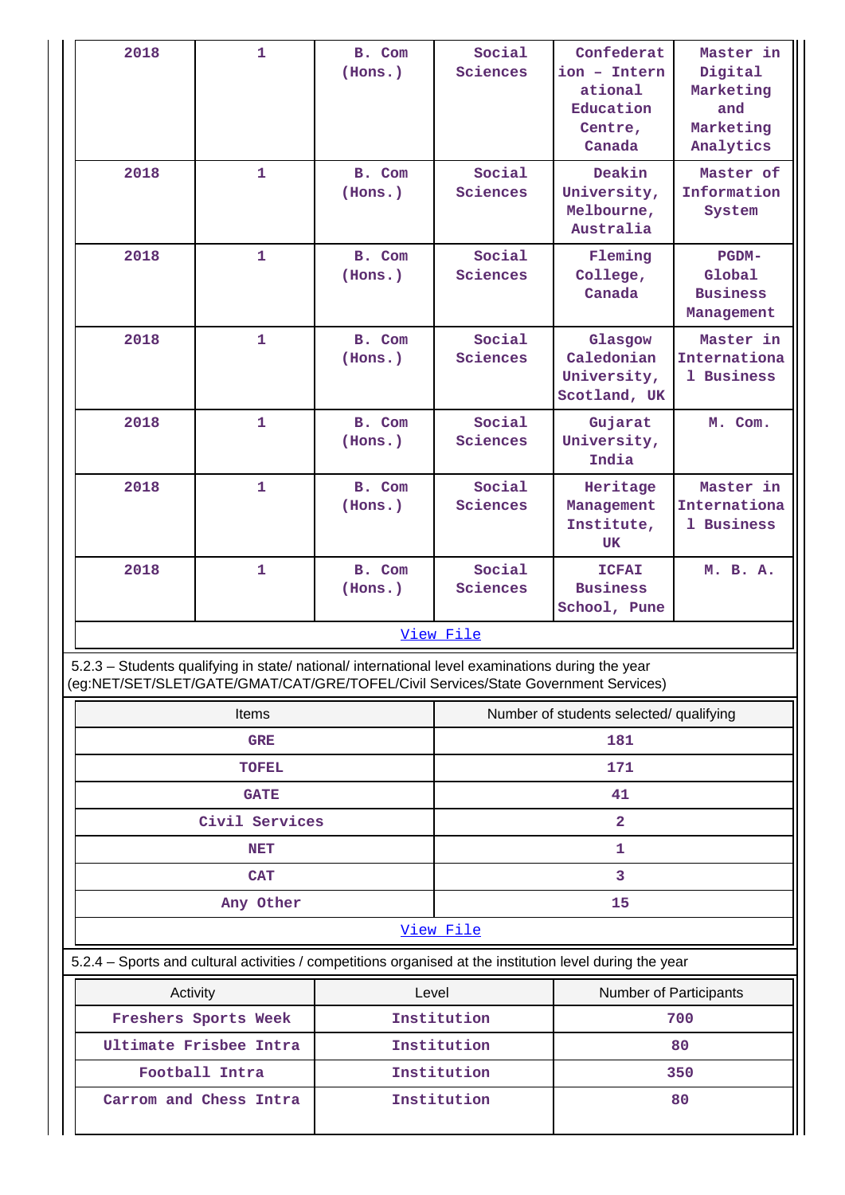| 2018 | 1 | B. Com (Hons.) | Social Sciences | Confederation - International Education Centre, Canada | Master in Digital Marketing and Marketing Analytics |
|---|---|---|---|---|---|
| 2018 | 1 | B. Com (Hons.) | Social Sciences | Deakin University, Melbourne, Australia | Master of Information System |
| 2018 | 1 | B. Com (Hons.) | Social Sciences | Fleming College, Canada | PGDM- Global Business Management |
| 2018 | 1 | B. Com (Hons.) | Social Sciences | Glasgow Caledonian University, Scotland, UK | Master in International Business |
| 2018 | 1 | B. Com (Hons.) | Social Sciences | Gujarat University, India | M. Com. |
| 2018 | 1 | B. Com (Hons.) | Social Sciences | Heritage Management Institute, UK | Master in International Business |
| 2018 | 1 | B. Com (Hons.) | Social Sciences | ICFAI Business School, Pune | M. B. A. |

View File

5.2.3 – Students qualifying in state/ national/ international level examinations during the year (eg:NET/SET/SLET/GATE/GMAT/CAT/GRE/TOFEL/Civil Services/State Government Services)

| Items | Number of students selected/ qualifying |
|---|---|
| GRE | 181 |
| TOFEL | 171 |
| GATE | 41 |
| Civil Services | 2 |
| NET | 1 |
| CAT | 3 |
| Any Other | 15 |

View File

5.2.4 – Sports and cultural activities / competitions organised at the institution level during the year

| Activity | Level | Number of Participants |
|---|---|---|
| Freshers Sports Week | Institution | 700 |
| Ultimate Frisbee Intra | Institution | 80 |
| Football Intra | Institution | 350 |
| Carrom and Chess Intra | Institution | 80 |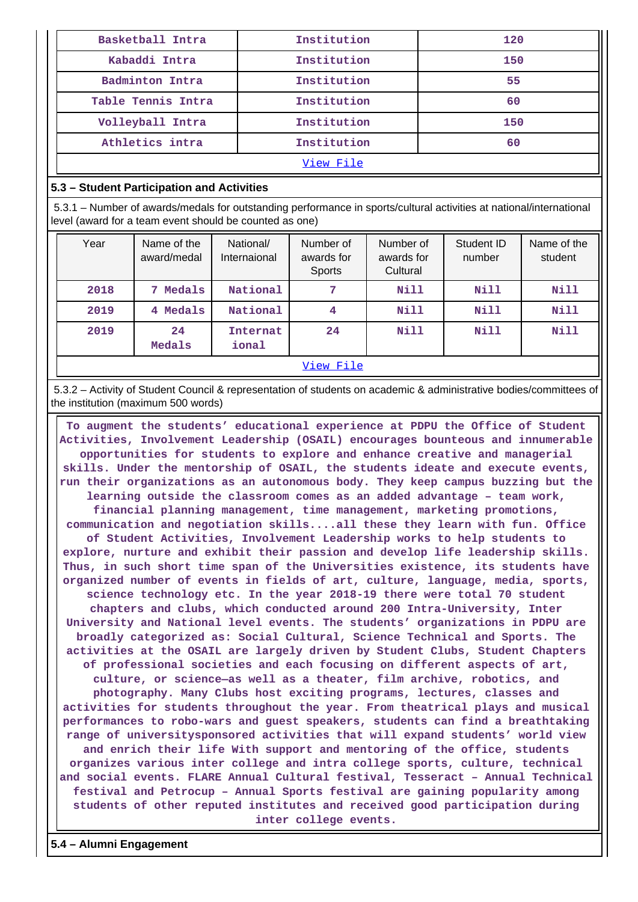| Basketball Intra | Institution | 120 |
|---|---|---|
| Kabaddi Intra | Institution | 150 |
| Badminton Intra | Institution | 55 |
| Table Tennis Intra | Institution | 60 |
| Volleyball Intra | Institution | 150 |
| Athletics intra | Institution | 60 |
| View File | | |

### 5.3 – Student Participation and Activities

5.3.1 – Number of awards/medals for outstanding performance in sports/cultural activities at national/international level (award for a team event should be counted as one)

| Year | Name of the award/medal | National/ Internaional | Number of awards for Sports | Number of awards for Cultural | Student ID number | Name of the student |
|---|---|---|---|---|---|---|
| 2018 | 7 Medals | National | 7 | Nill | Nill | Nill |
| 2019 | 4 Medals | National | 4 | Nill | Nill | Nill |
| 2019 | 24 Medals | International | 24 | Nill | Nill | Nill |
| View File | | | | | | |

5.3.2 – Activity of Student Council & representation of students on academic & administrative bodies/committees of the institution (maximum 500 words)

To augment the students' educational experience at PDPU the Office of Student Activities, Involvement Leadership (OSAIL) encourages bounteous and innumerable opportunities for students to explore and enhance creative and managerial skills. Under the mentorship of OSAIL, the students ideate and execute events, run their organizations as an autonomous body. They keep campus buzzing but the learning outside the classroom comes as an added advantage – team work, financial planning management, time management, marketing promotions, communication and negotiation skills....all these they learn with fun. Office of Student Activities, Involvement Leadership works to help students to explore, nurture and exhibit their passion and develop life leadership skills. Thus, in such short time span of the Universities existence, its students have organized number of events in fields of art, culture, language, media, sports, science technology etc. In the year 2018-19 there were total 70 student chapters and clubs, which conducted around 200 Intra-University, Inter University and National level events. The students' organizations in PDPU are broadly categorized as: Social Cultural, Science Technical and Sports. The activities at the OSAIL are largely driven by Student Clubs, Student Chapters of professional societies and each focusing on different aspects of art, culture, or science—as well as a theater, film archive, robotics, and photography. Many Clubs host exciting programs, lectures, classes and activities for students throughout the year. From theatrical plays and musical performances to robo-wars and guest speakers, students can find a breathtaking range of universitysponsored activities that will expand students' world view and enrich their life With support and mentoring of the office, students organizes various inter college and intra college sports, culture, technical and social events. FLARE Annual Cultural festival, Tesseract – Annual Technical festival and Petrocup – Annual Sports festival are gaining popularity among students of other reputed institutes and received good participation during inter college events.

### 5.4 – Alumni Engagement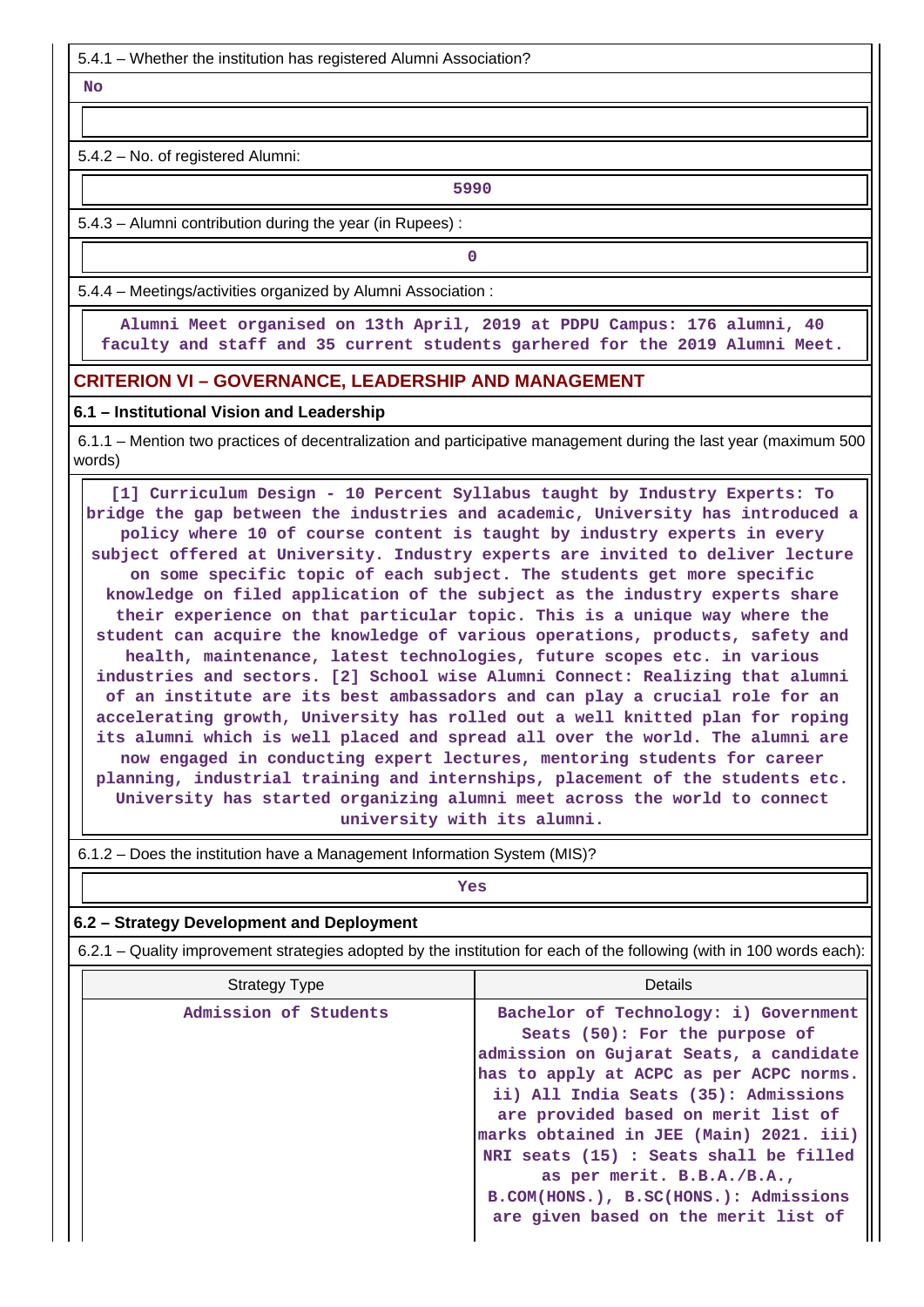5.4.1 – Whether the institution has registered Alumni Association?

**No**

5.4.2 – No. of registered Alumni:

**5990**

5.4.3 – Alumni contribution during the year (in Rupees) :

**0**

5.4.4 – Meetings/activities organized by Alumni Association :

**Alumni Meet organised on 13th April, 2019 at PDPU Campus: 176 alumni, 40 faculty and staff and 35 current students garhered for the 2019 Alumni Meet.**

## CRITERION VI – GOVERNANCE, LEADERSHIP AND MANAGEMENT

### 6.1 – Institutional Vision and Leadership

6.1.1 – Mention two practices of decentralization and participative management during the last year (maximum 500 words)

**[1] Curriculum Design - 10 Percent Syllabus taught by Industry Experts: To bridge the gap between the industries and academic, University has introduced a policy where 10 of course content is taught by industry experts in every subject offered at University. Industry experts are invited to deliver lecture on some specific topic of each subject. The students get more specific knowledge on filed application of the subject as the industry experts share their experience on that particular topic. This is a unique way where the student can acquire the knowledge of various operations, products, safety and health, maintenance, latest technologies, future scopes etc. in various industries and sectors. [2] School wise Alumni Connect: Realizing that alumni of an institute are its best ambassadors and can play a crucial role for an accelerating growth, University has rolled out a well knitted plan for roping its alumni which is well placed and spread all over the world. The alumni are now engaged in conducting expert lectures, mentoring students for career planning, industrial training and internships, placement of the students etc. University has started organizing alumni meet across the world to connect university with its alumni.**

6.1.2 – Does the institution have a Management Information System (MIS)?

**Yes**

### 6.2 – Strategy Development and Deployment

6.2.1 – Quality improvement strategies adopted by the institution for each of the following (with in 100 words each):

| Strategy Type | Details |
|---|---|
| Admission of Students | Bachelor of Technology: i) Government Seats (50): For the purpose of admission on Gujarat Seats, a candidate has to apply at ACPC as per ACPC norms. ii) All India Seats (35): Admissions are provided based on merit list of marks obtained in JEE (Main) 2021. iii) NRI seats (15) : Seats shall be filled as per merit. B.B.A./B.A., B.COM(HONS.), B.SC(HONS.): Admissions are given based on the merit list of |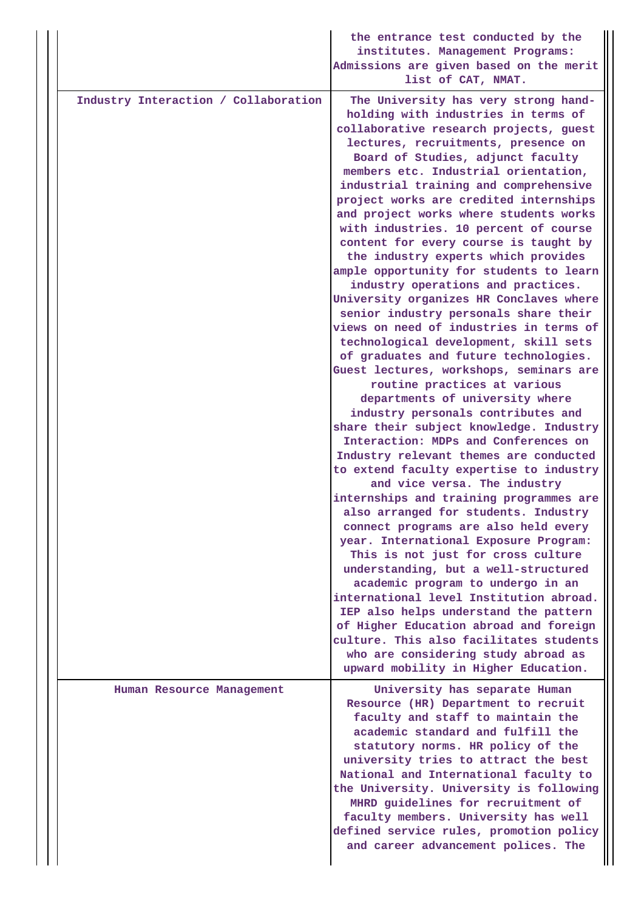| | |
|---|---|
| | the entrance test conducted by the institutes. Management Programs: Admissions are given based on the merit list of CAT, NMAT. |
| Industry Interaction / Collaboration | The University has very strong hand-holding with industries in terms of collaborative research projects, guest lectures, recruitments, presence on Board of Studies, adjunct faculty members etc. Industrial orientation, industrial training and comprehensive project works are credited internships and project works where students works with industries. 10 percent of course content for every course is taught by the industry experts which provides ample opportunity for students to learn industry operations and practices. University organizes HR Conclaves where senior industry personals share their views on need of industries in terms of technological development, skill sets of graduates and future technologies. Guest lectures, workshops, seminars are routine practices at various departments of university where industry personals contributes and share their subject knowledge. Industry Interaction: MDPs and Conferences on Industry relevant themes are conducted to extend faculty expertise to industry and vice versa. The industry internships and training programmes are also arranged for students. Industry connect programs are also held every year. International Exposure Program: This is not just for cross culture understanding, but a well-structured academic program to undergo in an international level Institution abroad. IEP also helps understand the pattern of Higher Education abroad and foreign culture. This also facilitates students who are considering study abroad as upward mobility in Higher Education. |
| Human Resource Management | University has separate Human Resource (HR) Department to recruit faculty and staff to maintain the academic standard and fulfill the statutory norms. HR policy of the university tries to attract the best National and International faculty to the University. University is following MHRD guidelines for recruitment of faculty members. University has well defined service rules, promotion policy and career advancement polices. The |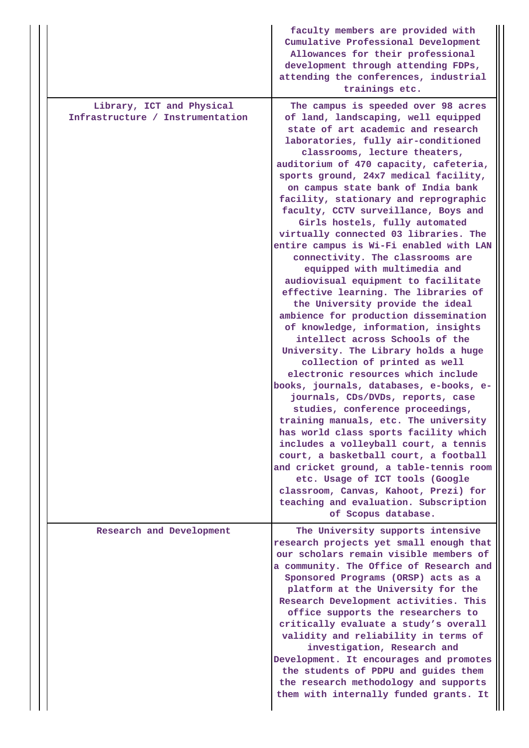| | |
|---|---|
| | faculty members are provided with Cumulative Professional Development Allowances for their professional development through attending FDPs, attending the conferences, industrial trainings etc. |
| Library, ICT and Physical Infrastructure / Instrumentation | The campus is speeded over 98 acres of land, landscaping, well equipped state of art academic and research laboratories, fully air-conditioned classrooms, lecture theaters, auditorium of 470 capacity, cafeteria, sports ground, 24x7 medical facility, on campus state bank of India bank facility, stationary and reprographic faculty, CCTV surveillance, Boys and Girls hostels, fully automated virtually connected 03 libraries. The entire campus is Wi-Fi enabled with LAN connectivity. The classrooms are equipped with multimedia and audiovisual equipment to facilitate effective learning. The libraries of the University provide the ideal ambience for production dissemination of knowledge, information, insights intellect across Schools of the University. The Library holds a huge collection of printed as well electronic resources which include books, journals, databases, e-books, e-journals, CDs/DVDs, reports, case studies, conference proceedings, training manuals, etc. The university has world class sports facility which includes a volleyball court, a tennis court, a basketball court, a football and cricket ground, a table-tennis room etc. Usage of ICT tools (Google classroom, Canvas, Kahoot, Prezi) for teaching and evaluation. Subscription of Scopus database. |
| Research and Development | The University supports intensive research projects yet small enough that our scholars remain visible members of a community. The Office of Research and Sponsored Programs (ORSP) acts as a platform at the University for the Research Development activities. This office supports the researchers to critically evaluate a study's overall validity and reliability in terms of investigation, Research and Development. It encourages and promotes the students of PDPU and guides them the research methodology and supports them with internally funded grants. It |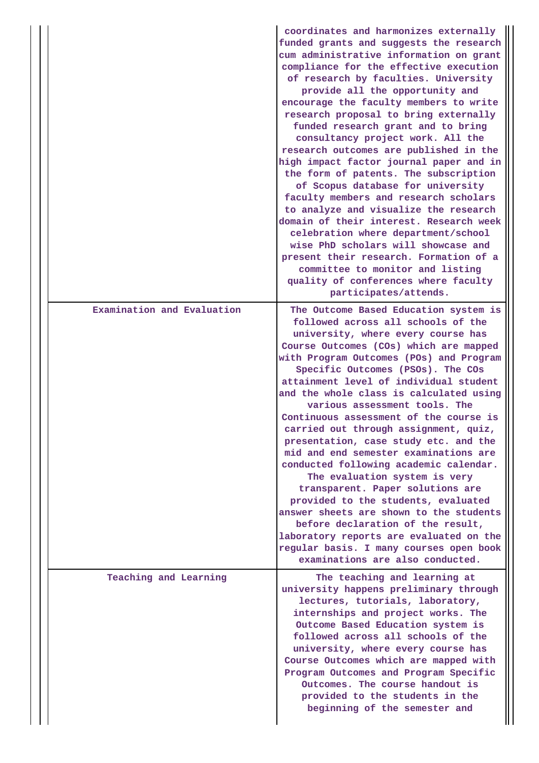| | |
|---|---|
| | coordinates and harmonizes externally funded grants and suggests the research cum administrative information on grant compliance for the effective execution of research by faculties. University provide all the opportunity and encourage the faculty members to write research proposal to bring externally funded research grant and to bring consultancy project work. All the research outcomes are published in the high impact factor journal paper and in the form of patents. The subscription of Scopus database for university faculty members and research scholars to analyze and visualize the research domain of their interest. Research week celebration where department/school wise PhD scholars will showcase and present their research. Formation of a committee to monitor and listing quality of conferences where faculty participates/attends. |
| Examination and Evaluation | The Outcome Based Education system is followed across all schools of the university, where every course has Course Outcomes (COs) which are mapped with Program Outcomes (POs) and Program Specific Outcomes (PSOs). The COs attainment level of individual student and the whole class is calculated using various assessment tools. The Continuous assessment of the course is carried out through assignment, quiz, presentation, case study etc. and the mid and end semester examinations are conducted following academic calendar. The evaluation system is very transparent. Paper solutions are provided to the students, evaluated answer sheets are shown to the students before declaration of the result, laboratory reports are evaluated on the regular basis. I many courses open book examinations are also conducted. |
| Teaching and Learning | The teaching and learning at university happens preliminary through lectures, tutorials, laboratory, internships and project works. The Outcome Based Education system is followed across all schools of the university, where every course has Course Outcomes which are mapped with Program Outcomes and Program Specific Outcomes. The course handout is provided to the students in the beginning of the semester and |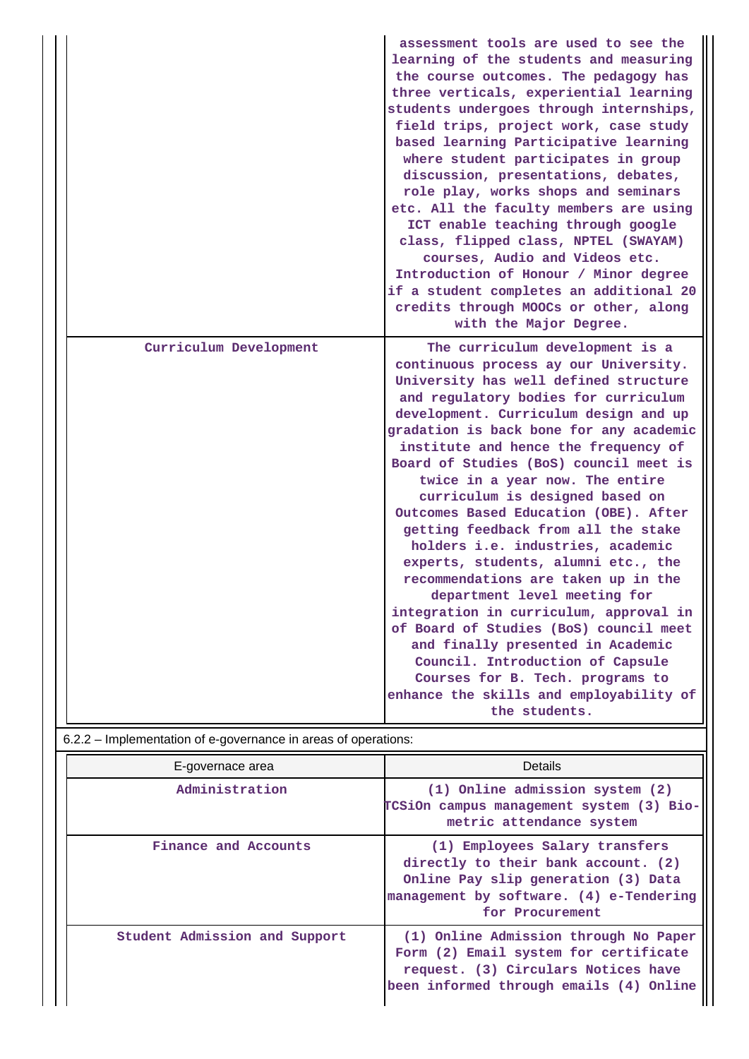| | |
|---|---|
| | assessment tools are used to see the learning of the students and measuring the course outcomes. The pedagogy has three verticals, experiential learning students undergoes through internships, field trips, project work, case study based learning Participative learning where student participates in group discussion, presentations, debates, role play, works shops and seminars etc. All the faculty members are using ICT enable teaching through google class, flipped class, NPTEL (SWAYAM) courses, Audio and Videos etc. Introduction of Honour / Minor degree if a student completes an additional 20 credits through MOOCs or other, along with the Major Degree. |
| Curriculum Development | The curriculum development is a continuous process ay our University. University has well defined structure and regulatory bodies for curriculum development. Curriculum design and up gradation is back bone for any academic institute and hence the frequency of Board of Studies (BoS) council meet is twice in a year now. The entire curriculum is designed based on Outcomes Based Education (OBE). After getting feedback from all the stake holders i.e. industries, academic experts, students, alumni etc., the recommendations are taken up in the department level meeting for integration in curriculum, approval in of Board of Studies (BoS) council meet and finally presented in Academic Council. Introduction of Capsule Courses for B. Tech. programs to enhance the skills and employability of the students. |

6.2.2 – Implementation of e-governance in areas of operations:

| E-governace area | Details |
|---|---|
| Administration | (1) Online admission system (2) TCSiOn campus management system (3) Bio-metric attendance system |
| Finance and Accounts | (1) Employees Salary transfers directly to their bank account. (2) Online Pay slip generation (3) Data management by software. (4) e-Tendering for Procurement |
| Student Admission and Support | (1) Online Admission through No Paper Form (2) Email system for certificate request. (3) Circulars Notices have been informed through emails (4) Online |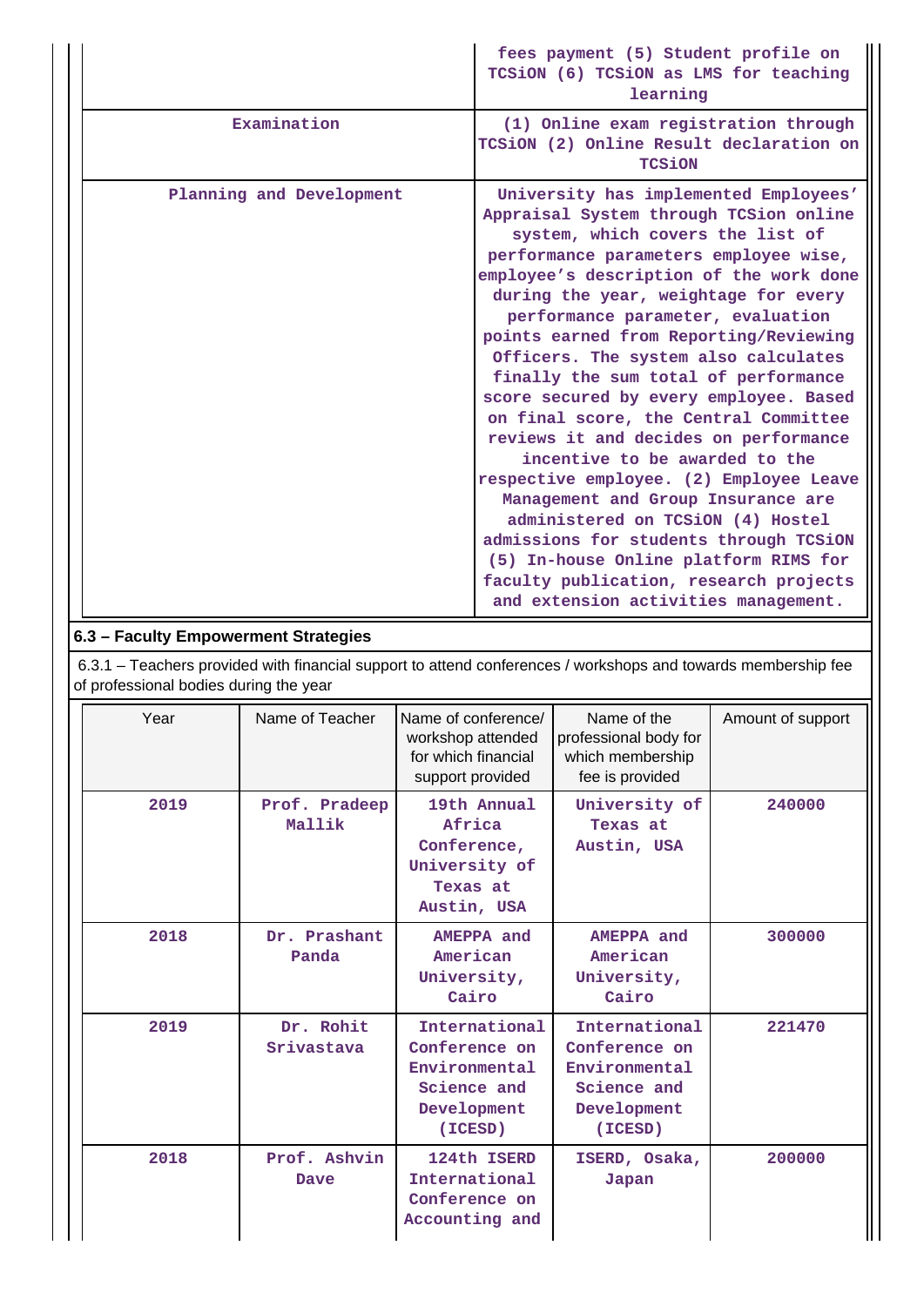| | |
|---|---|
| | fees payment (5) Student profile on TCSiON (6) TCSiON as LMS for teaching learning |
| Examination | (1) Online exam registration through TCSiON (2) Online Result declaration on TCSiON |
| Planning and Development | University has implemented Employees' Appraisal System through TCSion online system, which covers the list of performance parameters employee wise, employee's description of the work done during the year, weightage for every performance parameter, evaluation points earned from Reporting/Reviewing Officers. The system also calculates finally the sum total of performance score secured by every employee. Based on final score, the Central Committee reviews it and decides on performance incentive to be awarded to the respective employee. (2) Employee Leave Management and Group Insurance are administered on TCSiON (4) Hostel admissions for students through TCSiON (5) In-house Online platform RIMS for faculty publication, research projects and extension activities management. |

## 6.3 – Faculty Empowerment Strategies

6.3.1 – Teachers provided with financial support to attend conferences / workshops and towards membership fee of professional bodies during the year

| Year | Name of Teacher | Name of conference/ workshop attended for which financial support provided | Name of the professional body for which membership fee is provided | Amount of support |
|---|---|---|---|---|
| 2019 | Prof. Pradeep Mallik | 19th Annual Africa Conference, University of Texas at Austin, USA | University of Texas at Austin, USA | 240000 |
| 2018 | Dr. Prashant Panda | AMEPPA and American University, Cairo | AMEPPA and American University, Cairo | 300000 |
| 2019 | Dr. Rohit Srivastava | International Conference on Environmental Science and Development (ICESD) | International Conference on Environmental Science and Development (ICESD) | 221470 |
| 2018 | Prof. Ashvin Dave | 124th ISERD International Conference on Accounting and | ISERD, Osaka, Japan | 200000 |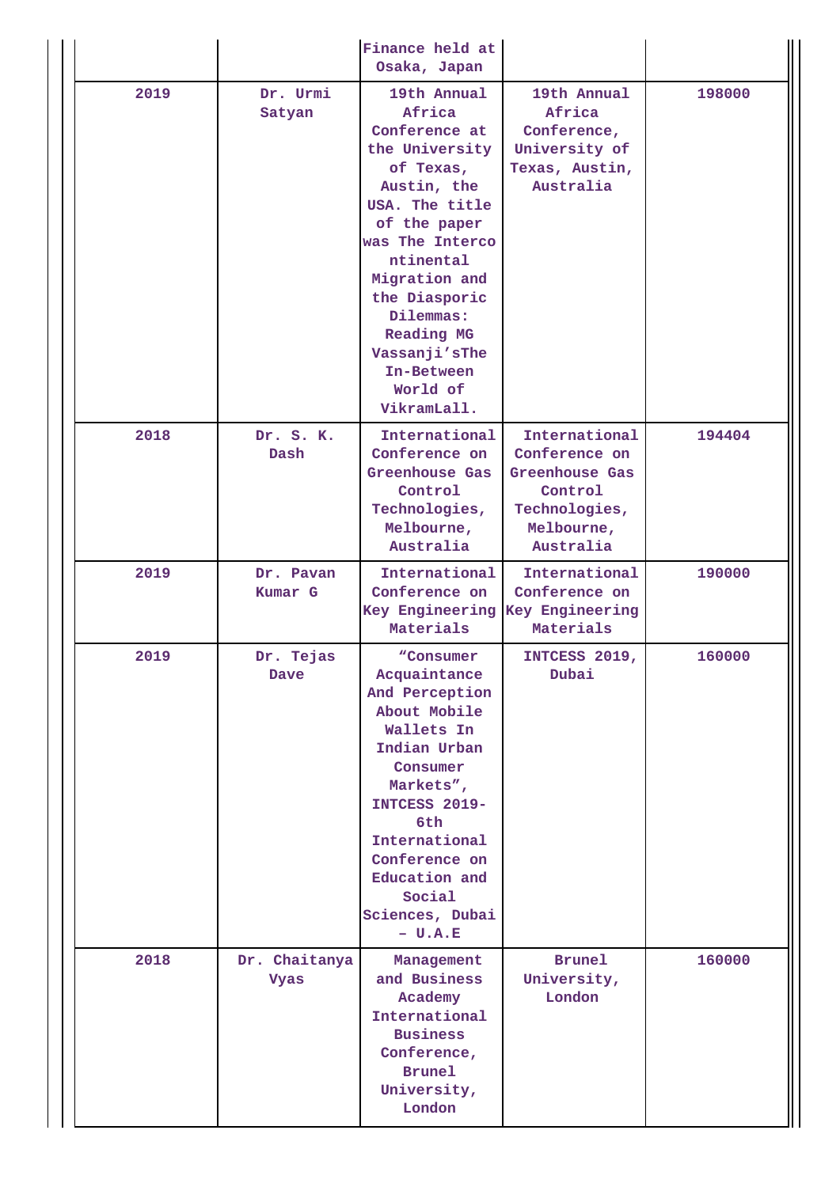| | | Finance held at Osaka, Japan | | |
|---|---|---|---|---|
| 2019 | Dr. Urmi Satyan | 19th Annual Africa Conference at the University of Texas, Austin, the USA. The title of the paper was The Intercontinental Migration and the Diasporic Dilemmas: Reading MG Vassanji'sThe In-Between World of VikramLall. | 19th Annual Africa Conference, University of Texas, Austin, Australia | 198000 |
| 2018 | Dr. S. K. Dash | International Conference on Greenhouse Gas Control Technologies, Melbourne, Australia | International Conference on Greenhouse Gas Control Technologies, Melbourne, Australia | 194404 |
| 2019 | Dr. Pavan Kumar G | International Conference on Key Engineering Materials | International Conference on Key Engineering Materials | 190000 |
| 2019 | Dr. Tejas Dave | "Consumer Acquaintance And Perception About Mobile Wallets In Indian Urban Consumer Markets", INTCESS 2019- 6th International Conference on Education and Social Sciences, Dubai – U.A.E | INTCESS 2019, Dubai | 160000 |
| 2018 | Dr. Chaitanya Vyas | Management and Business Academy International Business Conference, Brunel University, London | Brunel University, London | 160000 |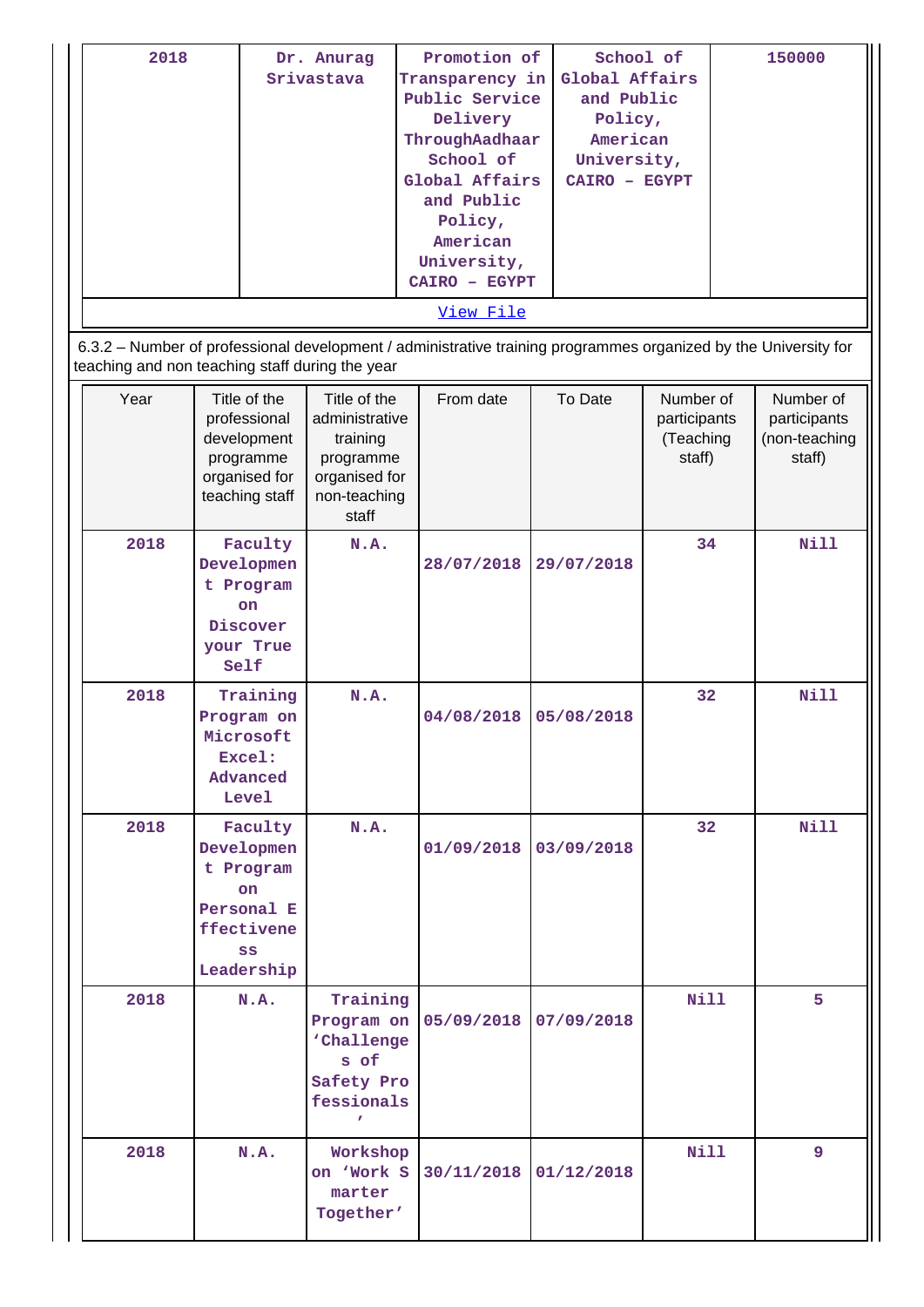| 2018 | Dr. Anurag Srivastava | Promotion of Transparency in Public Service Delivery ThroughAadhaar School of Global Affairs and Public Policy, American University, CAIRO – EGYPT | School of Global Affairs and Public Policy, American University, CAIRO – EGYPT | 150000 |
|---|---|---|---|---|

View File

6.3.2 – Number of professional development / administrative training programmes organized by the University for teaching and non teaching staff during the year

| Year | Title of the professional development programme organised for teaching staff | Title of the administrative training programme organised for non-teaching staff | From date | To Date | Number of participants (Teaching staff) | Number of participants (non-teaching staff) |
|---|---|---|---|---|---|---|
| 2018 | Faculty Development Program on Discover your True Self | N.A. | 28/07/2018 | 29/07/2018 | 34 | Nill |
| 2018 | Training Program on Microsoft Excel: Advanced Level | N.A. | 04/08/2018 | 05/08/2018 | 32 | Nill |
| 2018 | Faculty Development Program on Personal Effectiveness Leadership | N.A. | 01/09/2018 | 03/09/2018 | 32 | Nill |
| 2018 | N.A. | Training Program on 'Challenges of Safety Professionals' | 05/09/2018 | 07/09/2018 | Nill | 5 |
| 2018 | N.A. | Workshop on 'Work Smarter Together' | 30/11/2018 | 01/12/2018 | Nill | 9 |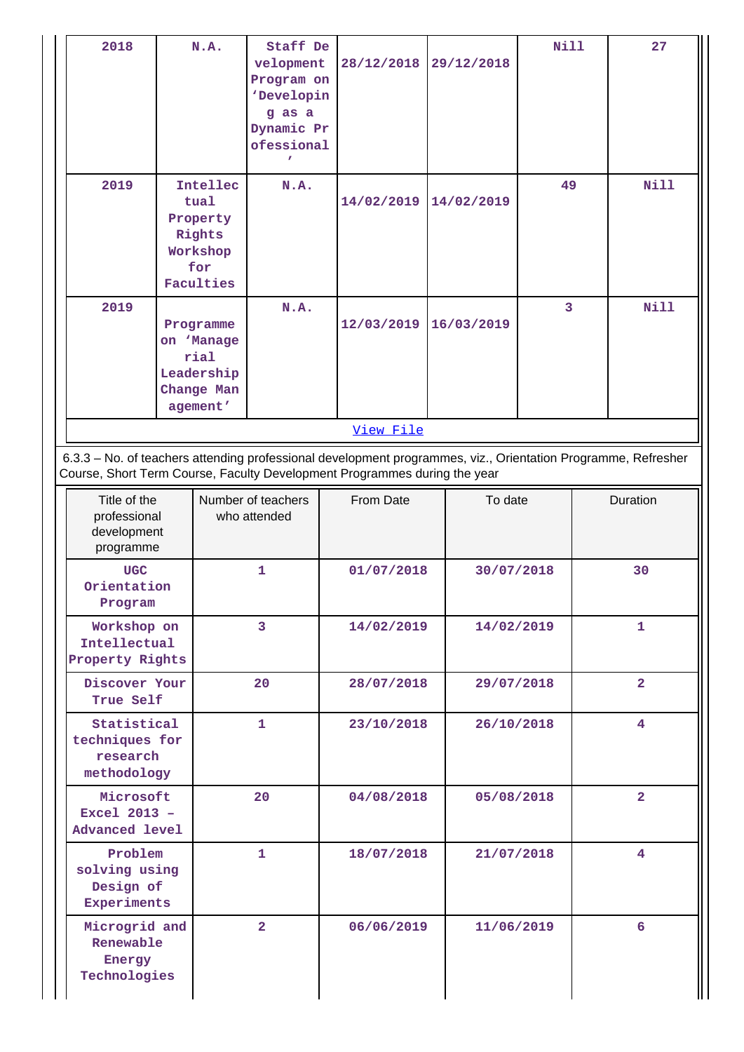| 2018 | N.A. | Staff Development Program on 'Developing as a Dynamic Professional' | 28/12/2018 | 29/12/2018 | Nill | 27 |
|---|---|---|---|---|---|---|
| 2019 | Intellectual Property Rights Workshop for Faculties | N.A. | 14/02/2019 | 14/02/2019 | 49 | Nill |
| 2019 | Programme on 'Managerial Leadership Change Management' | N.A. | 12/03/2019 | 16/03/2019 | 3 | Nill |

[View File](#)

6.3.3 – No. of teachers attending professional development programmes, viz., Orientation Programme, Refresher Course, Short Term Course, Faculty Development Programmes during the year

| Title of the professional development programme | Number of teachers who attended | From Date | To date | Duration |
|---|---|---|---|---|
| UGC Orientation Program | 1 | 01/07/2018 | 30/07/2018 | 30 |
| Workshop on Intellectual Property Rights | 3 | 14/02/2019 | 14/02/2019 | 1 |
| Discover Your True Self | 20 | 28/07/2018 | 29/07/2018 | 2 |
| Statistical techniques for research methodology | 1 | 23/10/2018 | 26/10/2018 | 4 |
| Microsoft Excel 2013 – Advanced level | 20 | 04/08/2018 | 05/08/2018 | 2 |
| Problem solving using Design of Experiments | 1 | 18/07/2018 | 21/07/2018 | 4 |
| Microgrid and Renewable Energy Technologies | 2 | 06/06/2019 | 11/06/2019 | 6 |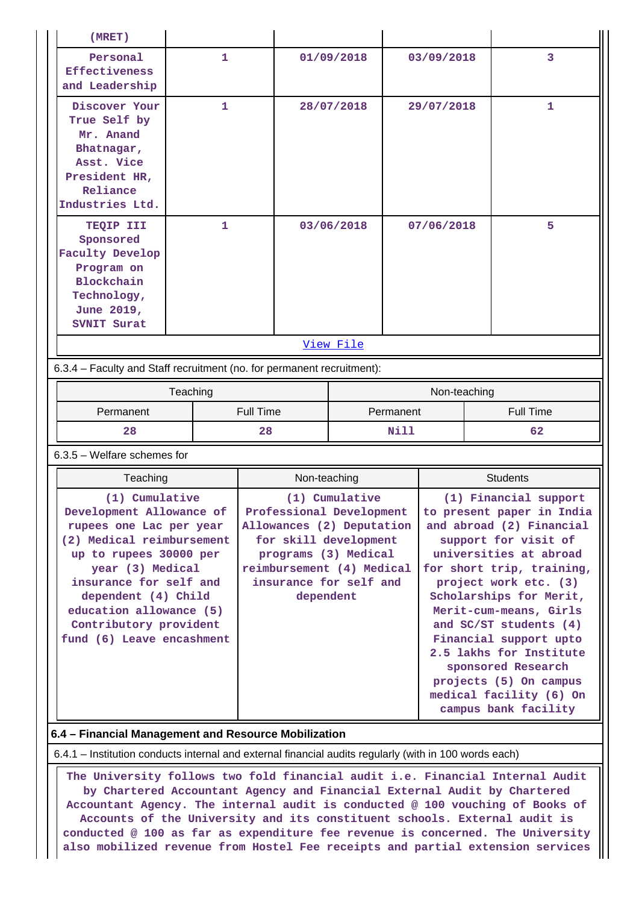| (MRET) | | | | |
|---|---|---|---|---|
| Personal Effectiveness and Leadership | 1 | 01/09/2018 | 03/09/2018 | 3 |
| Discover Your True Self by Mr. Anand Bhatnagar, Asst. Vice President HR, Reliance Industries Ltd. | 1 | 28/07/2018 | 29/07/2018 | 1 |
| TEQIP III Sponsored Faculty Develop Program on Blockchain Technology, June 2019, SVNIT Surat | 1 | 03/06/2018 | 07/06/2018 | 5 |

View File

6.3.4 – Faculty and Staff recruitment (no. for permanent recruitment):

| Teaching | | Non-teaching | |
|---|---|---|---|
| Permanent | Full Time | Permanent | Full Time |
| 28 | 28 | Nill | 62 |

6.3.5 – Welfare schemes for

| Teaching | Non-teaching | Students |
|---|---|---|
| (1) Cumulative Development Allowance of rupees one Lac per year (2) Medical reimbursement up to rupees 30000 per year (3) Medical insurance for self and dependent (4) Child education allowance (5) Contributory provident fund (6) Leave encashment | (1) Cumulative Professional Development Allowances (2) Deputation for skill development programs (3) Medical reimbursement (4) Medical insurance for self and dependent | (1) Financial support to present paper in India and abroad (2) Financial support for visit of universities at abroad for short trip, training, project work etc. (3) Scholarships for Merit, Merit-cum-means, Girls and SC/ST students (4) Financial support upto 2.5 lakhs for Institute sponsored Research projects (5) On campus medical facility (6) On campus bank facility |

**6.4 – Financial Management and Resource Mobilization**

6.4.1 – Institution conducts internal and external financial audits regularly (with in 100 words each)

The University follows two fold financial audit i.e. Financial Internal Audit by Chartered Accountant Agency and Financial External Audit by Chartered Accountant Agency. The internal audit is conducted @ 100 vouching of Books of Accounts of the University and its constituent schools. External audit is conducted @ 100 as far as expenditure fee revenue is concerned. The University also mobilized revenue from Hostel Fee receipts and partial extension services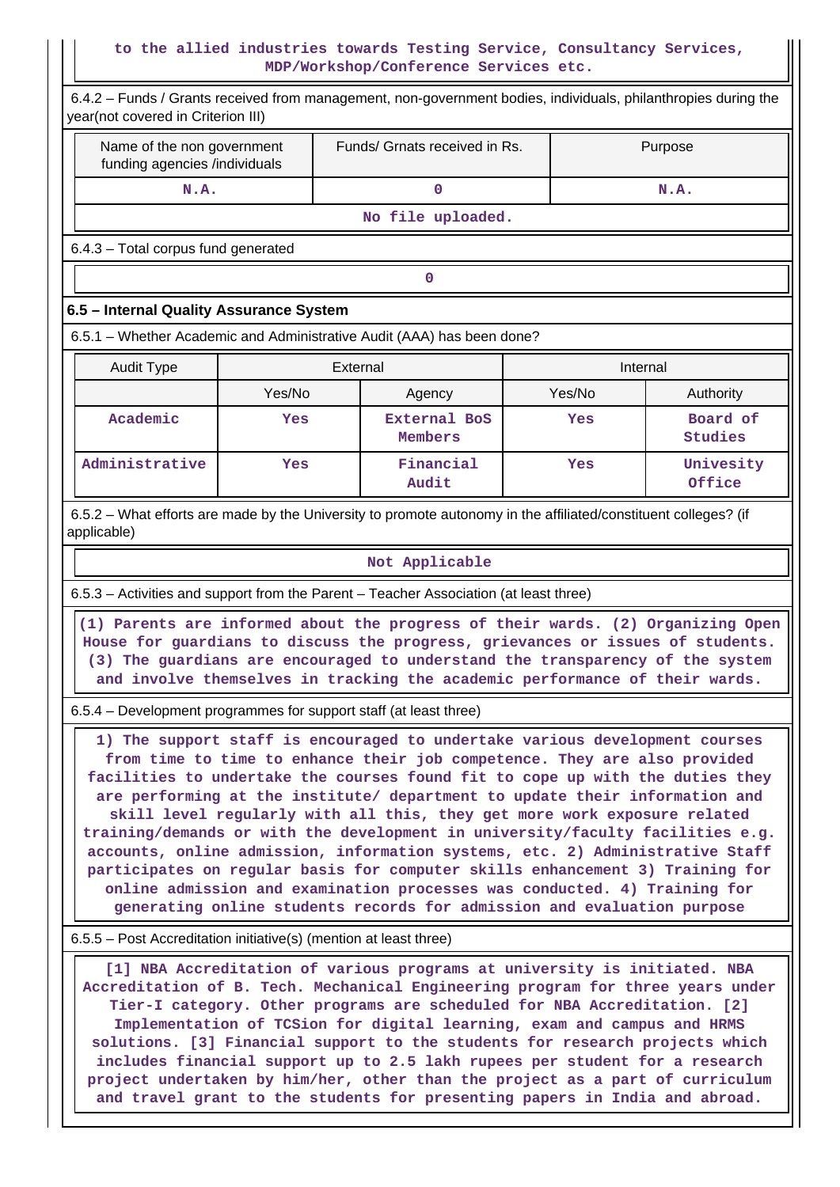to the allied industries towards Testing Service, Consultancy Services, MDP/Workshop/Conference Services etc.

6.4.2 – Funds / Grants received from management, non-government bodies, individuals, philanthropies during the year(not covered in Criterion III)

| Name of the non government funding agencies /individuals | Funds/ Grnats received in Rs. | Purpose |
|---|---|---|
| N.A. | 0 | N.A. |

No file uploaded.

6.4.3 – Total corpus fund generated

0

### 6.5 – Internal Quality Assurance System

6.5.1 – Whether Academic and Administrative Audit (AAA) has been done?

| Audit Type | External | | Internal | |
|---|---|---|---|---|
| | Yes/No | Agency | Yes/No | Authority |
| Academic | Yes | External BoS Members | Yes | Board of Studies |
| Administrative | Yes | Financial Audit | Yes | Univesity Office |

6.5.2 – What efforts are made by the University to promote autonomy in the affiliated/constituent colleges? (if applicable)

Not Applicable

6.5.3 – Activities and support from the Parent – Teacher Association (at least three)

(1) Parents are informed about the progress of their wards. (2) Organizing Open House for guardians to discuss the progress, grievances or issues of students. (3) The guardians are encouraged to understand the transparency of the system and involve themselves in tracking the academic performance of their wards.

6.5.4 – Development programmes for support staff (at least three)

1) The support staff is encouraged to undertake various development courses from time to time to enhance their job competence. They are also provided facilities to undertake the courses found fit to cope up with the duties they are performing at the institute/ department to update their information and skill level regularly with all this, they get more work exposure related training/demands or with the development in university/faculty facilities e.g. accounts, online admission, information systems, etc. 2) Administrative Staff participates on regular basis for computer skills enhancement 3) Training for online admission and examination processes was conducted. 4) Training for generating online students records for admission and evaluation purpose

6.5.5 – Post Accreditation initiative(s) (mention at least three)

[1] NBA Accreditation of various programs at university is initiated. NBA Accreditation of B. Tech. Mechanical Engineering program for three years under Tier-I category. Other programs are scheduled for NBA Accreditation. [2] Implementation of TCSion for digital learning, exam and campus and HRMS solutions. [3] Financial support to the students for research projects which includes financial support up to 2.5 lakh rupees per student for a research project undertaken by him/her, other than the project as a part of curriculum and travel grant to the students for presenting papers in India and abroad.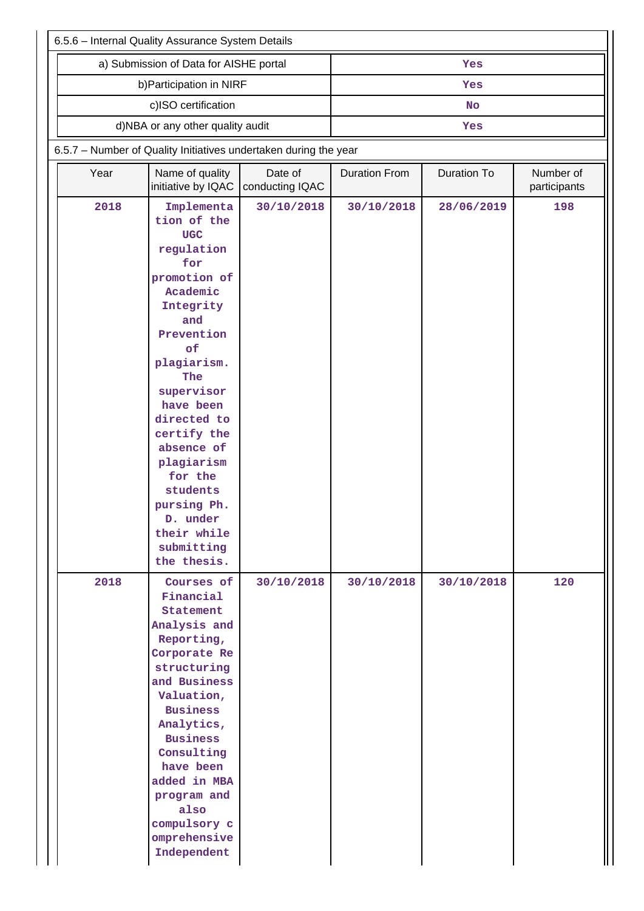6.5.6 – Internal Quality Assurance System Details

| a) Submission of Data for AISHE portal | Yes |
|---|---|
| b)Participation in NIRF | Yes |
| c)ISO certification | No |
| d)NBA or any other quality audit | Yes |

6.5.7 – Number of Quality Initiatives undertaken during the year

| Year | Name of quality initiative by IQAC | Date of conducting IQAC | Duration From | Duration To | Number of participants |
|---|---|---|---|---|---|
| 2018 | Implementation of the UGC regulation for promotion of Academic Integrity and Prevention of plagiarism. The supervisor have been directed to certify the absence of plagiarism for the students pursing Ph. D. under their while submitting the thesis. | 30/10/2018 | 30/10/2018 | 28/06/2019 | 198 |
| 2018 | Courses of Financial Statement Analysis and Reporting, Corporate Restructuring and Business Valuation, Business Analytics, Business Consulting have been added in MBA program and also compulsory comprehensive Independent | 30/10/2018 | 30/10/2018 | 30/10/2018 | 120 |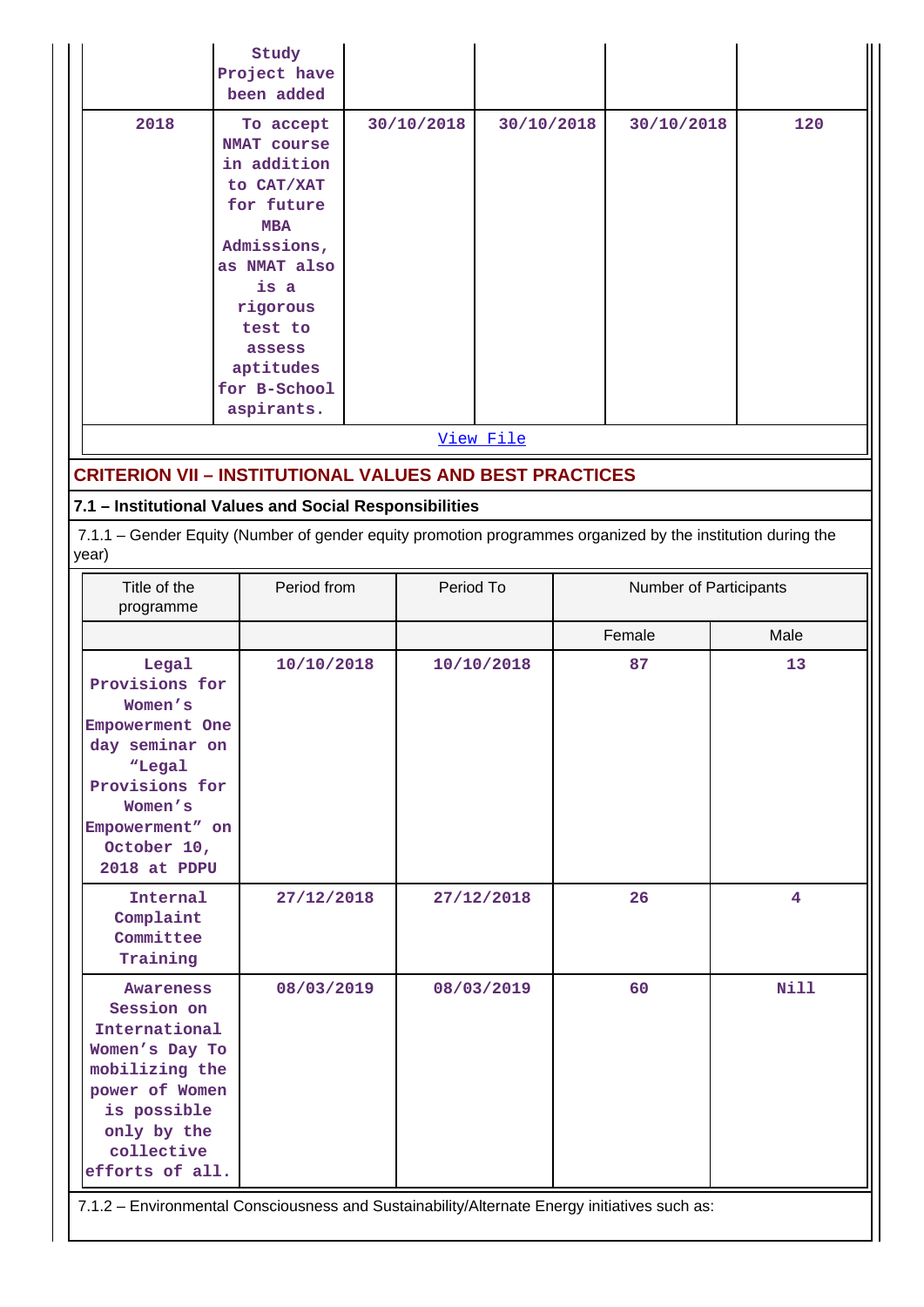| | Study Project have been added | | | | |
|---|---|---|---|---|---|
| 2018 | To accept NMAT course in addition to CAT/XAT for future MBA Admissions, as NMAT also is a rigorous test to assess aptitudes for B-School aspirants. | 30/10/2018 | 30/10/2018 | 30/10/2018 | 120 |

View File

## CRITERION VII – INSTITUTIONAL VALUES AND BEST PRACTICES

### 7.1 – Institutional Values and Social Responsibilities

7.1.1 – Gender Equity (Number of gender equity promotion programmes organized by the institution during the year)

| Title of the programme | Period from | Period To | Number of Participants | |
|---|---|---|---|---|
| | | | Female | Male |
| Legal Provisions for Women's Empowerment One day seminar on "Legal Provisions for Women's Empowerment" on October 10, 2018 at PDPU | 10/10/2018 | 10/10/2018 | 87 | 13 |
| Internal Complaint Committee Training | 27/12/2018 | 27/12/2018 | 26 | 4 |
| Awareness Session on International Women's Day To mobilizing the power of Women is possible only by the collective efforts of all. | 08/03/2019 | 08/03/2019 | 60 | Nill |

7.1.2 – Environmental Consciousness and Sustainability/Alternate Energy initiatives such as: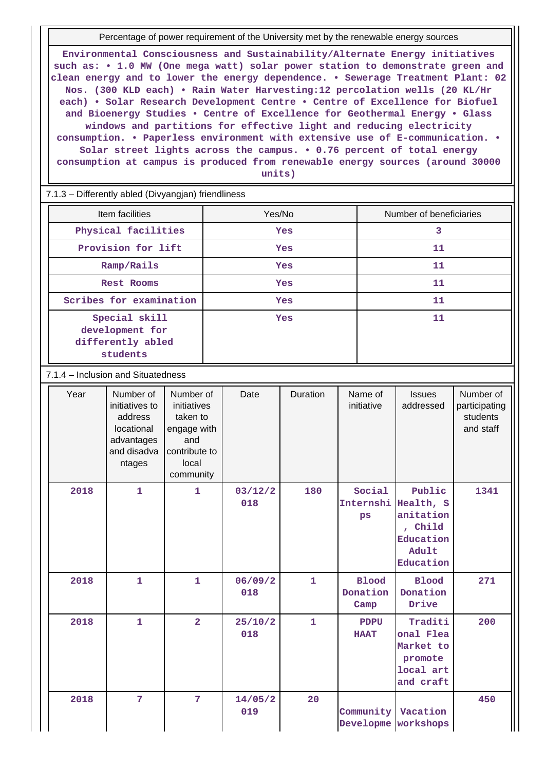| Percentage of power requirement of the University met by the renewable energy sources |
|---|
| Environmental Consciousness and Sustainability/Alternate Energy initiatives such as: • 1.0 MW (One mega watt) solar power station to demonstrate green and clean energy and to lower the energy dependence. • Sewerage Treatment Plant: 02 Nos. (300 KLD each) • Rain Water Harvesting:12 percolation wells (20 KL/Hr each) • Solar Research Development Centre • Centre of Excellence for Biofuel and Bioenergy Studies • Centre of Excellence for Geothermal Energy • Glass windows and partitions for effective light and reducing electricity consumption. • Paperless environment with extensive use of E-communication. • Solar street lights across the campus. • 0.76 percent of total energy consumption at campus is produced from renewable energy sources (around 30000 units) |

7.1.3 – Differently abled (Divyangjan) friendliness

| Item facilities | Yes/No | Number of beneficiaries |
|---|---|---|
| Physical facilities | Yes | 3 |
| Provision for lift | Yes | 11 |
| Ramp/Rails | Yes | 11 |
| Rest Rooms | Yes | 11 |
| Scribes for examination | Yes | 11 |
| Special skill development for differently abled students | Yes | 11 |

7.1.4 – Inclusion and Situatedness

| Year | Number of initiatives to address locational advantages and disadvantages | Number of initiatives taken to engage with and contribute to local community | Date | Duration | Name of initiative | Issues addressed | Number of participating students and staff |
|---|---|---|---|---|---|---|---|
| 2018 | 1 | 1 | 03/12/2018 | 180 | Social Internships | Public Health, Sanitation, Child Education Adult Education | 1341 |
| 2018 | 1 | 1 | 06/09/2018 | 1 | Blood Donation Camp | Blood Donation Drive | 271 |
| 2018 | 1 | 2 | 25/10/2018 | 1 | PDPU HAAT | Traditional Flea Market to promote local art and craft | 200 |
| 2018 | 7 | 7 | 14/05/2019 | 20 | Community Developme | Vacation workshops | 450 |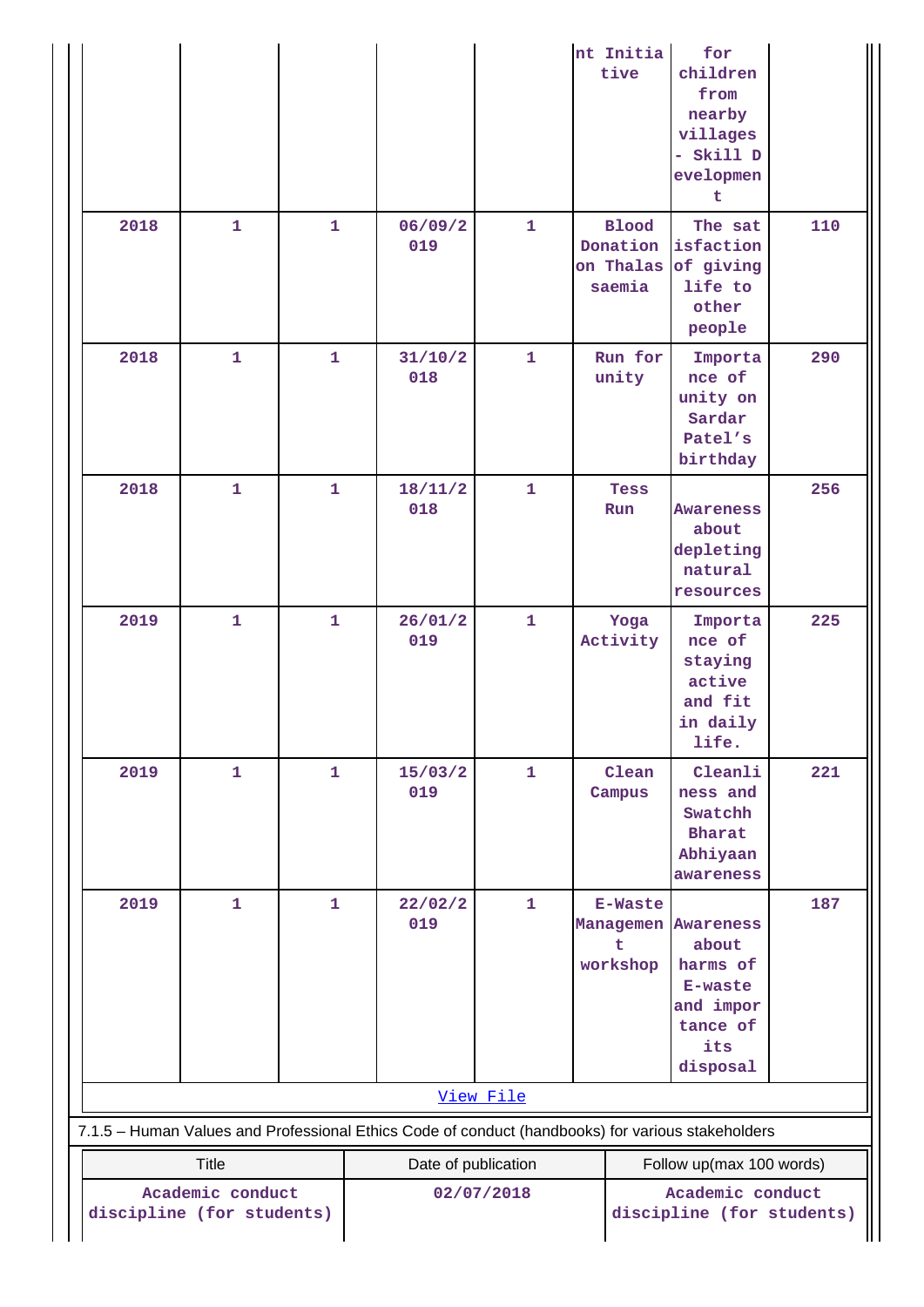| | | | | | | | |
|---|---|---|---|---|---|---|---|
| | | | | | nt Initiative | for children from nearby villages - Skill Development | |
| 2018 | 1 | 1 | 06/09/2019 | 1 | Blood Donation on Thalassaemia | The satisfaction of giving life to other people | 110 |
| 2018 | 1 | 1 | 31/10/2018 | 1 | Run for unity | Importance of unity on Sardar Patel's birthday | 290 |
| 2018 | 1 | 1 | 18/11/2018 | 1 | Tess Run | Awareness about depleting natural resources | 256 |
| 2019 | 1 | 1 | 26/01/2019 | 1 | Yoga Activity | Importance of staying active and fit in daily life. | 225 |
| 2019 | 1 | 1 | 15/03/2019 | 1 | Clean Campus | Cleanliness and Swatchh Bharat Abhiyaan awareness | 221 |
| 2019 | 1 | 1 | 22/02/2019 | 1 | E-Waste Management workshop | Awareness about harms of E-waste and importance of its disposal | 187 |

View File

7.1.5 – Human Values and Professional Ethics Code of conduct (handbooks) for various stakeholders

| Title | Date of publication | Follow up(max 100 words) |
|---|---|---|
| Academic conduct discipline (for students) | 02/07/2018 | Academic conduct discipline (for students) |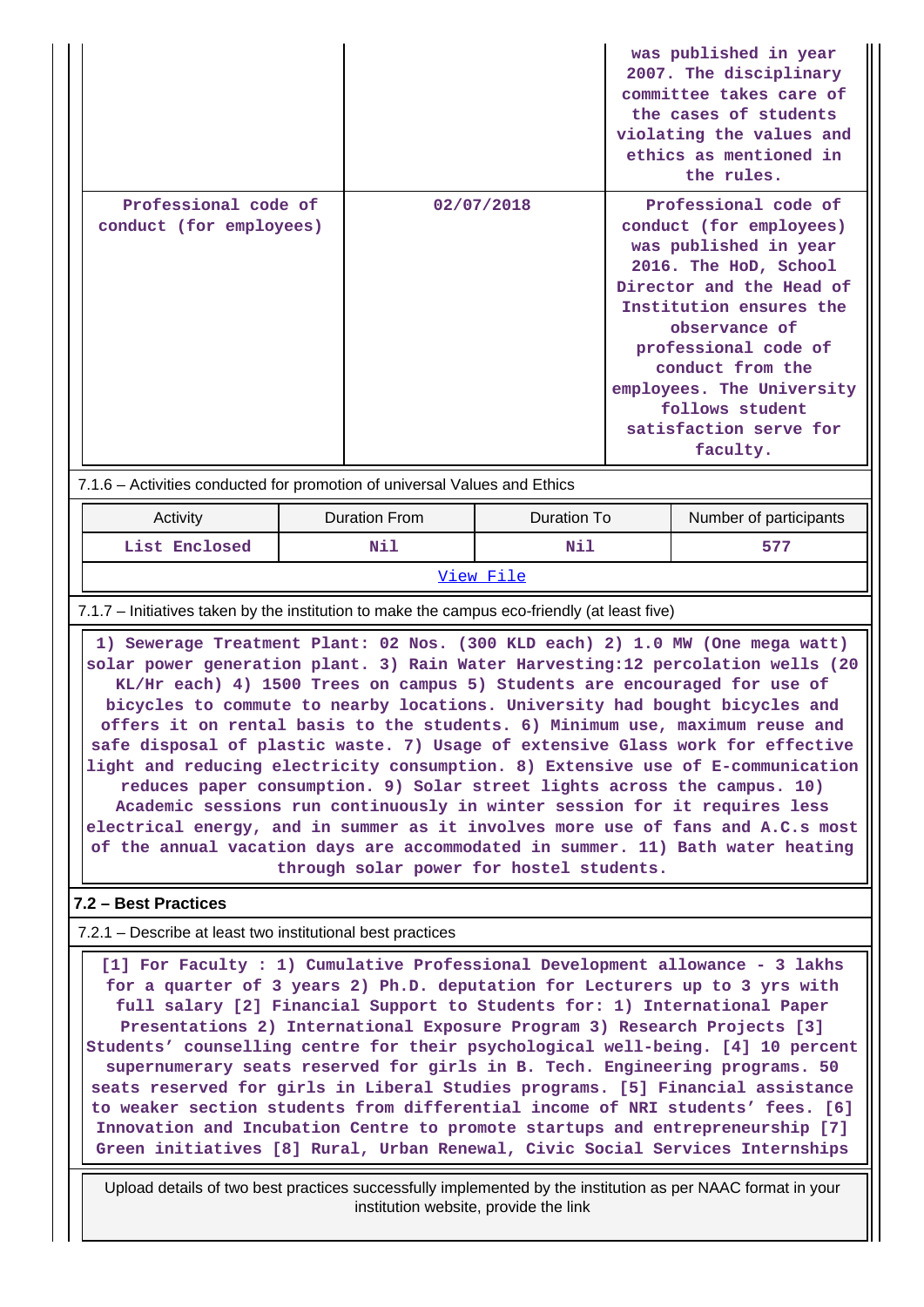| | | was published in year 2007. The disciplinary committee takes care of the cases of students violating the values and ethics as mentioned in the rules. |
|---|---|---|
| Professional code of conduct (for employees) | 02/07/2018 | Professional code of conduct (for employees) was published in year 2016. The HoD, School Director and the Head of Institution ensures the observance of professional code of conduct from the employees. The University follows student satisfaction serve for faculty. |

7.1.6 – Activities conducted for promotion of universal Values and Ethics

| Activity | Duration From | Duration To | Number of participants |
|---|---|---|---|
| List Enclosed | Nil | Nil | 577 |

View File

7.1.7 – Initiatives taken by the institution to make the campus eco-friendly (at least five)

1) Sewerage Treatment Plant: 02 Nos. (300 KLD each) 2) 1.0 MW (One mega watt) solar power generation plant. 3) Rain Water Harvesting:12 percolation wells (20 KL/Hr each) 4) 1500 Trees on campus 5) Students are encouraged for use of bicycles to commute to nearby locations. University had bought bicycles and offers it on rental basis to the students. 6) Minimum use, maximum reuse and safe disposal of plastic waste. 7) Usage of extensive Glass work for effective light and reducing electricity consumption. 8) Extensive use of E-communication reduces paper consumption. 9) Solar street lights across the campus. 10) Academic sessions run continuously in winter session for it requires less electrical energy, and in summer as it involves more use of fans and A.C.s most of the annual vacation days are accommodated in summer. 11) Bath water heating through solar power for hostel students.

## 7.2 – Best Practices

7.2.1 – Describe at least two institutional best practices

[1] For Faculty : 1) Cumulative Professional Development allowance - 3 lakhs for a quarter of 3 years 2) Ph.D. deputation for Lecturers up to 3 yrs with full salary [2] Financial Support to Students for: 1) International Paper Presentations 2) International Exposure Program 3) Research Projects [3] Students' counselling centre for their psychological well-being. [4] 10 percent supernumerary seats reserved for girls in B. Tech. Engineering programs. 50 seats reserved for girls in Liberal Studies programs. [5] Financial assistance to weaker section students from differential income of NRI students' fees. [6] Innovation and Incubation Centre to promote startups and entrepreneurship [7] Green initiatives [8] Rural, Urban Renewal, Civic Social Services Internships

Upload details of two best practices successfully implemented by the institution as per NAAC format in your institution website, provide the link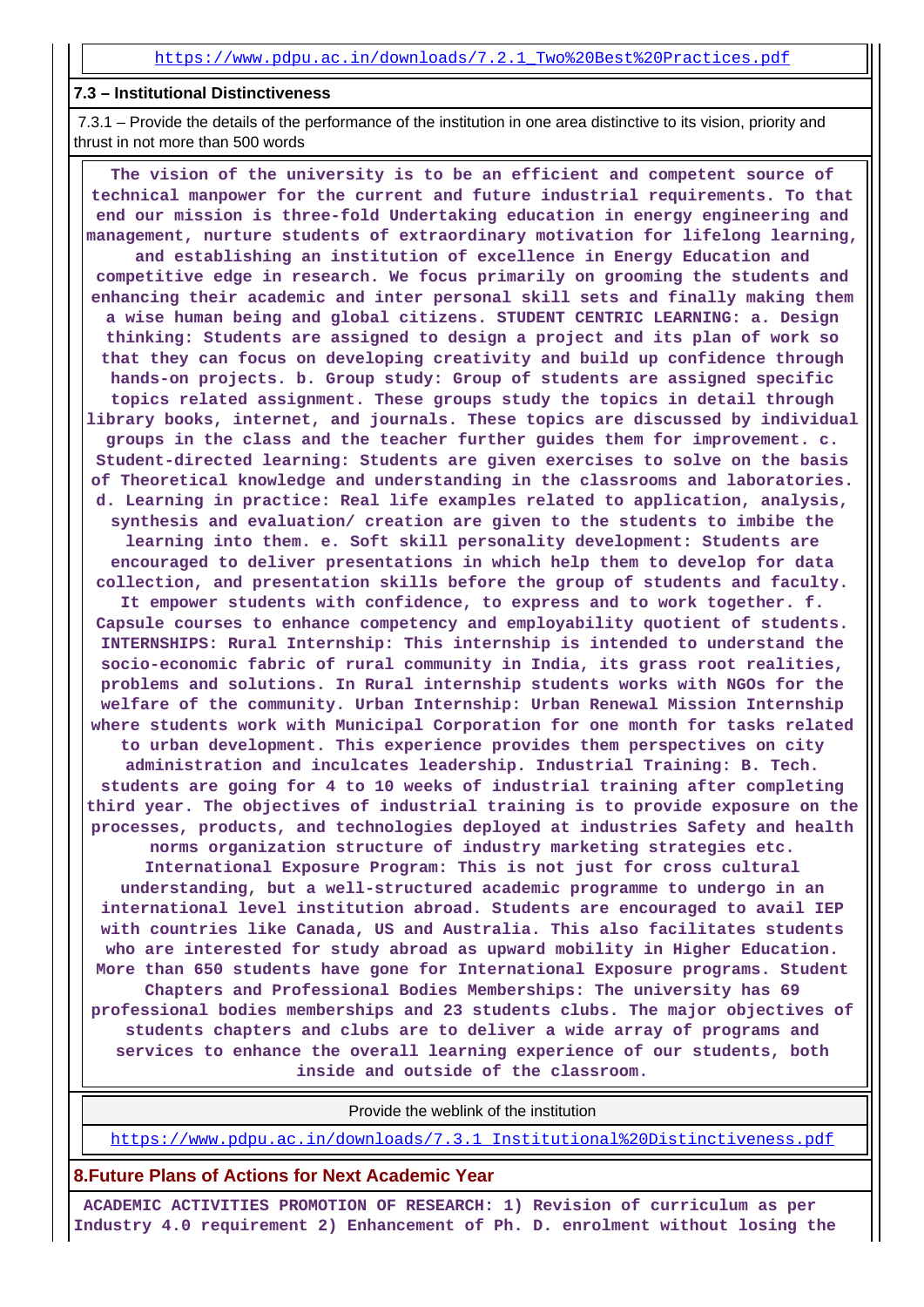https://www.pdpu.ac.in/downloads/7.2.1_Two%20Best%20Practices.pdf

**7.3 – Institutional Distinctiveness**

7.3.1 – Provide the details of the performance of the institution in one area distinctive to its vision, priority and thrust in not more than 500 words

**The vision of the university is to be an efficient and competent source of technical manpower for the current and future industrial requirements. To that end our mission is three-fold Undertaking education in energy engineering and management, nurture students of extraordinary motivation for lifelong learning, and establishing an institution of excellence in Energy Education and competitive edge in research. We focus primarily on grooming the students and enhancing their academic and inter personal skill sets and finally making them a wise human being and global citizens. STUDENT CENTRIC LEARNING: a. Design thinking: Students are assigned to design a project and its plan of work so that they can focus on developing creativity and build up confidence through hands-on projects. b. Group study: Group of students are assigned specific topics related assignment. These groups study the topics in detail through library books, internet, and journals. These topics are discussed by individual groups in the class and the teacher further guides them for improvement. c. Student-directed learning: Students are given exercises to solve on the basis of Theoretical knowledge and understanding in the classrooms and laboratories. d. Learning in practice: Real life examples related to application, analysis, synthesis and evaluation/ creation are given to the students to imbibe the learning into them. e. Soft skill personality development: Students are encouraged to deliver presentations in which help them to develop for data collection, and presentation skills before the group of students and faculty. It empower students with confidence, to express and to work together. f. Capsule courses to enhance competency and employability quotient of students. INTERNSHIPS: Rural Internship: This internship is intended to understand the socio-economic fabric of rural community in India, its grass root realities, problems and solutions. In Rural internship students works with NGOs for the welfare of the community. Urban Internship: Urban Renewal Mission Internship where students work with Municipal Corporation for one month for tasks related to urban development. This experience provides them perspectives on city administration and inculcates leadership. Industrial Training: B. Tech. students are going for 4 to 10 weeks of industrial training after completing third year. The objectives of industrial training is to provide exposure on the processes, products, and technologies deployed at industries Safety and health norms organization structure of industry marketing strategies etc. International Exposure Program: This is not just for cross cultural understanding, but a well-structured academic programme to undergo in an international level institution abroad. Students are encouraged to avail IEP with countries like Canada, US and Australia. This also facilitates students who are interested for study abroad as upward mobility in Higher Education. More than 650 students have gone for International Exposure programs. Student Chapters and Professional Bodies Memberships: The university has 69 professional bodies memberships and 23 students clubs. The major objectives of students chapters and clubs are to deliver a wide array of programs and services to enhance the overall learning experience of our students, both inside and outside of the classroom.**

| Provide the weblink of the institution |
|---|
| https://www.pdpu.ac.in/downloads/7.3.1_Institutional%20Distinctiveness.pdf |

## 8.Future Plans of Actions for Next Academic Year

**ACADEMIC ACTIVITIES PROMOTION OF RESEARCH: 1) Revision of curriculum as per Industry 4.0 requirement 2) Enhancement of Ph. D. enrolment without losing the**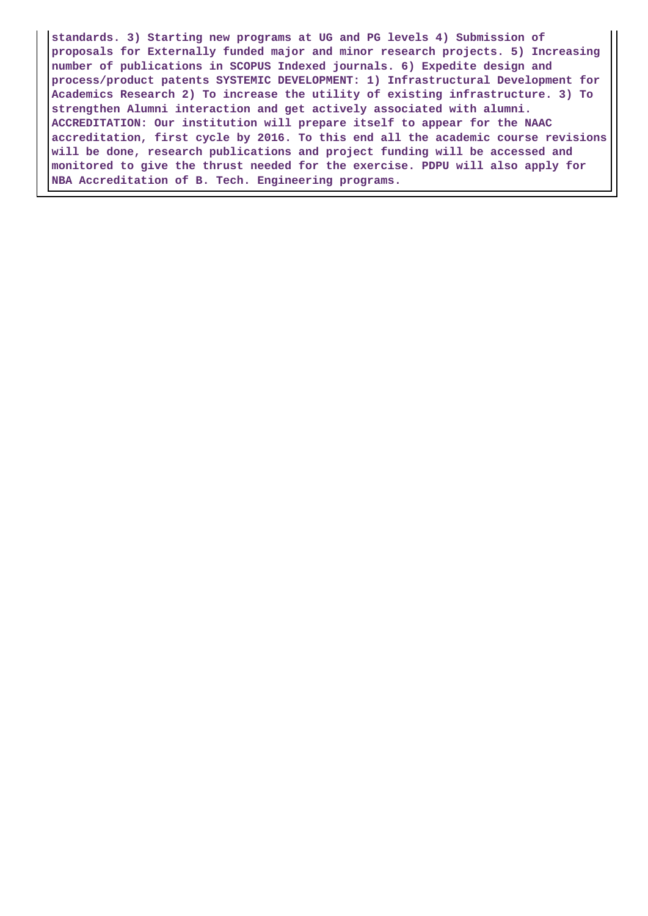**standards. 3) Starting new programs at UG and PG levels 4) Submission of proposals for Externally funded major and minor research projects. 5) Increasing number of publications in SCOPUS Indexed journals. 6) Expedite design and process/product patents SYSTEMIC DEVELOPMENT: 1) Infrastructural Development for Academics Research 2) To increase the utility of existing infrastructure. 3) To strengthen Alumni interaction and get actively associated with alumni. ACCREDITATION: Our institution will prepare itself to appear for the NAAC accreditation, first cycle by 2016. To this end all the academic course revisions will be done, research publications and project funding will be accessed and monitored to give the thrust needed for the exercise. PDPU will also apply for NBA Accreditation of B. Tech. Engineering programs.**